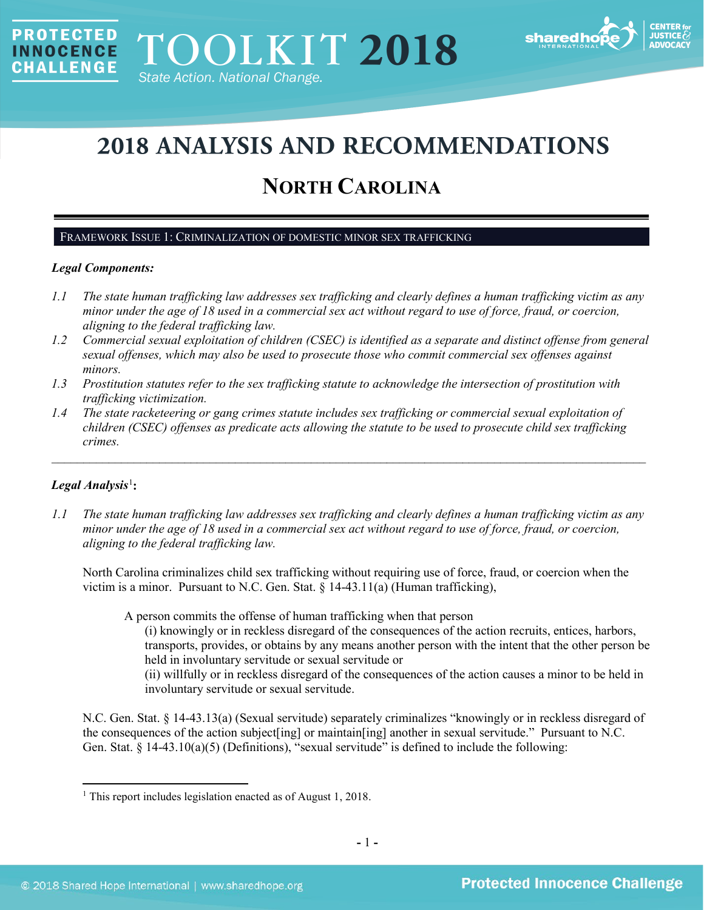# 2018 ANALYSIS AND RECOMMENDATIONS

## NORTH CAROLINA

### FRAMEWORK ISSUE 1: CRIMINALIZATION OF DOMESTIC MINOR SEX TRAFFICKING

***Legal Components:***

*1.1 The state human trafficking law addresses sex trafficking and clearly defines a human trafficking victim as any minor under the age of 18 used in a commercial sex act without regard to use of force, fraud, or coercion, aligning to the federal trafficking law.*

*1.2 Commercial sexual exploitation of children (CSEC) is identified as a separate and distinct offense from general sexual offenses, which may also be used to prosecute those who commit commercial sex offenses against minors.*

*1.3 Prostitution statutes refer to the sex trafficking statute to acknowledge the intersection of prostitution with trafficking victimization.*

*1.4 The state racketeering or gang crimes statute includes sex trafficking or commercial sexual exploitation of children (CSEC) offenses as predicate acts allowing the statute to be used to prosecute child sex trafficking crimes.*

---

***Legal Analysis***[1]**:**

*1.1 The state human trafficking law addresses sex trafficking and clearly defines a human trafficking victim as any minor under the age of 18 used in a commercial sex act without regard to use of force, fraud, or coercion, aligning to the federal trafficking law.*

North Carolina criminalizes child sex trafficking without requiring use of force, fraud, or coercion when the victim is a minor. Pursuant to N.C. Gen. Stat. § 14-43.11(a) (Human trafficking),

> A person commits the offense of human trafficking when that person
> (i) knowingly or in reckless disregard of the consequences of the action recruits, entices, harbors, transports, provides, or obtains by any means another person with the intent that the other person be held in involuntary servitude or sexual servitude or
> (ii) willfully or in reckless disregard of the consequences of the action causes a minor to be held in involuntary servitude or sexual servitude.

N.C. Gen. Stat. § 14-43.13(a) (Sexual servitude) separately criminalizes "knowingly or in reckless disregard of the consequences of the action subject[ing] or maintain[ing] another in sexual servitude." Pursuant to N.C. Gen. Stat. § 14-43.10(a)(5) (Definitions), "sexual servitude" is defined to include the following:

[1] This report includes legislation enacted as of August 1, 2018.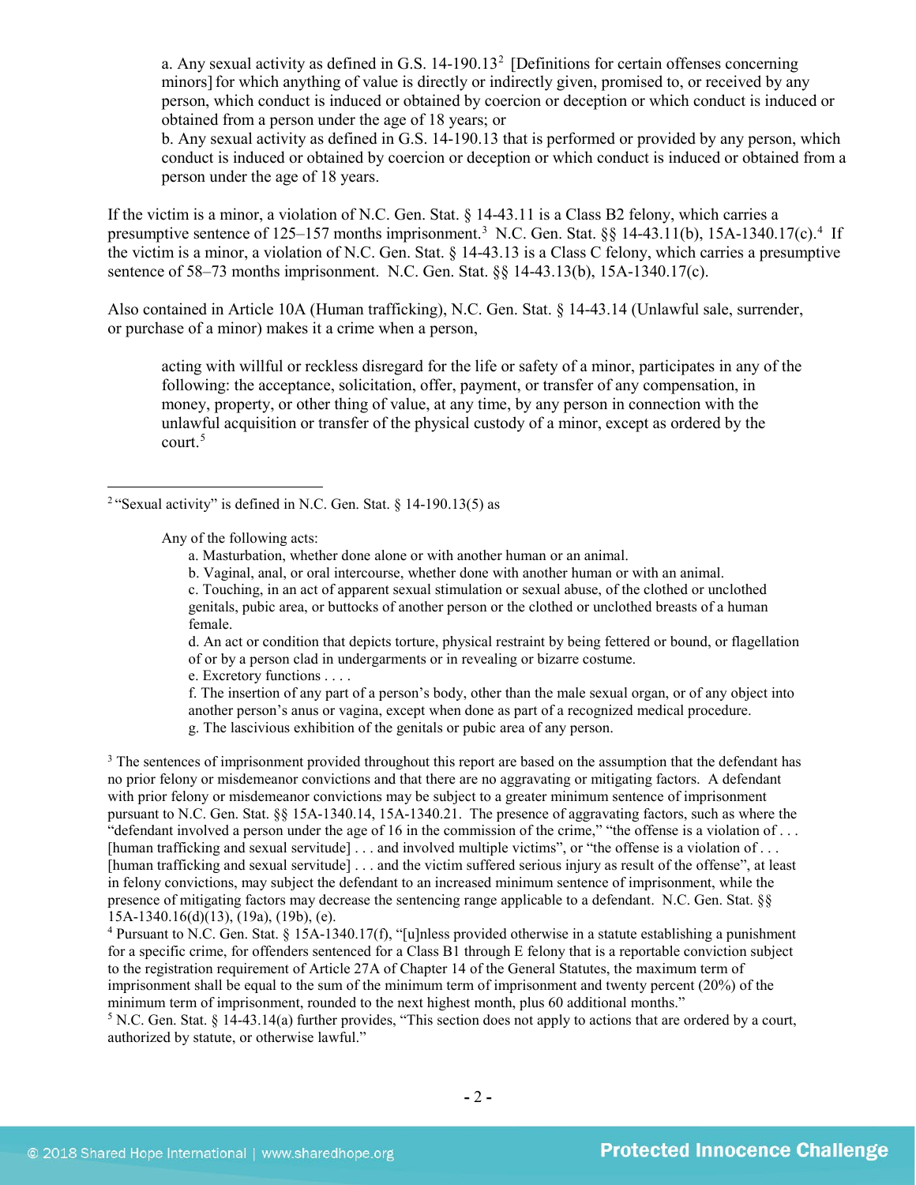> a. Any sexual activity as defined in G.S. 14-190.13[2] [Definitions for certain offenses concerning minors] for which anything of value is directly or indirectly given, promised to, or received by any person, which conduct is induced or obtained by coercion or deception or which conduct is induced or obtained from a person under the age of 18 years; or
> b. Any sexual activity as defined in G.S. 14-190.13 that is performed or provided by any person, which conduct is induced or obtained by coercion or deception or which conduct is induced or obtained from a person under the age of 18 years.

If the victim is a minor, a violation of N.C. Gen. Stat. § 14-43.11 is a Class B2 felony, which carries a presumptive sentence of 125–157 months imprisonment.[3] N.C. Gen. Stat. §§ 14-43.11(b), 15A-1340.17(c).[4] If the victim is a minor, a violation of N.C. Gen. Stat. § 14-43.13 is a Class C felony, which carries a presumptive sentence of 58–73 months imprisonment. N.C. Gen. Stat. §§ 14-43.13(b), 15A-1340.17(c).

Also contained in Article 10A (Human trafficking), N.C. Gen. Stat. § 14-43.14 (Unlawful sale, surrender, or purchase of a minor) makes it a crime when a person,

> acting with willful or reckless disregard for the life or safety of a minor, participates in any of the following: the acceptance, solicitation, offer, payment, or transfer of any compensation, in money, property, or other thing of value, at any time, by any person in connection with the unlawful acquisition or transfer of the physical custody of a minor, except as ordered by the court.[5]

---

[2] "Sexual activity" is defined in N.C. Gen. Stat. § 14-190.13(5) as

> Any of the following acts:
> a. Masturbation, whether done alone or with another human or an animal.
> b. Vaginal, anal, or oral intercourse, whether done with another human or with an animal.
> c. Touching, in an act of apparent sexual stimulation or sexual abuse, of the clothed or unclothed genitals, pubic area, or buttocks of another person or the clothed or unclothed breasts of a human female.
> d. An act or condition that depicts torture, physical restraint by being fettered or bound, or flagellation of or by a person clad in undergarments or in revealing or bizarre costume.
> e. Excretory functions . . . .
> f. The insertion of any part of a person's body, other than the male sexual organ, or of any object into another person's anus or vagina, except when done as part of a recognized medical procedure.
> g. The lascivious exhibition of the genitals or pubic area of any person.

[3] The sentences of imprisonment provided throughout this report are based on the assumption that the defendant has no prior felony or misdemeanor convictions and that there are no aggravating or mitigating factors. A defendant with prior felony or misdemeanor convictions may be subject to a greater minimum sentence of imprisonment pursuant to N.C. Gen. Stat. §§ 15A-1340.14, 15A-1340.21. The presence of aggravating factors, such as where the "defendant involved a person under the age of 16 in the commission of the crime," "the offense is a violation of . . . [human trafficking and sexual servitude] . . . and involved multiple victims", or "the offense is a violation of . . . [human trafficking and sexual servitude] . . . and the victim suffered serious injury as result of the offense", at least in felony convictions, may subject the defendant to an increased minimum sentence of imprisonment, while the presence of mitigating factors may decrease the sentencing range applicable to a defendant. N.C. Gen. Stat. §§ 15A-1340.16(d)(13), (19a), (19b), (e).

[4] Pursuant to N.C. Gen. Stat. § 15A-1340.17(f), "[u]nless provided otherwise in a statute establishing a punishment for a specific crime, for offenders sentenced for a Class B1 through E felony that is a reportable conviction subject to the registration requirement of Article 27A of Chapter 14 of the General Statutes, the maximum term of imprisonment shall be equal to the sum of the minimum term of imprisonment and twenty percent (20%) of the minimum term of imprisonment, rounded to the next highest month, plus 60 additional months."

[5] N.C. Gen. Stat. § 14-43.14(a) further provides, "This section does not apply to actions that are ordered by a court, authorized by statute, or otherwise lawful."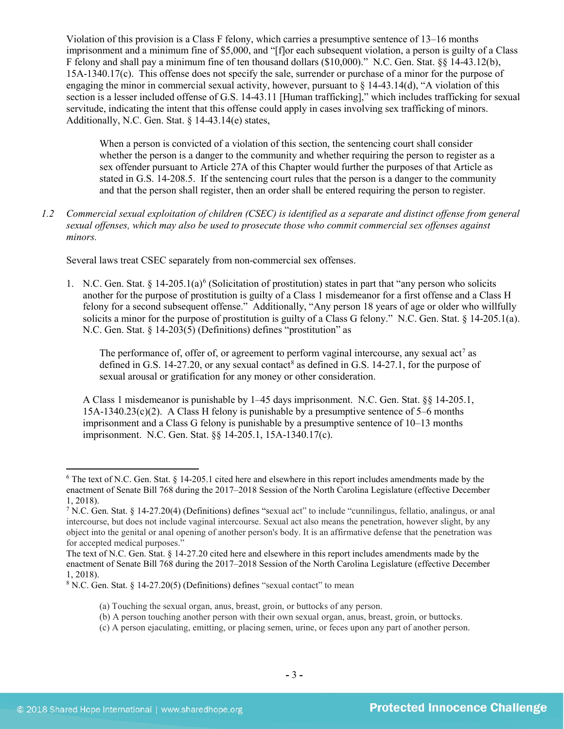Violation of this provision is a Class F felony, which carries a presumptive sentence of 13–16 months imprisonment and a minimum fine of $5,000, and "[f]or each subsequent violation, a person is guilty of a Class F felony and shall pay a minimum fine of ten thousand dollars ($10,000)." N.C. Gen. Stat. §§ 14-43.12(b), 15A-1340.17(c). This offense does not specify the sale, surrender or purchase of a minor for the purpose of engaging the minor in commercial sexual activity, however, pursuant to § 14-43.14(d), "A violation of this section is a lesser included offense of G.S. 14-43.11 [Human trafficking]," which includes trafficking for sexual servitude, indicating the intent that this offense could apply in cases involving sex trafficking of minors. Additionally, N.C. Gen. Stat. § 14-43.14(e) states,

> When a person is convicted of a violation of this section, the sentencing court shall consider whether the person is a danger to the community and whether requiring the person to register as a sex offender pursuant to Article 27A of this Chapter would further the purposes of that Article as stated in G.S. 14-208.5. If the sentencing court rules that the person is a danger to the community and that the person shall register, then an order shall be entered requiring the person to register.

1.2 *Commercial sexual exploitation of children (CSEC) is identified as a separate and distinct offense from general sexual offenses, which may also be used to prosecute those who commit commercial sex offenses against minors.*

Several laws treat CSEC separately from non-commercial sex offenses.

1. N.C. Gen. Stat. § 14-205.1(a)[6] (Solicitation of prostitution) states in part that "any person who solicits another for the purpose of prostitution is guilty of a Class 1 misdemeanor for a first offense and a Class H felony for a second subsequent offense." Additionally, "Any person 18 years of age or older who willfully solicits a minor for the purpose of prostitution is guilty of a Class G felony." N.C. Gen. Stat. § 14-205.1(a). N.C. Gen. Stat. § 14-203(5) (Definitions) defines "prostitution" as

   > The performance of, offer of, or agreement to perform vaginal intercourse, any sexual act[7] as defined in G.S. 14-27.20, or any sexual contact[8] as defined in G.S. 14-27.1, for the purpose of sexual arousal or gratification for any money or other consideration.

   A Class 1 misdemeanor is punishable by 1–45 days imprisonment. N.C. Gen. Stat. §§ 14-205.1, 15A-1340.23(c)(2). A Class H felony is punishable by a presumptive sentence of 5–6 months imprisonment and a Class G felony is punishable by a presumptive sentence of 10–13 months imprisonment. N.C. Gen. Stat. §§ 14-205.1, 15A-1340.17(c).

---

[6] The text of N.C. Gen. Stat. § 14-205.1 cited here and elsewhere in this report includes amendments made by the enactment of Senate Bill 768 during the 2017–2018 Session of the North Carolina Legislature (effective December 1, 2018).

[7] N.C. Gen. Stat. § 14-27.20(4) (Definitions) defines "sexual act" to include "cunnilingus, fellatio, analingus, or anal intercourse, but does not include vaginal intercourse. Sexual act also means the penetration, however slight, by any object into the genital or anal opening of another person's body. It is an affirmative defense that the penetration was for accepted medical purposes."
The text of N.C. Gen. Stat. § 14-27.20 cited here and elsewhere in this report includes amendments made by the enactment of Senate Bill 768 during the 2017–2018 Session of the North Carolina Legislature (effective December 1, 2018).

[8] N.C. Gen. Stat. § 14-27.20(5) (Definitions) defines "sexual contact" to mean

> (a) Touching the sexual organ, anus, breast, groin, or buttocks of any person.
> (b) A person touching another person with their own sexual organ, anus, breast, groin, or buttocks.
> (c) A person ejaculating, emitting, or placing semen, urine, or feces upon any part of another person.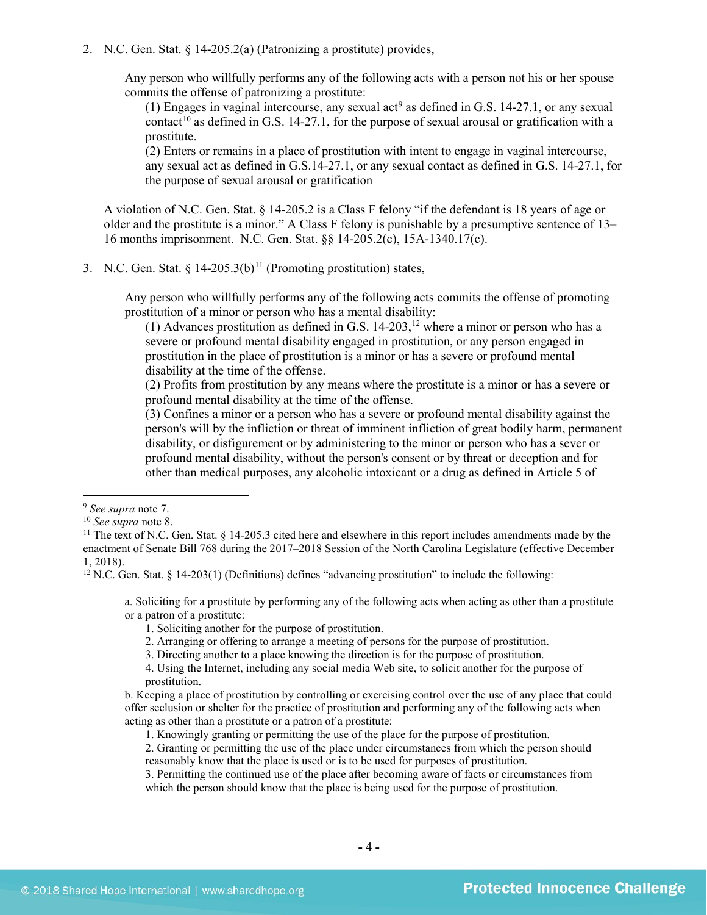2. N.C. Gen. Stat. § 14-205.2(a) (Patronizing a prostitute) provides,

> Any person who willfully performs any of the following acts with a person not his or her spouse commits the offense of patronizing a prostitute:
>
> (1) Engages in vaginal intercourse, any sexual act[9] as defined in G.S. 14-27.1, or any sexual contact[10] as defined in G.S. 14-27.1, for the purpose of sexual arousal or gratification with a prostitute.
>
> (2) Enters or remains in a place of prostitution with intent to engage in vaginal intercourse, any sexual act as defined in G.S.14-27.1, or any sexual contact as defined in G.S. 14-27.1, for the purpose of sexual arousal or gratification

A violation of N.C. Gen. Stat. § 14-205.2 is a Class F felony "if the defendant is 18 years of age or older and the prostitute is a minor." A Class F felony is punishable by a presumptive sentence of 13–16 months imprisonment. N.C. Gen. Stat. §§ 14-205.2(c), 15A-1340.17(c).

3. N.C. Gen. Stat. § 14-205.3(b)[11] (Promoting prostitution) states,

> Any person who willfully performs any of the following acts commits the offense of promoting prostitution of a minor or person who has a mental disability:
>
> (1) Advances prostitution as defined in G.S. 14-203,[12] where a minor or person who has a severe or profound mental disability engaged in prostitution, or any person engaged in prostitution in the place of prostitution is a minor or has a severe or profound mental disability at the time of the offense.
>
> (2) Profits from prostitution by any means where the prostitute is a minor or has a severe or profound mental disability at the time of the offense.
>
> (3) Confines a minor or a person who has a severe or profound mental disability against the person's will by the infliction or threat of imminent infliction of great bodily harm, permanent disability, or disfigurement or by administering to the minor or person who has a sever or profound mental disability, without the person's consent or by threat or deception and for other than medical purposes, any alcoholic intoxicant or a drug as defined in Article 5 of

---

[9] *See supra* note 7.

[10] *See supra* note 8.

[11] The text of N.C. Gen. Stat. § 14-205.3 cited here and elsewhere in this report includes amendments made by the enactment of Senate Bill 768 during the 2017–2018 Session of the North Carolina Legislature (effective December 1, 2018).

[12] N.C. Gen. Stat. § 14-203(1) (Definitions) defines "advancing prostitution" to include the following:

> a. Soliciting for a prostitute by performing any of the following acts when acting as other than a prostitute or a patron of a prostitute:
>
> 1. Soliciting another for the purpose of prostitution.
> 2. Arranging or offering to arrange a meeting of persons for the purpose of prostitution.
> 3. Directing another to a place knowing the direction is for the purpose of prostitution.
> 4. Using the Internet, including any social media Web site, to solicit another for the purpose of prostitution.
>
> b. Keeping a place of prostitution by controlling or exercising control over the use of any place that could offer seclusion or shelter for the practice of prostitution and performing any of the following acts when acting as other than a prostitute or a patron of a prostitute:
>
> 1. Knowingly granting or permitting the use of the place for the purpose of prostitution.
> 2. Granting or permitting the use of the place under circumstances from which the person should reasonably know that the place is used or is to be used for purposes of prostitution.
> 3. Permitting the continued use of the place after becoming aware of facts or circumstances from which the person should know that the place is being used for the purpose of prostitution.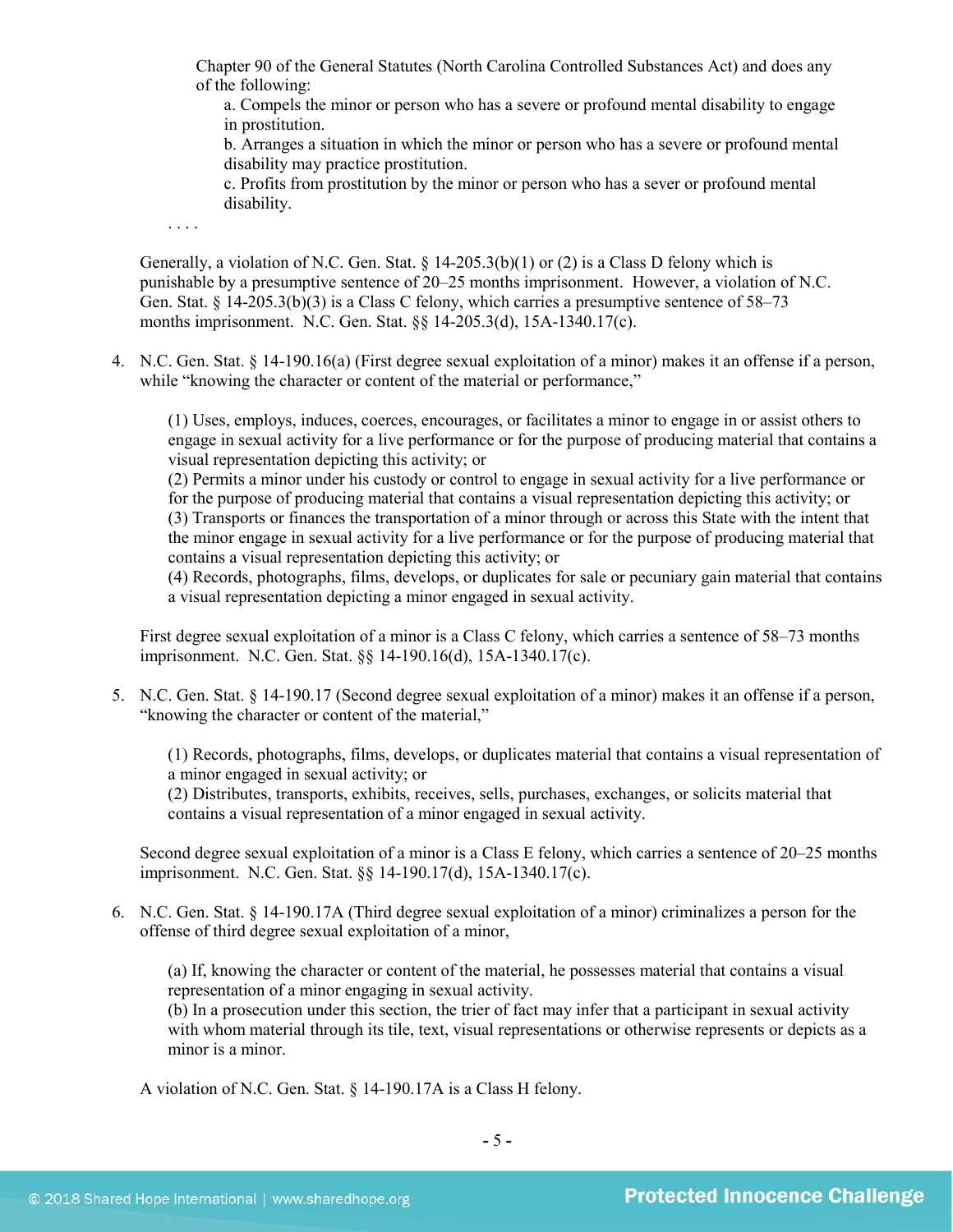Chapter 90 of the General Statutes (North Carolina Controlled Substances Act) and does any of the following:

a. Compels the minor or person who has a severe or profound mental disability to engage in prostitution.

b. Arranges a situation in which the minor or person who has a severe or profound mental disability may practice prostitution.

c. Profits from prostitution by the minor or person who has a sever or profound mental disability.

. . . .

Generally, a violation of N.C. Gen. Stat. § 14-205.3(b)(1) or (2) is a Class D felony which is punishable by a presumptive sentence of 20–25 months imprisonment. However, a violation of N.C. Gen. Stat. § 14-205.3(b)(3) is a Class C felony, which carries a presumptive sentence of 58–73 months imprisonment. N.C. Gen. Stat. §§ 14-205.3(d), 15A-1340.17(c).

4. N.C. Gen. Stat. § 14-190.16(a) (First degree sexual exploitation of a minor) makes it an offense if a person, while "knowing the character or content of the material or performance,"

   (1) Uses, employs, induces, coerces, encourages, or facilitates a minor to engage in or assist others to engage in sexual activity for a live performance or for the purpose of producing material that contains a visual representation depicting this activity; or
   (2) Permits a minor under his custody or control to engage in sexual activity for a live performance or for the purpose of producing material that contains a visual representation depicting this activity; or
   (3) Transports or finances the transportation of a minor through or across this State with the intent that the minor engage in sexual activity for a live performance or for the purpose of producing material that contains a visual representation depicting this activity; or
   (4) Records, photographs, films, develops, or duplicates for sale or pecuniary gain material that contains a visual representation depicting a minor engaged in sexual activity.

   First degree sexual exploitation of a minor is a Class C felony, which carries a sentence of 58–73 months imprisonment. N.C. Gen. Stat. §§ 14-190.16(d), 15A-1340.17(c).

5. N.C. Gen. Stat. § 14-190.17 (Second degree sexual exploitation of a minor) makes it an offense if a person, "knowing the character or content of the material,"

   (1) Records, photographs, films, develops, or duplicates material that contains a visual representation of a minor engaged in sexual activity; or
   (2) Distributes, transports, exhibits, receives, sells, purchases, exchanges, or solicits material that contains a visual representation of a minor engaged in sexual activity.

   Second degree sexual exploitation of a minor is a Class E felony, which carries a sentence of 20–25 months imprisonment. N.C. Gen. Stat. §§ 14-190.17(d), 15A-1340.17(c).

6. N.C. Gen. Stat. § 14-190.17A (Third degree sexual exploitation of a minor) criminalizes a person for the offense of third degree sexual exploitation of a minor,

   (a) If, knowing the character or content of the material, he possesses material that contains a visual representation of a minor engaging in sexual activity.
   (b) In a prosecution under this section, the trier of fact may infer that a participant in sexual activity with whom material through its tile, text, visual representations or otherwise represents or depicts as a minor is a minor.

   A violation of N.C. Gen. Stat. § 14-190.17A is a Class H felony.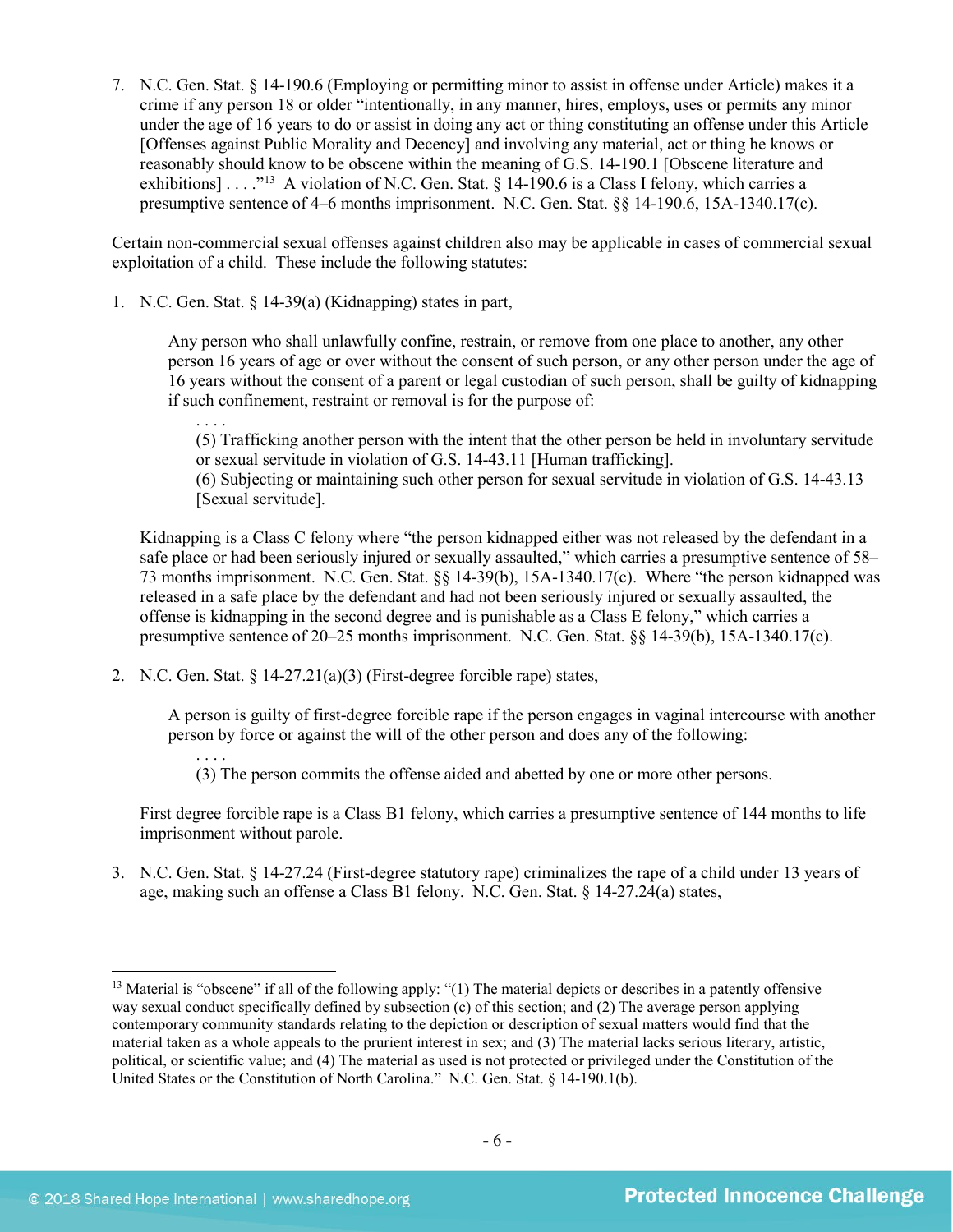7. N.C. Gen. Stat. § 14-190.6 (Employing or permitting minor to assist in offense under Article) makes it a crime if any person 18 or older "intentionally, in any manner, hires, employs, uses or permits any minor under the age of 16 years to do or assist in doing any act or thing constituting an offense under this Article [Offenses against Public Morality and Decency] and involving any material, act or thing he knows or reasonably should know to be obscene within the meaning of G.S. 14-190.1 [Obscene literature and exhibitions] . . . ."[13] A violation of N.C. Gen. Stat. § 14-190.6 is a Class I felony, which carries a presumptive sentence of 4–6 months imprisonment. N.C. Gen. Stat. §§ 14-190.6, 15A-1340.17(c).

Certain non-commercial sexual offenses against children also may be applicable in cases of commercial sexual exploitation of a child. These include the following statutes:

1. N.C. Gen. Stat. § 14-39(a) (Kidnapping) states in part,

   > Any person who shall unlawfully confine, restrain, or remove from one place to another, any other person 16 years of age or over without the consent of such person, or any other person under the age of 16 years without the consent of a parent or legal custodian of such person, shall be guilty of kidnapping if such confinement, restraint or removal is for the purpose of:
   >
   > . . . .
   >
   > (5) Trafficking another person with the intent that the other person be held in involuntary servitude or sexual servitude in violation of G.S. 14-43.11 [Human trafficking].
   >
   > (6) Subjecting or maintaining such other person for sexual servitude in violation of G.S. 14-43.13 [Sexual servitude].

   Kidnapping is a Class C felony where "the person kidnapped either was not released by the defendant in a safe place or had been seriously injured or sexually assaulted," which carries a presumptive sentence of 58–73 months imprisonment. N.C. Gen. Stat. §§ 14-39(b), 15A-1340.17(c). Where "the person kidnapped was released in a safe place by the defendant and had not been seriously injured or sexually assaulted, the offense is kidnapping in the second degree and is punishable as a Class E felony," which carries a presumptive sentence of 20–25 months imprisonment. N.C. Gen. Stat. §§ 14-39(b), 15A-1340.17(c).

2. N.C. Gen. Stat. § 14-27.21(a)(3) (First-degree forcible rape) states,

   > A person is guilty of first-degree forcible rape if the person engages in vaginal intercourse with another person by force or against the will of the other person and does any of the following:
   >
   > . . . .
   >
   > (3) The person commits the offense aided and abetted by one or more other persons.

   First degree forcible rape is a Class B1 felony, which carries a presumptive sentence of 144 months to life imprisonment without parole.

3. N.C. Gen. Stat. § 14-27.24 (First-degree statutory rape) criminalizes the rape of a child under 13 years of age, making such an offense a Class B1 felony. N.C. Gen. Stat. § 14-27.24(a) states,

---

[13] Material is "obscene" if all of the following apply: "(1) The material depicts or describes in a patently offensive way sexual conduct specifically defined by subsection (c) of this section; and (2) The average person applying contemporary community standards relating to the depiction or description of sexual matters would find that the material taken as a whole appeals to the prurient interest in sex; and (3) The material lacks serious literary, artistic, political, or scientific value; and (4) The material as used is not protected or privileged under the Constitution of the United States or the Constitution of North Carolina." N.C. Gen. Stat. § 14-190.1(b).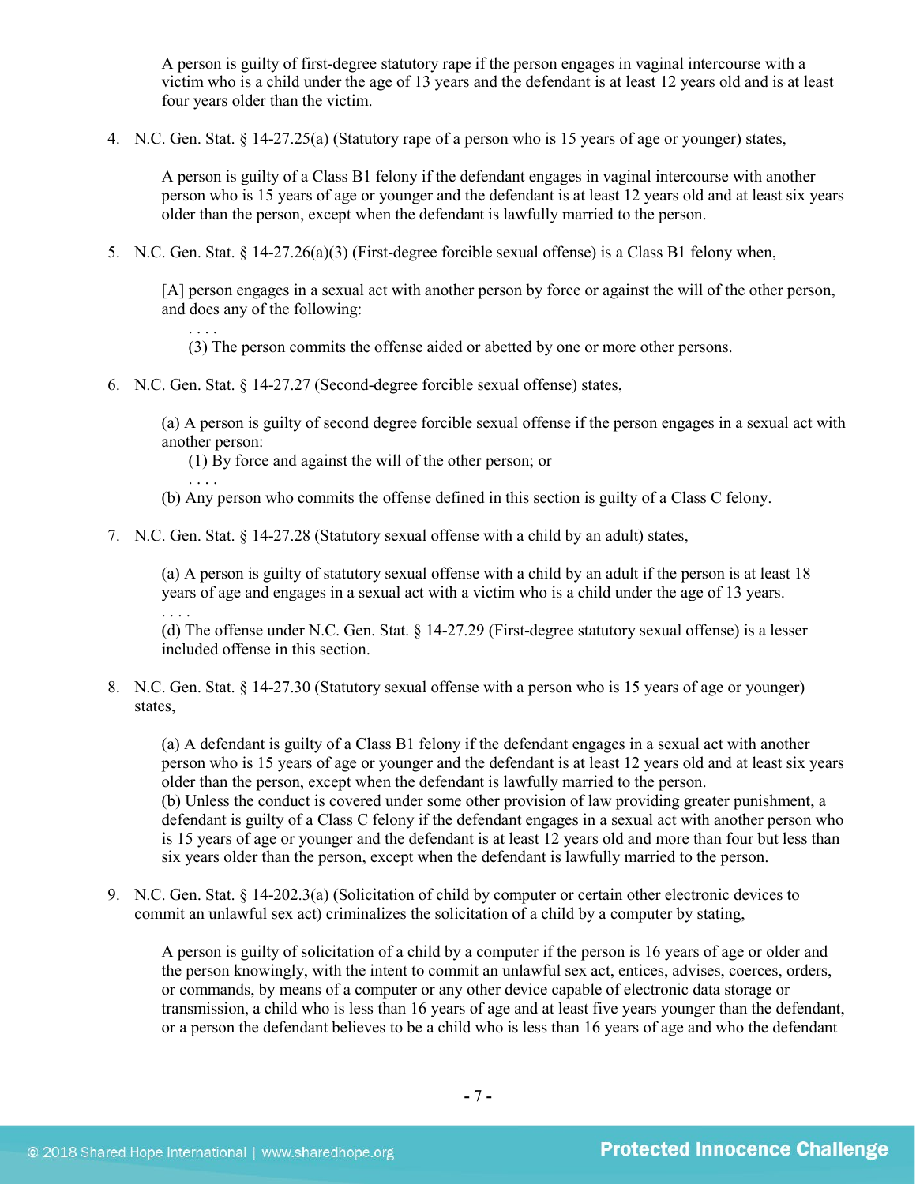> A person is guilty of first-degree statutory rape if the person engages in vaginal intercourse with a victim who is a child under the age of 13 years and the defendant is at least 12 years old and is at least four years older than the victim.

4. N.C. Gen. Stat. § 14-27.25(a) (Statutory rape of a person who is 15 years of age or younger) states,

   > A person is guilty of a Class B1 felony if the defendant engages in vaginal intercourse with another person who is 15 years of age or younger and the defendant is at least 12 years old and at least six years older than the person, except when the defendant is lawfully married to the person.

5. N.C. Gen. Stat. § 14-27.26(a)(3) (First-degree forcible sexual offense) is a Class B1 felony when,

   > [A] person engages in a sexual act with another person by force or against the will of the other person, and does any of the following:
   > . . . .
   > (3) The person commits the offense aided or abetted by one or more other persons.

6. N.C. Gen. Stat. § 14-27.27 (Second-degree forcible sexual offense) states,

   > (a) A person is guilty of second degree forcible sexual offense if the person engages in a sexual act with another person:
   > (1) By force and against the will of the other person; or
   > . . . .
   > (b) Any person who commits the offense defined in this section is guilty of a Class C felony.

7. N.C. Gen. Stat. § 14-27.28 (Statutory sexual offense with a child by an adult) states,

   > (a) A person is guilty of statutory sexual offense with a child by an adult if the person is at least 18 years of age and engages in a sexual act with a victim who is a child under the age of 13 years.
   > . . . .
   > (d) The offense under N.C. Gen. Stat. § 14-27.29 (First-degree statutory sexual offense) is a lesser included offense in this section.

8. N.C. Gen. Stat. § 14-27.30 (Statutory sexual offense with a person who is 15 years of age or younger) states,

   > (a) A defendant is guilty of a Class B1 felony if the defendant engages in a sexual act with another person who is 15 years of age or younger and the defendant is at least 12 years old and at least six years older than the person, except when the defendant is lawfully married to the person.
   > (b) Unless the conduct is covered under some other provision of law providing greater punishment, a defendant is guilty of a Class C felony if the defendant engages in a sexual act with another person who is 15 years of age or younger and the defendant is at least 12 years old and more than four but less than six years older than the person, except when the defendant is lawfully married to the person.

9. N.C. Gen. Stat. § 14-202.3(a) (Solicitation of child by computer or certain other electronic devices to commit an unlawful sex act) criminalizes the solicitation of a child by a computer by stating,

   > A person is guilty of solicitation of a child by a computer if the person is 16 years of age or older and the person knowingly, with the intent to commit an unlawful sex act, entices, advises, coerces, orders, or commands, by means of a computer or any other device capable of electronic data storage or transmission, a child who is less than 16 years of age and at least five years younger than the defendant, or a person the defendant believes to be a child who is less than 16 years of age and who the defendant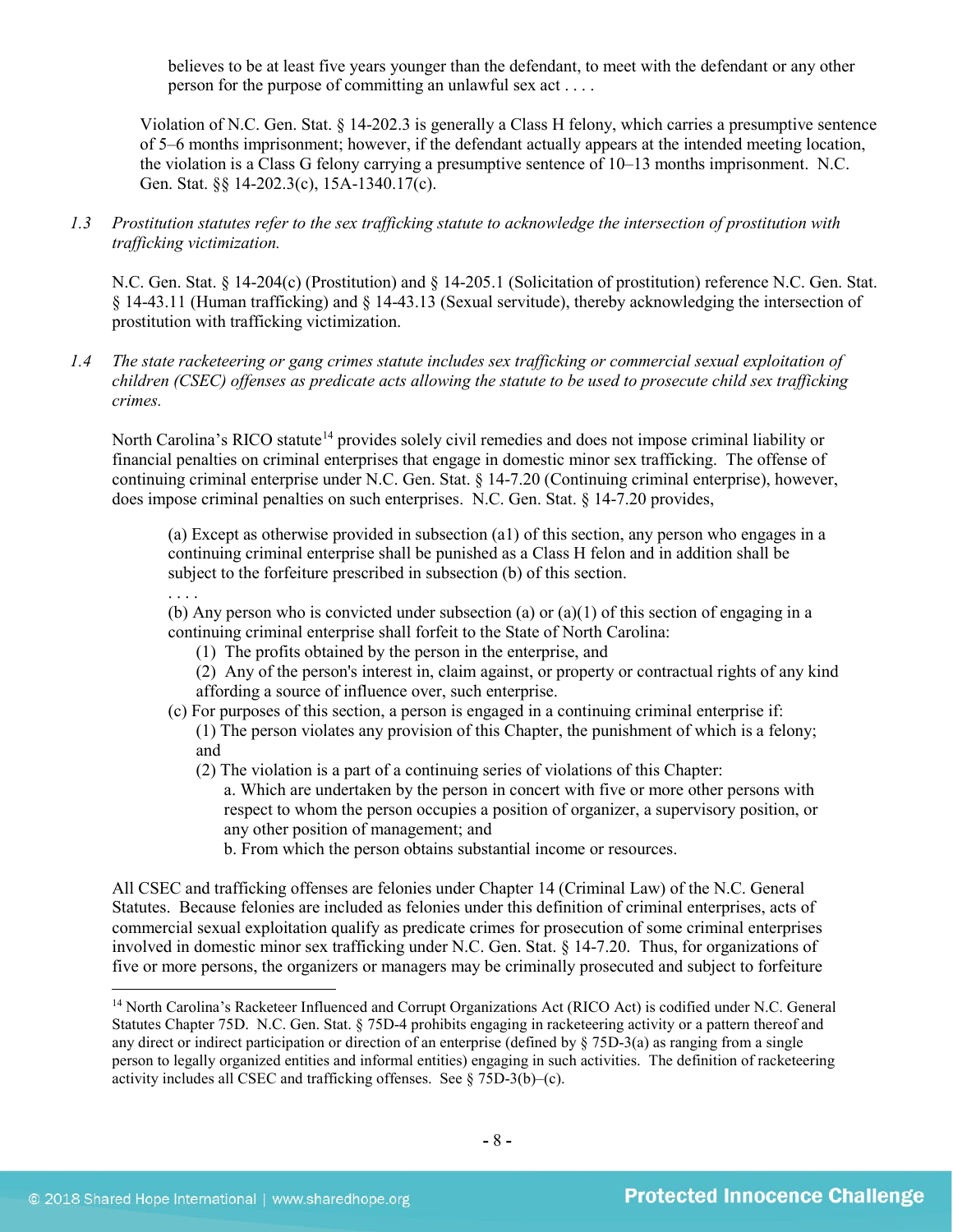> believes to be at least five years younger than the defendant, to meet with the defendant or any other person for the purpose of committing an unlawful sex act . . . .

Violation of N.C. Gen. Stat. § 14-202.3 is generally a Class H felony, which carries a presumptive sentence of 5–6 months imprisonment; however, if the defendant actually appears at the intended meeting location, the violation is a Class G felony carrying a presumptive sentence of 10–13 months imprisonment. N.C. Gen. Stat. §§ 14-202.3(c), 15A-1340.17(c).

1.3 *Prostitution statutes refer to the sex trafficking statute to acknowledge the intersection of prostitution with trafficking victimization.*

N.C. Gen. Stat. § 14-204(c) (Prostitution) and § 14-205.1 (Solicitation of prostitution) reference N.C. Gen. Stat. § 14-43.11 (Human trafficking) and § 14-43.13 (Sexual servitude), thereby acknowledging the intersection of prostitution with trafficking victimization.

1.4 *The state racketeering or gang crimes statute includes sex trafficking or commercial sexual exploitation of children (CSEC) offenses as predicate acts allowing the statute to be used to prosecute child sex trafficking crimes.*

North Carolina's RICO statute[14] provides solely civil remedies and does not impose criminal liability or financial penalties on criminal enterprises that engage in domestic minor sex trafficking. The offense of continuing criminal enterprise under N.C. Gen. Stat. § 14-7.20 (Continuing criminal enterprise), however, does impose criminal penalties on such enterprises. N.C. Gen. Stat. § 14-7.20 provides,

> (a) Except as otherwise provided in subsection (a1) of this section, any person who engages in a continuing criminal enterprise shall be punished as a Class H felon and in addition shall be subject to the forfeiture prescribed in subsection (b) of this section.
> . . . .
> (b) Any person who is convicted under subsection (a) or (a)(1) of this section of engaging in a continuing criminal enterprise shall forfeit to the State of North Carolina:
> (1) The profits obtained by the person in the enterprise, and
> (2) Any of the person's interest in, claim against, or property or contractual rights of any kind affording a source of influence over, such enterprise.
> (c) For purposes of this section, a person is engaged in a continuing criminal enterprise if:
> (1) The person violates any provision of this Chapter, the punishment of which is a felony; and
> (2) The violation is a part of a continuing series of violations of this Chapter:
> a. Which are undertaken by the person in concert with five or more other persons with respect to whom the person occupies a position of organizer, a supervisory position, or any other position of management; and
> b. From which the person obtains substantial income or resources.

All CSEC and trafficking offenses are felonies under Chapter 14 (Criminal Law) of the N.C. General Statutes. Because felonies are included as felonies under this definition of criminal enterprises, acts of commercial sexual exploitation qualify as predicate crimes for prosecution of some criminal enterprises involved in domestic minor sex trafficking under N.C. Gen. Stat. § 14-7.20. Thus, for organizations of five or more persons, the organizers or managers may be criminally prosecuted and subject to forfeiture

[14] North Carolina's Racketeer Influenced and Corrupt Organizations Act (RICO Act) is codified under N.C. General Statutes Chapter 75D. N.C. Gen. Stat. § 75D-4 prohibits engaging in racketeering activity or a pattern thereof and any direct or indirect participation or direction of an enterprise (defined by § 75D-3(a) as ranging from a single person to legally organized entities and informal entities) engaging in such activities. The definition of racketeering activity includes all CSEC and trafficking offenses. See § 75D-3(b)–(c).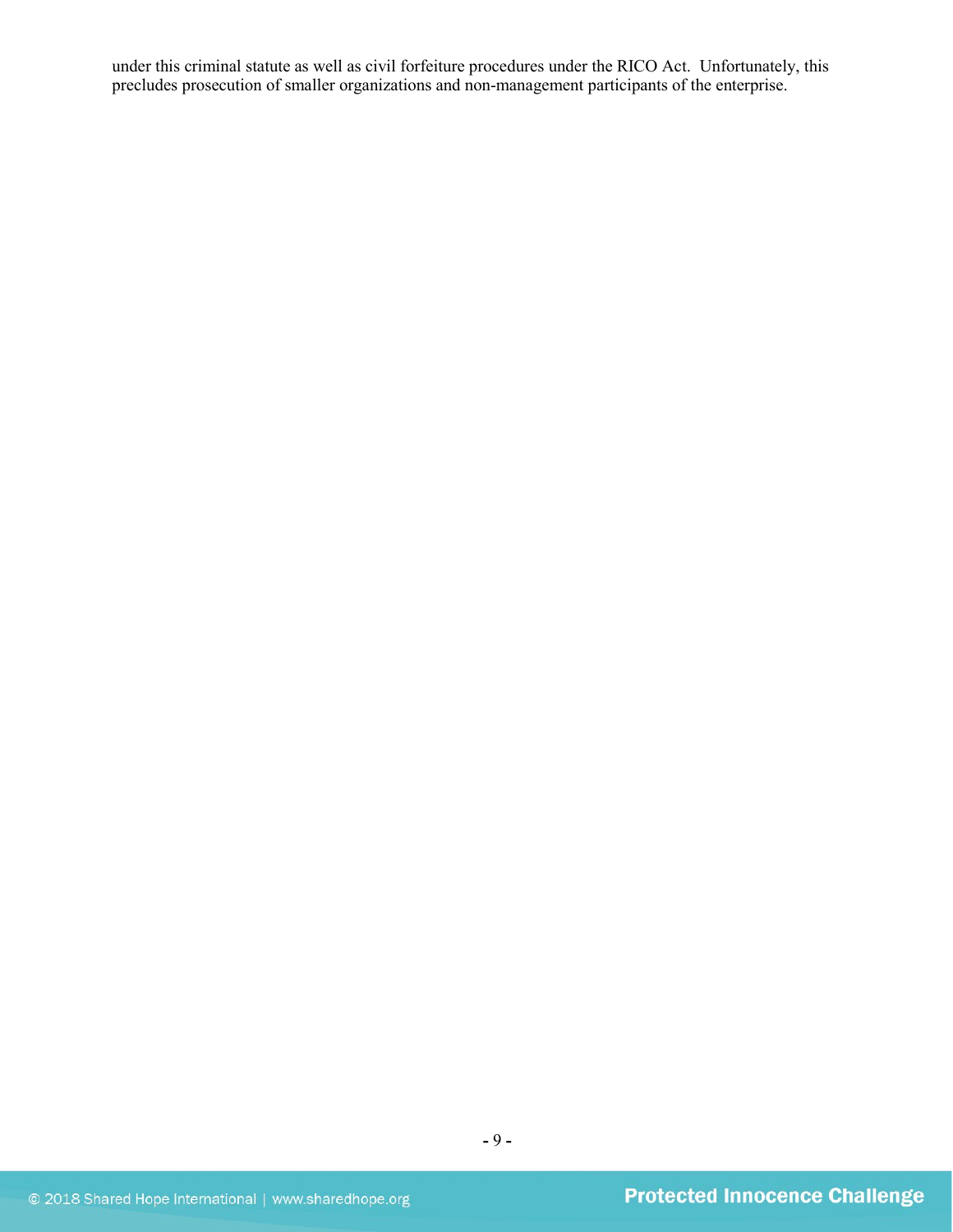under this criminal statute as well as civil forfeiture procedures under the RICO Act. Unfortunately, this precludes prosecution of smaller organizations and non-management participants of the enterprise.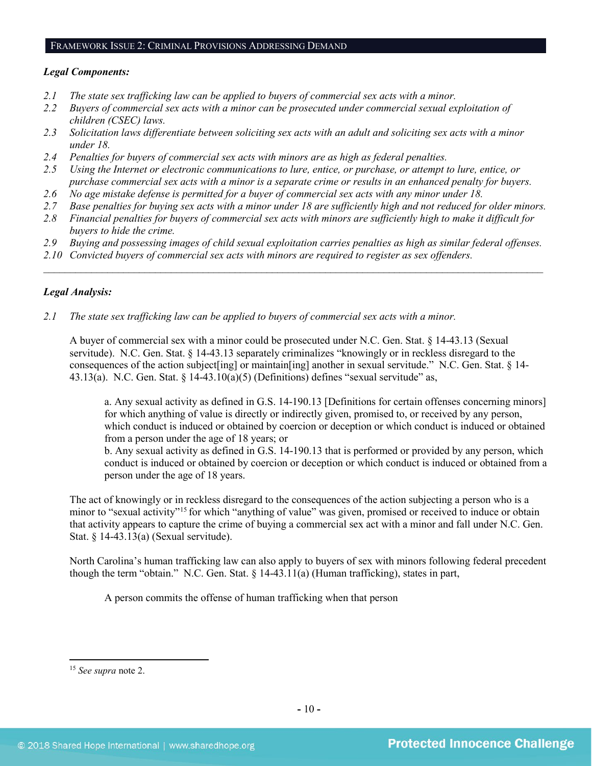## FRAMEWORK ISSUE 2: CRIMINAL PROVISIONS ADDRESSING DEMAND

***Legal Components:***

*2.1 The state sex trafficking law can be applied to buyers of commercial sex acts with a minor.*
*2.2 Buyers of commercial sex acts with a minor can be prosecuted under commercial sexual exploitation of children (CSEC) laws.*
*2.3 Solicitation laws differentiate between soliciting sex acts with an adult and soliciting sex acts with a minor under 18.*
*2.4 Penalties for buyers of commercial sex acts with minors are as high as federal penalties.*
*2.5 Using the Internet or electronic communications to lure, entice, or purchase, or attempt to lure, entice, or purchase commercial sex acts with a minor is a separate crime or results in an enhanced penalty for buyers.*
*2.6 No age mistake defense is permitted for a buyer of commercial sex acts with any minor under 18.*
*2.7 Base penalties for buying sex acts with a minor under 18 are sufficiently high and not reduced for older minors.*
*2.8 Financial penalties for buyers of commercial sex acts with minors are sufficiently high to make it difficult for buyers to hide the crime.*
*2.9 Buying and possessing images of child sexual exploitation carries penalties as high as similar federal offenses.*
*2.10 Convicted buyers of commercial sex acts with minors are required to register as sex offenders.*

---

***Legal Analysis:***

*2.1 The state sex trafficking law can be applied to buyers of commercial sex acts with a minor.*

A buyer of commercial sex with a minor could be prosecuted under N.C. Gen. Stat. § 14-43.13 (Sexual servitude). N.C. Gen. Stat. § 14-43.13 separately criminalizes "knowingly or in reckless disregard to the consequences of the action subject[ing] or maintain[ing] another in sexual servitude." N.C. Gen. Stat. § 14-43.13(a). N.C. Gen. Stat. § 14-43.10(a)(5) (Definitions) defines "sexual servitude" as,

> a. Any sexual activity as defined in G.S. 14-190.13 [Definitions for certain offenses concerning minors] for which anything of value is directly or indirectly given, promised to, or received by any person, which conduct is induced or obtained by coercion or deception or which conduct is induced or obtained from a person under the age of 18 years; or
> b. Any sexual activity as defined in G.S. 14-190.13 that is performed or provided by any person, which conduct is induced or obtained by coercion or deception or which conduct is induced or obtained from a person under the age of 18 years.

The act of knowingly or in reckless disregard to the consequences of the action subjecting a person who is a minor to "sexual activity"[15] for which "anything of value" was given, promised or received to induce or obtain that activity appears to capture the crime of buying a commercial sex act with a minor and fall under N.C. Gen. Stat. § 14-43.13(a) (Sexual servitude).

North Carolina's human trafficking law can also apply to buyers of sex with minors following federal precedent though the term "obtain." N.C. Gen. Stat. § 14-43.11(a) (Human trafficking), states in part,

> A person commits the offense of human trafficking when that person

---

[15] *See supra* note 2.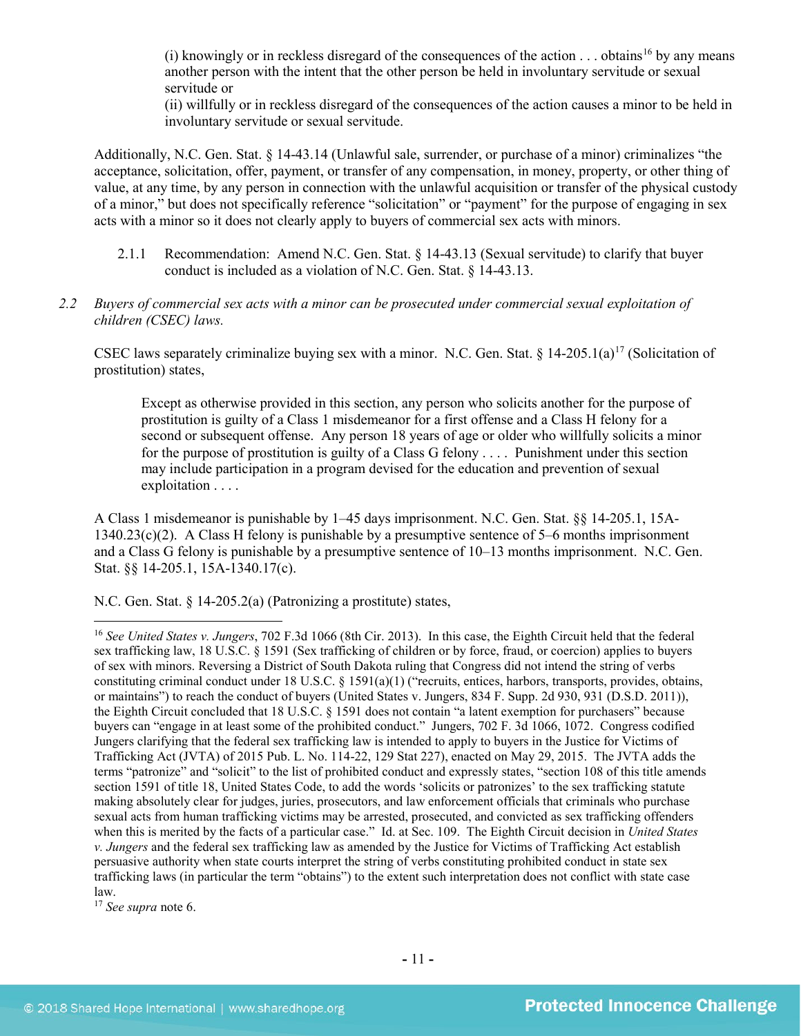> (i) knowingly or in reckless disregard of the consequences of the action . . . obtains[16] by any means another person with the intent that the other person be held in involuntary servitude or sexual servitude or
> (ii) willfully or in reckless disregard of the consequences of the action causes a minor to be held in involuntary servitude or sexual servitude.

Additionally, N.C. Gen. Stat. § 14-43.14 (Unlawful sale, surrender, or purchase of a minor) criminalizes "the acceptance, solicitation, offer, payment, or transfer of any compensation, in money, property, or other thing of value, at any time, by any person in connection with the unlawful acquisition or transfer of the physical custody of a minor," but does not specifically reference "solicitation" or "payment" for the purpose of engaging in sex acts with a minor so it does not clearly apply to buyers of commercial sex acts with minors.

2.1.1 Recommendation: Amend N.C. Gen. Stat. § 14-43.13 (Sexual servitude) to clarify that buyer conduct is included as a violation of N.C. Gen. Stat. § 14-43.13.

*2.2 Buyers of commercial sex acts with a minor can be prosecuted under commercial sexual exploitation of children (CSEC) laws.*

CSEC laws separately criminalize buying sex with a minor. N.C. Gen. Stat. § 14-205.1(a)[17] (Solicitation of prostitution) states,

> Except as otherwise provided in this section, any person who solicits another for the purpose of prostitution is guilty of a Class 1 misdemeanor for a first offense and a Class H felony for a second or subsequent offense. Any person 18 years of age or older who willfully solicits a minor for the purpose of prostitution is guilty of a Class G felony . . . . Punishment under this section may include participation in a program devised for the education and prevention of sexual exploitation . . . .

A Class 1 misdemeanor is punishable by 1–45 days imprisonment. N.C. Gen. Stat. §§ 14-205.1, 15A-1340.23(c)(2). A Class H felony is punishable by a presumptive sentence of 5–6 months imprisonment and a Class G felony is punishable by a presumptive sentence of 10–13 months imprisonment. N.C. Gen. Stat. §§ 14-205.1, 15A-1340.17(c).

N.C. Gen. Stat. § 14-205.2(a) (Patronizing a prostitute) states,

---

[16] *See United States v. Jungers*, 702 F.3d 1066 (8th Cir. 2013). In this case, the Eighth Circuit held that the federal sex trafficking law, 18 U.S.C. § 1591 (Sex trafficking of children or by force, fraud, or coercion) applies to buyers of sex with minors. Reversing a District of South Dakota ruling that Congress did not intend the string of verbs constituting criminal conduct under 18 U.S.C. § 1591(a)(1) ("recruits, entices, harbors, transports, provides, obtains, or maintains") to reach the conduct of buyers (United States v. Jungers, 834 F. Supp. 2d 930, 931 (D.S.D. 2011)), the Eighth Circuit concluded that 18 U.S.C. § 1591 does not contain "a latent exemption for purchasers" because buyers can "engage in at least some of the prohibited conduct." Jungers, 702 F. 3d 1066, 1072. Congress codified Jungers clarifying that the federal sex trafficking law is intended to apply to buyers in the Justice for Victims of Trafficking Act (JVTA) of 2015 Pub. L. No. 114-22, 129 Stat 227), enacted on May 29, 2015. The JVTA adds the terms "patronize" and "solicit" to the list of prohibited conduct and expressly states, "section 108 of this title amends section 1591 of title 18, United States Code, to add the words 'solicits or patronizes' to the sex trafficking statute making absolutely clear for judges, juries, prosecutors, and law enforcement officials that criminals who purchase sexual acts from human trafficking victims may be arrested, prosecuted, and convicted as sex trafficking offenders when this is merited by the facts of a particular case." Id. at Sec. 109. The Eighth Circuit decision in *United States v. Jungers* and the federal sex trafficking law as amended by the Justice for Victims of Trafficking Act establish persuasive authority when state courts interpret the string of verbs constituting prohibited conduct in state sex trafficking laws (in particular the term "obtains") to the extent such interpretation does not conflict with state case law.

[17] *See supra* note 6.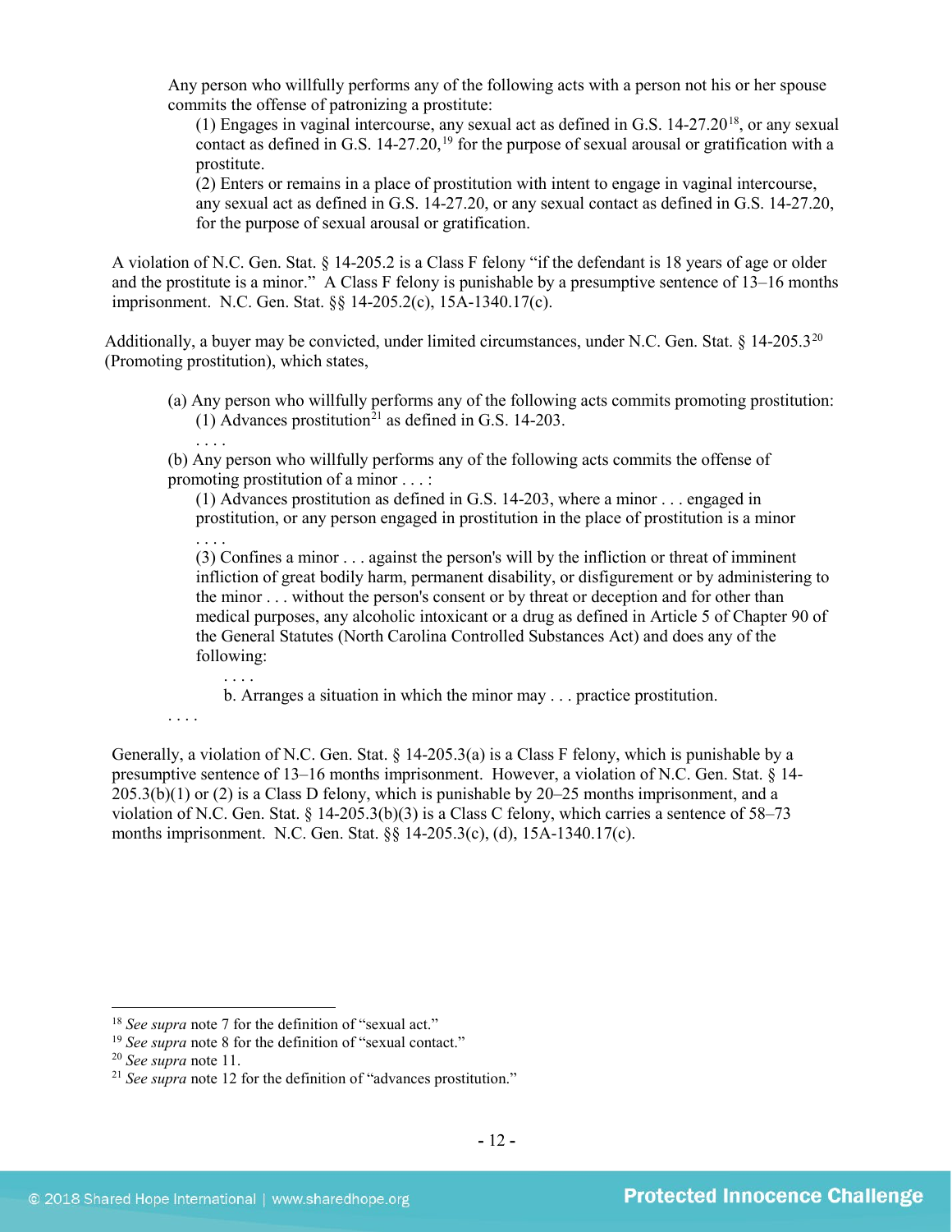> Any person who willfully performs any of the following acts with a person not his or her spouse commits the offense of patronizing a prostitute:
>
> (1) Engages in vaginal intercourse, any sexual act as defined in G.S. 14-27.20[18], or any sexual contact as defined in G.S. 14-27.20,[19] for the purpose of sexual arousal or gratification with a prostitute.
>
> (2) Enters or remains in a place of prostitution with intent to engage in vaginal intercourse, any sexual act as defined in G.S. 14-27.20, or any sexual contact as defined in G.S. 14-27.20, for the purpose of sexual arousal or gratification.

A violation of N.C. Gen. Stat. § 14-205.2 is a Class F felony "if the defendant is 18 years of age or older and the prostitute is a minor." A Class F felony is punishable by a presumptive sentence of 13–16 months imprisonment. N.C. Gen. Stat. §§ 14-205.2(c), 15A-1340.17(c).

Additionally, a buyer may be convicted, under limited circumstances, under N.C. Gen. Stat. § 14-205.3[20] (Promoting prostitution), which states,

> (a) Any person who willfully performs any of the following acts commits promoting prostitution:
>
> (1) Advances prostitution[21] as defined in G.S. 14-203.
>
> . . . .
>
> (b) Any person who willfully performs any of the following acts commits the offense of promoting prostitution of a minor . . . :
>
> (1) Advances prostitution as defined in G.S. 14-203, where a minor . . . engaged in prostitution, or any person engaged in prostitution in the place of prostitution is a minor
>
> . . . .
>
> (3) Confines a minor . . . against the person's will by the infliction or threat of imminent infliction of great bodily harm, permanent disability, or disfigurement or by administering to the minor . . . without the person's consent or by threat or deception and for other than medical purposes, any alcoholic intoxicant or a drug as defined in Article 5 of Chapter 90 of the General Statutes (North Carolina Controlled Substances Act) and does any of the following:
>
> . . . .
>
> b. Arranges a situation in which the minor may . . . practice prostitution.
>
> . . . .

Generally, a violation of N.C. Gen. Stat. § 14-205.3(a) is a Class F felony, which is punishable by a presumptive sentence of 13–16 months imprisonment. However, a violation of N.C. Gen. Stat. § 14-205.3(b)(1) or (2) is a Class D felony, which is punishable by 20–25 months imprisonment, and a violation of N.C. Gen. Stat. § 14-205.3(b)(3) is a Class C felony, which carries a sentence of 58–73 months imprisonment. N.C. Gen. Stat. §§ 14-205.3(c), (d), 15A-1340.17(c).

---

[18] *See supra* note 7 for the definition of "sexual act."

[19] *See supra* note 8 for the definition of "sexual contact."

[20] *See supra* note 11.

[21] *See supra* note 12 for the definition of "advances prostitution."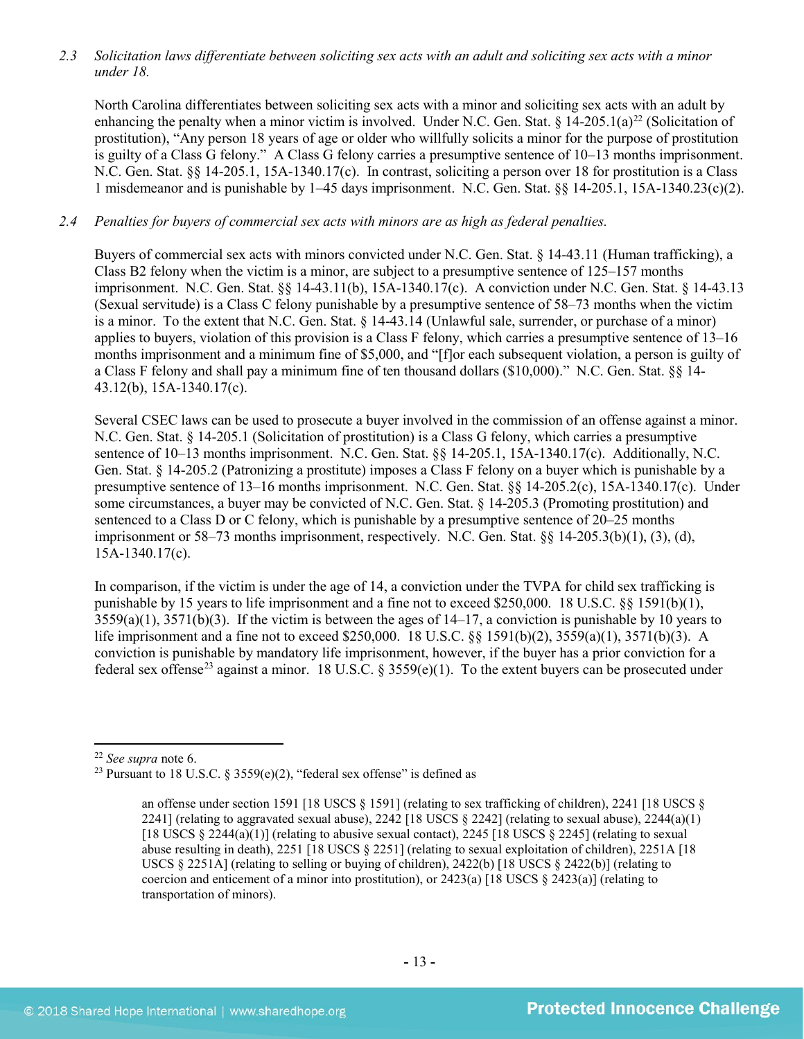*2.3 Solicitation laws differentiate between soliciting sex acts with an adult and soliciting sex acts with a minor under 18.*

North Carolina differentiates between soliciting sex acts with a minor and soliciting sex acts with an adult by enhancing the penalty when a minor victim is involved. Under N.C. Gen. Stat. § 14-205.1(a)[22] (Solicitation of prostitution), "Any person 18 years of age or older who willfully solicits a minor for the purpose of prostitution is guilty of a Class G felony." A Class G felony carries a presumptive sentence of 10–13 months imprisonment. N.C. Gen. Stat. §§ 14-205.1, 15A-1340.17(c). In contrast, soliciting a person over 18 for prostitution is a Class 1 misdemeanor and is punishable by 1–45 days imprisonment. N.C. Gen. Stat. §§ 14-205.1, 15A-1340.23(c)(2).

*2.4 Penalties for buyers of commercial sex acts with minors are as high as federal penalties.*

Buyers of commercial sex acts with minors convicted under N.C. Gen. Stat. § 14-43.11 (Human trafficking), a Class B2 felony when the victim is a minor, are subject to a presumptive sentence of 125–157 months imprisonment. N.C. Gen. Stat. §§ 14-43.11(b), 15A-1340.17(c). A conviction under N.C. Gen. Stat. § 14-43.13 (Sexual servitude) is a Class C felony punishable by a presumptive sentence of 58–73 months when the victim is a minor. To the extent that N.C. Gen. Stat. § 14-43.14 (Unlawful sale, surrender, or purchase of a minor) applies to buyers, violation of this provision is a Class F felony, which carries a presumptive sentence of 13–16 months imprisonment and a minimum fine of $5,000, and "[f]or each subsequent violation, a person is guilty of a Class F felony and shall pay a minimum fine of ten thousand dollars ($10,000)." N.C. Gen. Stat. §§ 14-43.12(b), 15A-1340.17(c).

Several CSEC laws can be used to prosecute a buyer involved in the commission of an offense against a minor. N.C. Gen. Stat. § 14-205.1 (Solicitation of prostitution) is a Class G felony, which carries a presumptive sentence of 10–13 months imprisonment. N.C. Gen. Stat. §§ 14-205.1, 15A-1340.17(c). Additionally, N.C. Gen. Stat. § 14-205.2 (Patronizing a prostitute) imposes a Class F felony on a buyer which is punishable by a presumptive sentence of 13–16 months imprisonment. N.C. Gen. Stat. §§ 14-205.2(c), 15A-1340.17(c). Under some circumstances, a buyer may be convicted of N.C. Gen. Stat. § 14-205.3 (Promoting prostitution) and sentenced to a Class D or C felony, which is punishable by a presumptive sentence of 20–25 months imprisonment or 58–73 months imprisonment, respectively. N.C. Gen. Stat. §§ 14-205.3(b)(1), (3), (d), 15A-1340.17(c).

In comparison, if the victim is under the age of 14, a conviction under the TVPA for child sex trafficking is punishable by 15 years to life imprisonment and a fine not to exceed $250,000. 18 U.S.C. §§ 1591(b)(1), 3559(a)(1), 3571(b)(3). If the victim is between the ages of 14–17, a conviction is punishable by 10 years to life imprisonment and a fine not to exceed $250,000. 18 U.S.C. §§ 1591(b)(2), 3559(a)(1), 3571(b)(3). A conviction is punishable by mandatory life imprisonment, however, if the buyer has a prior conviction for a federal sex offense[23] against a minor. 18 U.S.C. § 3559(e)(1). To the extent buyers can be prosecuted under

---

[22] *See supra* note 6.

[23] Pursuant to 18 U.S.C. § 3559(e)(2), "federal sex offense" is defined as

> an offense under section 1591 [18 USCS § 1591] (relating to sex trafficking of children), 2241 [18 USCS § 2241] (relating to aggravated sexual abuse), 2242 [18 USCS § 2242] (relating to sexual abuse), 2244(a)(1) [18 USCS § 2244(a)(1)] (relating to abusive sexual contact), 2245 [18 USCS § 2245] (relating to sexual abuse resulting in death), 2251 [18 USCS § 2251] (relating to sexual exploitation of children), 2251A [18 USCS § 2251A] (relating to selling or buying of children), 2422(b) [18 USCS § 2422(b)] (relating to coercion and enticement of a minor into prostitution), or 2423(a) [18 USCS § 2423(a)] (relating to transportation of minors).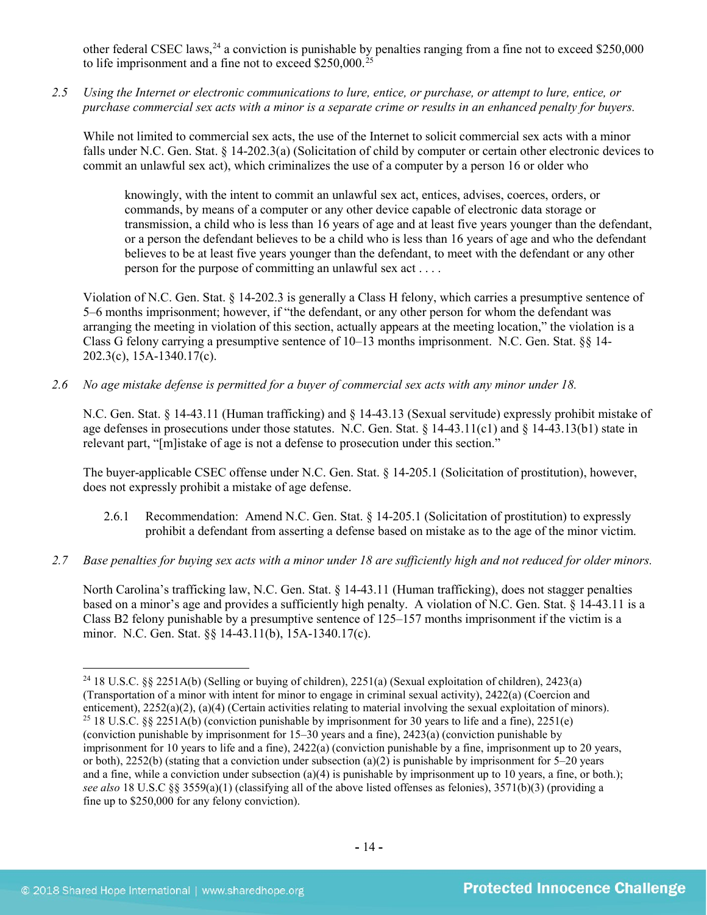other federal CSEC laws,[24] a conviction is punishable by penalties ranging from a fine not to exceed $250,000 to life imprisonment and a fine not to exceed $250,000.[25]

*2.5 Using the Internet or electronic communications to lure, entice, or purchase, or attempt to lure, entice, or purchase commercial sex acts with a minor is a separate crime or results in an enhanced penalty for buyers.*

While not limited to commercial sex acts, the use of the Internet to solicit commercial sex acts with a minor falls under N.C. Gen. Stat. § 14-202.3(a) (Solicitation of child by computer or certain other electronic devices to commit an unlawful sex act), which criminalizes the use of a computer by a person 16 or older who

> knowingly, with the intent to commit an unlawful sex act, entices, advises, coerces, orders, or commands, by means of a computer or any other device capable of electronic data storage or transmission, a child who is less than 16 years of age and at least five years younger than the defendant, or a person the defendant believes to be a child who is less than 16 years of age and who the defendant believes to be at least five years younger than the defendant, to meet with the defendant or any other person for the purpose of committing an unlawful sex act . . . .

Violation of N.C. Gen. Stat. § 14-202.3 is generally a Class H felony, which carries a presumptive sentence of 5–6 months imprisonment; however, if "the defendant, or any other person for whom the defendant was arranging the meeting in violation of this section, actually appears at the meeting location," the violation is a Class G felony carrying a presumptive sentence of 10–13 months imprisonment. N.C. Gen. Stat. §§ 14-202.3(c), 15A-1340.17(c).

*2.6 No age mistake defense is permitted for a buyer of commercial sex acts with any minor under 18.*

N.C. Gen. Stat. § 14-43.11 (Human trafficking) and § 14-43.13 (Sexual servitude) expressly prohibit mistake of age defenses in prosecutions under those statutes. N.C. Gen. Stat. § 14-43.11(c1) and § 14-43.13(b1) state in relevant part, "[m]istake of age is not a defense to prosecution under this section."

The buyer-applicable CSEC offense under N.C. Gen. Stat. § 14-205.1 (Solicitation of prostitution), however, does not expressly prohibit a mistake of age defense.

2.6.1 Recommendation: Amend N.C. Gen. Stat. § 14-205.1 (Solicitation of prostitution) to expressly prohibit a defendant from asserting a defense based on mistake as to the age of the minor victim.

*2.7 Base penalties for buying sex acts with a minor under 18 are sufficiently high and not reduced for older minors.*

North Carolina's trafficking law, N.C. Gen. Stat. § 14-43.11 (Human trafficking), does not stagger penalties based on a minor's age and provides a sufficiently high penalty. A violation of N.C. Gen. Stat. § 14-43.11 is a Class B2 felony punishable by a presumptive sentence of 125–157 months imprisonment if the victim is a minor. N.C. Gen. Stat. §§ 14-43.11(b), 15A-1340.17(c).

---

[24] 18 U.S.C. §§ 2251A(b) (Selling or buying of children), 2251(a) (Sexual exploitation of children), 2423(a) (Transportation of a minor with intent for minor to engage in criminal sexual activity), 2422(a) (Coercion and enticement), 2252(a)(2), (a)(4) (Certain activities relating to material involving the sexual exploitation of minors).

[25] 18 U.S.C. §§ 2251A(b) (conviction punishable by imprisonment for 30 years to life and a fine), 2251(e) (conviction punishable by imprisonment for 15–30 years and a fine), 2423(a) (conviction punishable by imprisonment for 10 years to life and a fine), 2422(a) (conviction punishable by a fine, imprisonment up to 20 years, or both), 2252(b) (stating that a conviction under subsection (a)(2) is punishable by imprisonment for 5–20 years and a fine, while a conviction under subsection (a)(4) is punishable by imprisonment up to 10 years, a fine, or both.); *see also* 18 U.S.C §§ 3559(a)(1) (classifying all of the above listed offenses as felonies), 3571(b)(3) (providing a fine up to $250,000 for any felony conviction).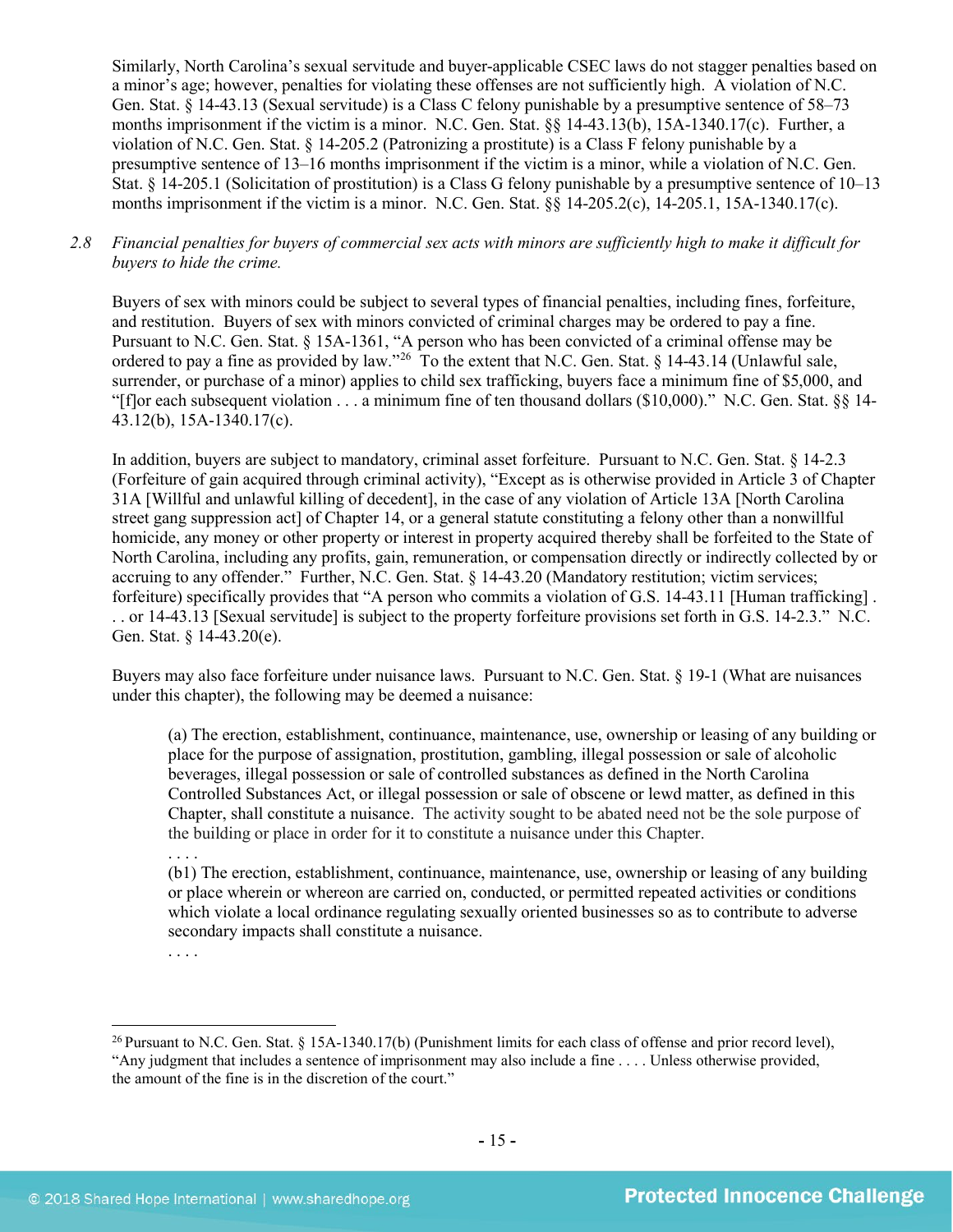Similarly, North Carolina's sexual servitude and buyer-applicable CSEC laws do not stagger penalties based on a minor's age; however, penalties for violating these offenses are not sufficiently high. A violation of N.C. Gen. Stat. § 14-43.13 (Sexual servitude) is a Class C felony punishable by a presumptive sentence of 58–73 months imprisonment if the victim is a minor. N.C. Gen. Stat. §§ 14-43.13(b), 15A-1340.17(c). Further, a violation of N.C. Gen. Stat. § 14-205.2 (Patronizing a prostitute) is a Class F felony punishable by a presumptive sentence of 13–16 months imprisonment if the victim is a minor, while a violation of N.C. Gen. Stat. § 14-205.1 (Solicitation of prostitution) is a Class G felony punishable by a presumptive sentence of 10–13 months imprisonment if the victim is a minor. N.C. Gen. Stat. §§ 14-205.2(c), 14-205.1, 15A-1340.17(c).

2.8 *Financial penalties for buyers of commercial sex acts with minors are sufficiently high to make it difficult for buyers to hide the crime.*

Buyers of sex with minors could be subject to several types of financial penalties, including fines, forfeiture, and restitution. Buyers of sex with minors convicted of criminal charges may be ordered to pay a fine. Pursuant to N.C. Gen. Stat. § 15A-1361, "A person who has been convicted of a criminal offense may be ordered to pay a fine as provided by law."[26] To the extent that N.C. Gen. Stat. § 14-43.14 (Unlawful sale, surrender, or purchase of a minor) applies to child sex trafficking, buyers face a minimum fine of $5,000, and "[f]or each subsequent violation . . . a minimum fine of ten thousand dollars ($10,000)." N.C. Gen. Stat. §§ 14-43.12(b), 15A-1340.17(c).

In addition, buyers are subject to mandatory, criminal asset forfeiture. Pursuant to N.C. Gen. Stat. § 14-2.3 (Forfeiture of gain acquired through criminal activity), "Except as is otherwise provided in Article 3 of Chapter 31A [Willful and unlawful killing of decedent], in the case of any violation of Article 13A [North Carolina street gang suppression act] of Chapter 14, or a general statute constituting a felony other than a nonwillful homicide, any money or other property or interest in property acquired thereby shall be forfeited to the State of North Carolina, including any profits, gain, remuneration, or compensation directly or indirectly collected by or accruing to any offender." Further, N.C. Gen. Stat. § 14-43.20 (Mandatory restitution; victim services; forfeiture) specifically provides that "A person who commits a violation of G.S. 14-43.11 [Human trafficking] . . . or 14-43.13 [Sexual servitude] is subject to the property forfeiture provisions set forth in G.S. 14-2.3." N.C. Gen. Stat. § 14-43.20(e).

Buyers may also face forfeiture under nuisance laws. Pursuant to N.C. Gen. Stat. § 19-1 (What are nuisances under this chapter), the following may be deemed a nuisance:

> (a) The erection, establishment, continuance, maintenance, use, ownership or leasing of any building or place for the purpose of assignation, prostitution, gambling, illegal possession or sale of alcoholic beverages, illegal possession or sale of controlled substances as defined in the North Carolina Controlled Substances Act, or illegal possession or sale of obscene or lewd matter, as defined in this Chapter, shall constitute a nuisance. The activity sought to be abated need not be the sole purpose of the building or place in order for it to constitute a nuisance under this Chapter.
> . . . .
> (b1) The erection, establishment, continuance, maintenance, use, ownership or leasing of any building or place wherein or whereon are carried on, conducted, or permitted repeated activities or conditions which violate a local ordinance regulating sexually oriented businesses so as to contribute to adverse secondary impacts shall constitute a nuisance.
> . . . .

[26] Pursuant to N.C. Gen. Stat. § 15A-1340.17(b) (Punishment limits for each class of offense and prior record level), "Any judgment that includes a sentence of imprisonment may also include a fine . . . . Unless otherwise provided, the amount of the fine is in the discretion of the court."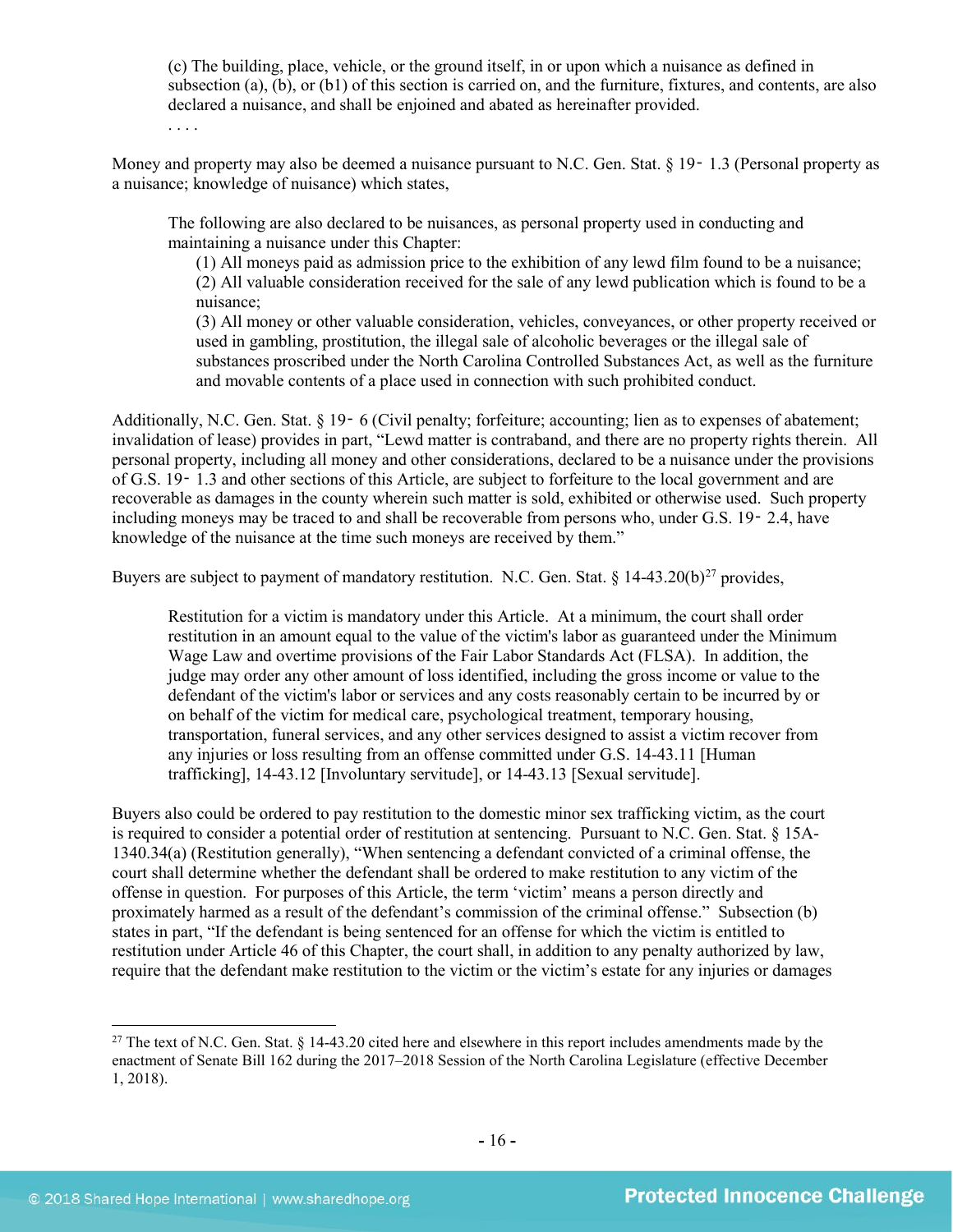> (c) The building, place, vehicle, or the ground itself, in or upon which a nuisance as defined in subsection (a), (b), or (b1) of this section is carried on, and the furniture, fixtures, and contents, are also declared a nuisance, and shall be enjoined and abated as hereinafter provided.
>
> . . . .

Money and property may also be deemed a nuisance pursuant to N.C. Gen. Stat. § 19‑1.3 (Personal property as a nuisance; knowledge of nuisance) which states,

> The following are also declared to be nuisances, as personal property used in conducting and maintaining a nuisance under this Chapter:
>
> (1) All moneys paid as admission price to the exhibition of any lewd film found to be a nuisance;
>
> (2) All valuable consideration received for the sale of any lewd publication which is found to be a nuisance;
>
> (3) All money or other valuable consideration, vehicles, conveyances, or other property received or used in gambling, prostitution, the illegal sale of alcoholic beverages or the illegal sale of substances proscribed under the North Carolina Controlled Substances Act, as well as the furniture and movable contents of a place used in connection with such prohibited conduct.

Additionally, N.C. Gen. Stat. § 19‑6 (Civil penalty; forfeiture; accounting; lien as to expenses of abatement; invalidation of lease) provides in part, "Lewd matter is contraband, and there are no property rights therein. All personal property, including all money and other considerations, declared to be a nuisance under the provisions of G.S. 19‑1.3 and other sections of this Article, are subject to forfeiture to the local government and are recoverable as damages in the county wherein such matter is sold, exhibited or otherwise used. Such property including moneys may be traced to and shall be recoverable from persons who, under G.S. 19‑2.4, have knowledge of the nuisance at the time such moneys are received by them."

Buyers are subject to payment of mandatory restitution. N.C. Gen. Stat. § 14-43.20(b)[27] provides,

> Restitution for a victim is mandatory under this Article. At a minimum, the court shall order restitution in an amount equal to the value of the victim's labor as guaranteed under the Minimum Wage Law and overtime provisions of the Fair Labor Standards Act (FLSA). In addition, the judge may order any other amount of loss identified, including the gross income or value to the defendant of the victim's labor or services and any costs reasonably certain to be incurred by or on behalf of the victim for medical care, psychological treatment, temporary housing, transportation, funeral services, and any other services designed to assist a victim recover from any injuries or loss resulting from an offense committed under G.S. 14-43.11 [Human trafficking], 14-43.12 [Involuntary servitude], or 14-43.13 [Sexual servitude].

Buyers also could be ordered to pay restitution to the domestic minor sex trafficking victim, as the court is required to consider a potential order of restitution at sentencing. Pursuant to N.C. Gen. Stat. § 15A-1340.34(a) (Restitution generally), "When sentencing a defendant convicted of a criminal offense, the court shall determine whether the defendant shall be ordered to make restitution to any victim of the offense in question. For purposes of this Article, the term 'victim' means a person directly and proximately harmed as a result of the defendant's commission of the criminal offense." Subsection (b) states in part, "If the defendant is being sentenced for an offense for which the victim is entitled to restitution under Article 46 of this Chapter, the court shall, in addition to any penalty authorized by law, require that the defendant make restitution to the victim or the victim's estate for any injuries or damages

---

[27] The text of N.C. Gen. Stat. § 14-43.20 cited here and elsewhere in this report includes amendments made by the enactment of Senate Bill 162 during the 2017–2018 Session of the North Carolina Legislature (effective December 1, 2018).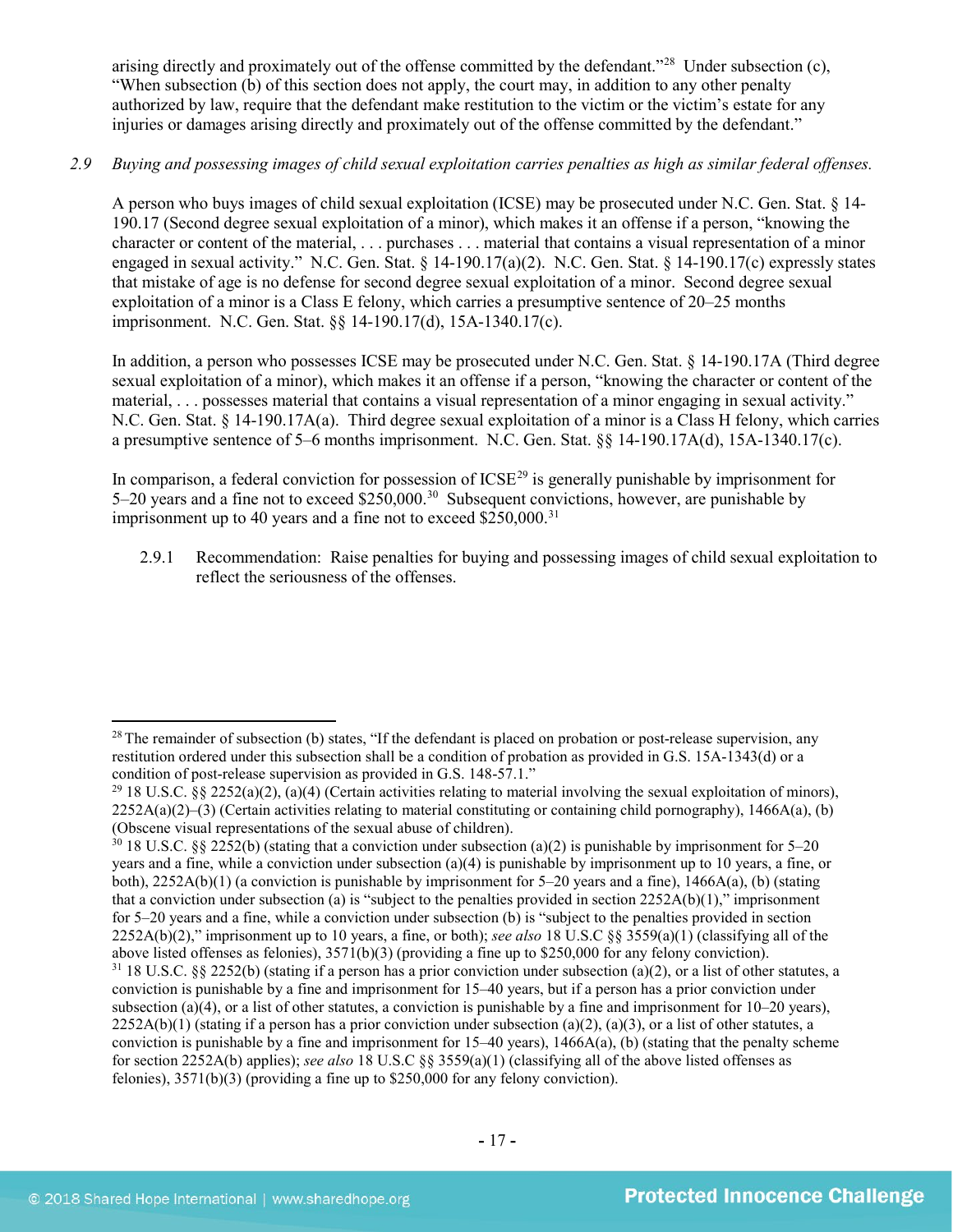arising directly and proximately out of the offense committed by the defendant."[28] Under subsection (c), "When subsection (b) of this section does not apply, the court may, in addition to any other penalty authorized by law, require that the defendant make restitution to the victim or the victim's estate for any injuries or damages arising directly and proximately out of the offense committed by the defendant."

*2.9 Buying and possessing images of child sexual exploitation carries penalties as high as similar federal offenses.*

A person who buys images of child sexual exploitation (ICSE) may be prosecuted under N.C. Gen. Stat. § 14-190.17 (Second degree sexual exploitation of a minor), which makes it an offense if a person, "knowing the character or content of the material, . . . purchases . . . material that contains a visual representation of a minor engaged in sexual activity." N.C. Gen. Stat. § 14-190.17(a)(2). N.C. Gen. Stat. § 14-190.17(c) expressly states that mistake of age is no defense for second degree sexual exploitation of a minor. Second degree sexual exploitation of a minor is a Class E felony, which carries a presumptive sentence of 20–25 months imprisonment. N.C. Gen. Stat. §§ 14-190.17(d), 15A-1340.17(c).

In addition, a person who possesses ICSE may be prosecuted under N.C. Gen. Stat. § 14-190.17A (Third degree sexual exploitation of a minor), which makes it an offense if a person, "knowing the character or content of the material, . . . possesses material that contains a visual representation of a minor engaging in sexual activity." N.C. Gen. Stat. § 14-190.17A(a). Third degree sexual exploitation of a minor is a Class H felony, which carries a presumptive sentence of 5–6 months imprisonment. N.C. Gen. Stat. §§ 14-190.17A(d), 15A-1340.17(c).

In comparison, a federal conviction for possession of ICSE[29] is generally punishable by imprisonment for 5–20 years and a fine not to exceed $250,000.[30] Subsequent convictions, however, are punishable by imprisonment up to 40 years and a fine not to exceed $250,000.[31]

2.9.1 Recommendation: Raise penalties for buying and possessing images of child sexual exploitation to reflect the seriousness of the offenses.

---

[28] The remainder of subsection (b) states, "If the defendant is placed on probation or post-release supervision, any restitution ordered under this subsection shall be a condition of probation as provided in G.S. 15A-1343(d) or a condition of post-release supervision as provided in G.S. 148-57.1."

[29] 18 U.S.C. §§ 2252(a)(2), (a)(4) (Certain activities relating to material involving the sexual exploitation of minors), 2252A(a)(2)–(3) (Certain activities relating to material constituting or containing child pornography), 1466A(a), (b) (Obscene visual representations of the sexual abuse of children).

[30] 18 U.S.C. §§ 2252(b) (stating that a conviction under subsection (a)(2) is punishable by imprisonment for 5–20 years and a fine, while a conviction under subsection (a)(4) is punishable by imprisonment up to 10 years, a fine, or both), 2252A(b)(1) (a conviction is punishable by imprisonment for 5–20 years and a fine), 1466A(a), (b) (stating that a conviction under subsection (a) is "subject to the penalties provided in section 2252A(b)(1)," imprisonment for 5–20 years and a fine, while a conviction under subsection (b) is "subject to the penalties provided in section 2252A(b)(2)," imprisonment up to 10 years, a fine, or both); *see also* 18 U.S.C §§ 3559(a)(1) (classifying all of the above listed offenses as felonies), 3571(b)(3) (providing a fine up to $250,000 for any felony conviction).

[31] 18 U.S.C. §§ 2252(b) (stating if a person has a prior conviction under subsection (a)(2), or a list of other statutes, a conviction is punishable by a fine and imprisonment for 15–40 years, but if a person has a prior conviction under subsection (a)(4), or a list of other statutes, a conviction is punishable by a fine and imprisonment for 10–20 years), 2252A(b)(1) (stating if a person has a prior conviction under subsection (a)(2), (a)(3), or a list of other statutes, a conviction is punishable by a fine and imprisonment for 15–40 years), 1466A(a), (b) (stating that the penalty scheme for section 2252A(b) applies); *see also* 18 U.S.C §§ 3559(a)(1) (classifying all of the above listed offenses as felonies), 3571(b)(3) (providing a fine up to $250,000 for any felony conviction).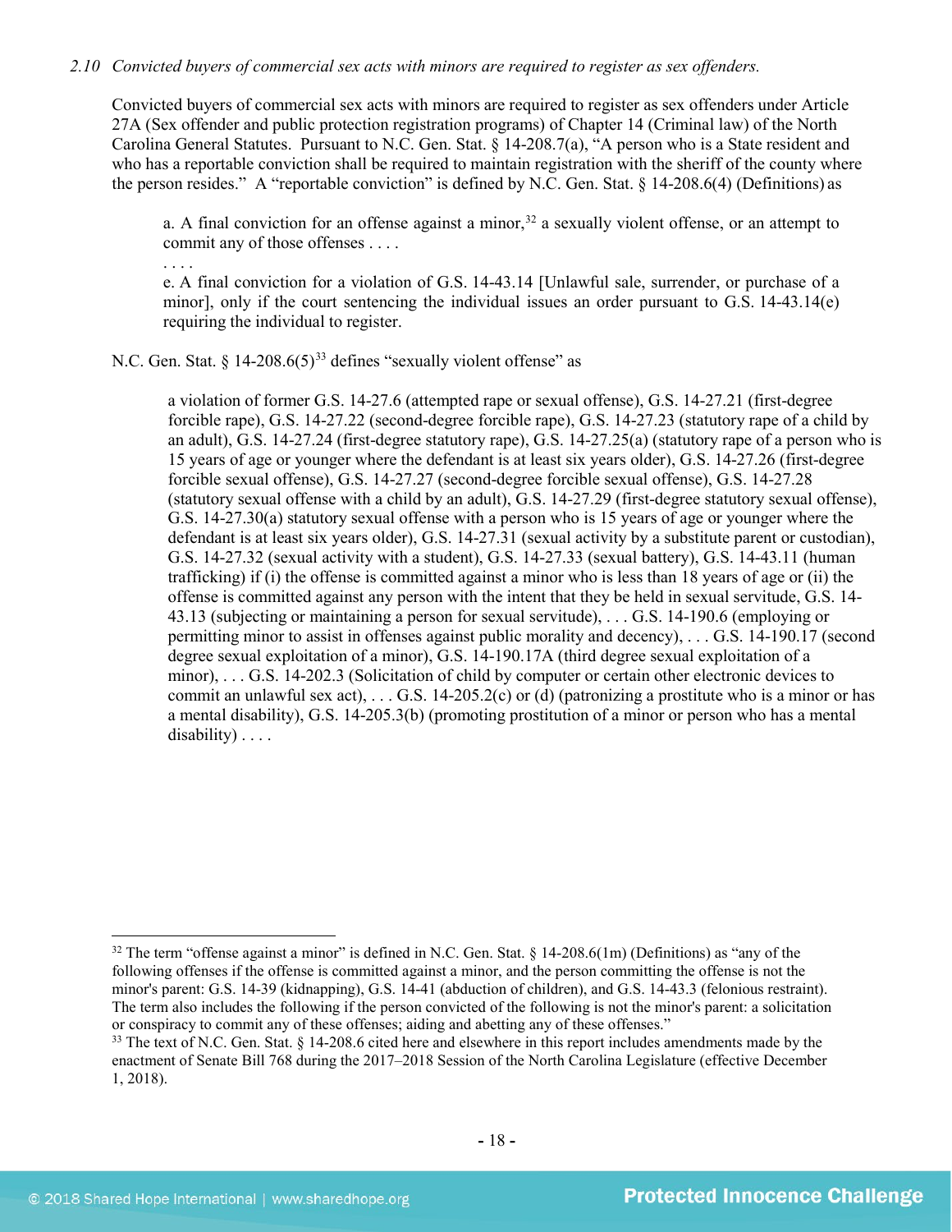*2.10 Convicted buyers of commercial sex acts with minors are required to register as sex offenders.*

Convicted buyers of commercial sex acts with minors are required to register as sex offenders under Article 27A (Sex offender and public protection registration programs) of Chapter 14 (Criminal law) of the North Carolina General Statutes. Pursuant to N.C. Gen. Stat. § 14-208.7(a), "A person who is a State resident and who has a reportable conviction shall be required to maintain registration with the sheriff of the county where the person resides." A "reportable conviction" is defined by N.C. Gen. Stat. § 14-208.6(4) (Definitions) as

> a. A final conviction for an offense against a minor,[32] a sexually violent offense, or an attempt to commit any of those offenses . . . .
>
> . . . .
>
> e. A final conviction for a violation of G.S. 14-43.14 [Unlawful sale, surrender, or purchase of a minor], only if the court sentencing the individual issues an order pursuant to G.S. 14-43.14(e) requiring the individual to register.

N.C. Gen. Stat. § 14-208.6(5)[33] defines "sexually violent offense" as

> a violation of former G.S. 14-27.6 (attempted rape or sexual offense), G.S. 14-27.21 (first-degree forcible rape), G.S. 14-27.22 (second-degree forcible rape), G.S. 14-27.23 (statutory rape of a child by an adult), G.S. 14-27.24 (first-degree statutory rape), G.S. 14-27.25(a) (statutory rape of a person who is 15 years of age or younger where the defendant is at least six years older), G.S. 14-27.26 (first-degree forcible sexual offense), G.S. 14-27.27 (second-degree forcible sexual offense), G.S. 14-27.28 (statutory sexual offense with a child by an adult), G.S. 14-27.29 (first-degree statutory sexual offense), G.S. 14-27.30(a) statutory sexual offense with a person who is 15 years of age or younger where the defendant is at least six years older), G.S. 14-27.31 (sexual activity by a substitute parent or custodian), G.S. 14-27.32 (sexual activity with a student), G.S. 14-27.33 (sexual battery), G.S. 14-43.11 (human trafficking) if (i) the offense is committed against a minor who is less than 18 years of age or (ii) the offense is committed against any person with the intent that they be held in sexual servitude, G.S. 14-43.13 (subjecting or maintaining a person for sexual servitude), . . . G.S. 14-190.6 (employing or permitting minor to assist in offenses against public morality and decency), . . . G.S. 14-190.17 (second degree sexual exploitation of a minor), G.S. 14-190.17A (third degree sexual exploitation of a minor), . . . G.S. 14-202.3 (Solicitation of child by computer or certain other electronic devices to commit an unlawful sex act), . . . G.S. 14-205.2(c) or (d) (patronizing a prostitute who is a minor or has a mental disability), G.S. 14-205.3(b) (promoting prostitution of a minor or person who has a mental disability) . . . .

---

[32] The term "offense against a minor" is defined in N.C. Gen. Stat. § 14-208.6(1m) (Definitions) as "any of the following offenses if the offense is committed against a minor, and the person committing the offense is not the minor's parent: G.S. 14-39 (kidnapping), G.S. 14-41 (abduction of children), and G.S. 14-43.3 (felonious restraint). The term also includes the following if the person convicted of the following is not the minor's parent: a solicitation or conspiracy to commit any of these offenses; aiding and abetting any of these offenses."

[33] The text of N.C. Gen. Stat. § 14-208.6 cited here and elsewhere in this report includes amendments made by the enactment of Senate Bill 768 during the 2017–2018 Session of the North Carolina Legislature (effective December 1, 2018).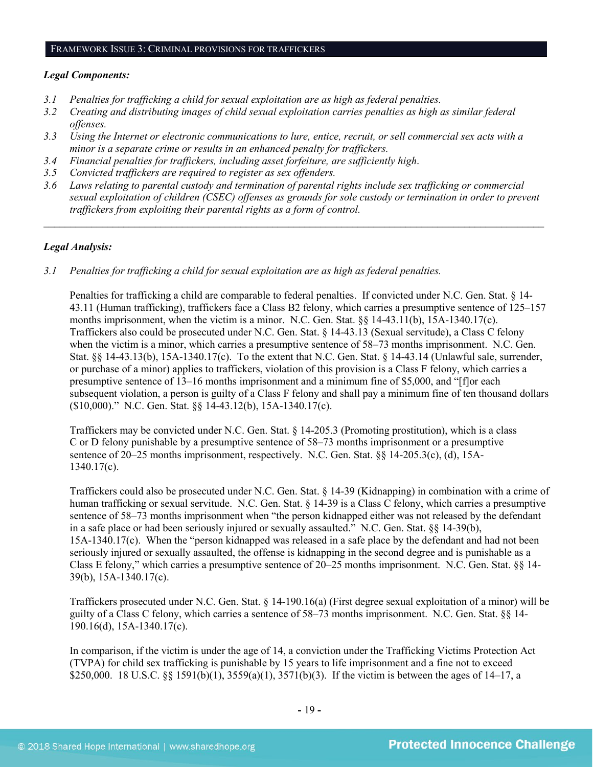## FRAMEWORK ISSUE 3: CRIMINAL PROVISIONS FOR TRAFFICKERS

***Legal Components:***

*3.1 Penalties for trafficking a child for sexual exploitation are as high as federal penalties.*

*3.2 Creating and distributing images of child sexual exploitation carries penalties as high as similar federal offenses.*

*3.3 Using the Internet or electronic communications to lure, entice, recruit, or sell commercial sex acts with a minor is a separate crime or results in an enhanced penalty for traffickers.*

*3.4 Financial penalties for traffickers, including asset forfeiture, are sufficiently high.*

*3.5 Convicted traffickers are required to register as sex offenders.*

*3.6 Laws relating to parental custody and termination of parental rights include sex trafficking or commercial sexual exploitation of children (CSEC) offenses as grounds for sole custody or termination in order to prevent traffickers from exploiting their parental rights as a form of control.*

---

***Legal Analysis:***

*3.1 Penalties for trafficking a child for sexual exploitation are as high as federal penalties.*

Penalties for trafficking a child are comparable to federal penalties. If convicted under N.C. Gen. Stat. § 14-43.11 (Human trafficking), traffickers face a Class B2 felony, which carries a presumptive sentence of 125–157 months imprisonment, when the victim is a minor. N.C. Gen. Stat. §§ 14-43.11(b), 15A-1340.17(c). Traffickers also could be prosecuted under N.C. Gen. Stat. § 14-43.13 (Sexual servitude), a Class C felony when the victim is a minor, which carries a presumptive sentence of 58–73 months imprisonment. N.C. Gen. Stat. §§ 14-43.13(b), 15A-1340.17(c). To the extent that N.C. Gen. Stat. § 14-43.14 (Unlawful sale, surrender, or purchase of a minor) applies to traffickers, violation of this provision is a Class F felony, which carries a presumptive sentence of 13–16 months imprisonment and a minimum fine of $5,000, and "[f]or each subsequent violation, a person is guilty of a Class F felony and shall pay a minimum fine of ten thousand dollars ($10,000)." N.C. Gen. Stat. §§ 14-43.12(b), 15A-1340.17(c).

Traffickers may be convicted under N.C. Gen. Stat. § 14-205.3 (Promoting prostitution), which is a class C or D felony punishable by a presumptive sentence of 58–73 months imprisonment or a presumptive sentence of 20–25 months imprisonment, respectively. N.C. Gen. Stat. §§ 14-205.3(c), (d), 15A-1340.17(c).

Traffickers could also be prosecuted under N.C. Gen. Stat. § 14-39 (Kidnapping) in combination with a crime of human trafficking or sexual servitude. N.C. Gen. Stat. § 14-39 is a Class C felony, which carries a presumptive sentence of 58–73 months imprisonment when "the person kidnapped either was not released by the defendant in a safe place or had been seriously injured or sexually assaulted." N.C. Gen. Stat. §§ 14-39(b), 15A-1340.17(c). When the "person kidnapped was released in a safe place by the defendant and had not been seriously injured or sexually assaulted, the offense is kidnapping in the second degree and is punishable as a Class E felony," which carries a presumptive sentence of 20–25 months imprisonment. N.C. Gen. Stat. §§ 14-39(b), 15A-1340.17(c).

Traffickers prosecuted under N.C. Gen. Stat. § 14-190.16(a) (First degree sexual exploitation of a minor) will be guilty of a Class C felony, which carries a sentence of 58–73 months imprisonment. N.C. Gen. Stat. §§ 14-190.16(d), 15A-1340.17(c).

In comparison, if the victim is under the age of 14, a conviction under the Trafficking Victims Protection Act (TVPA) for child sex trafficking is punishable by 15 years to life imprisonment and a fine not to exceed $250,000. 18 U.S.C. §§ 1591(b)(1), 3559(a)(1), 3571(b)(3). If the victim is between the ages of 14–17, a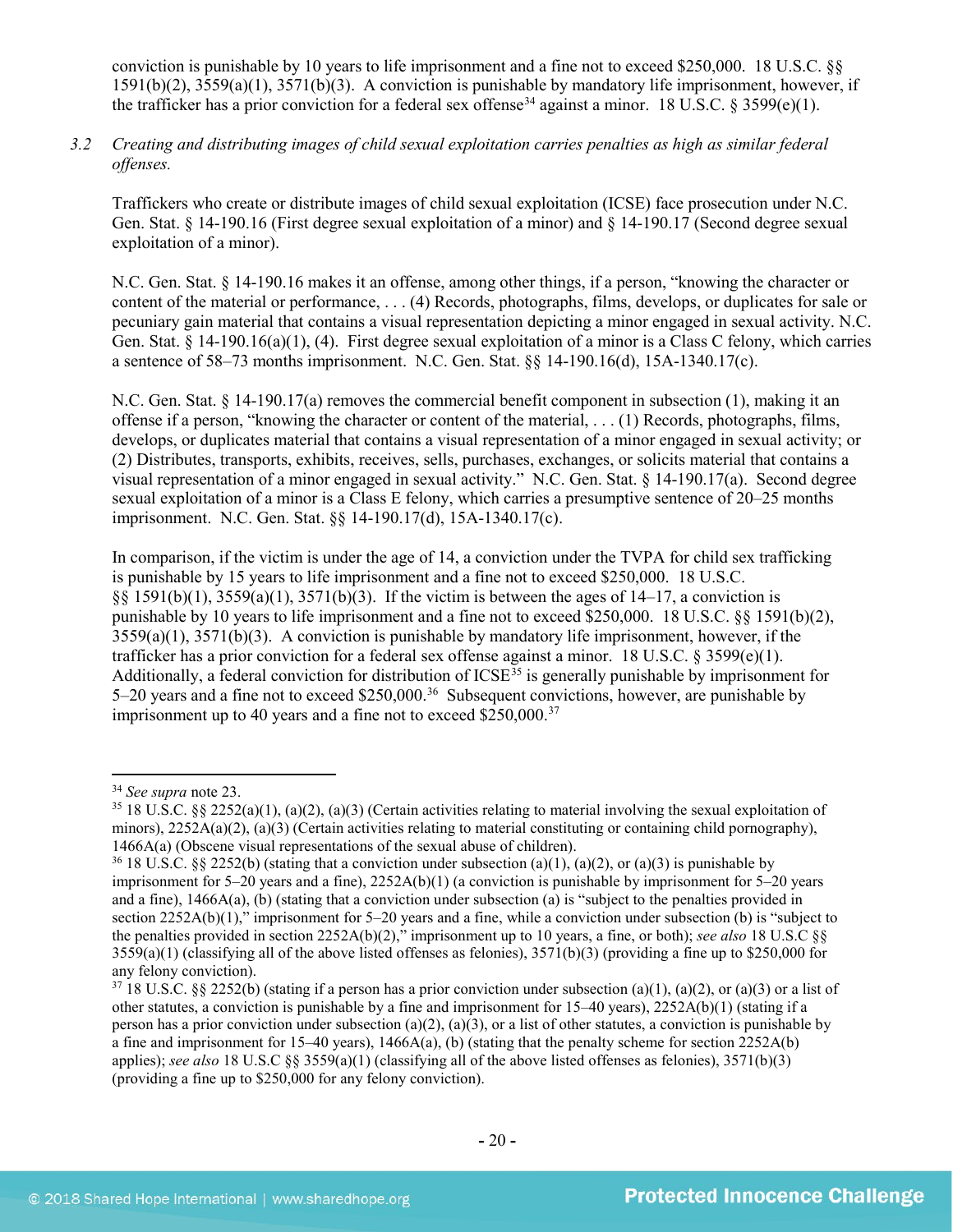conviction is punishable by 10 years to life imprisonment and a fine not to exceed $250,000. 18 U.S.C. §§ 1591(b)(2), 3559(a)(1), 3571(b)(3). A conviction is punishable by mandatory life imprisonment, however, if the trafficker has a prior conviction for a federal sex offense[34] against a minor. 18 U.S.C. § 3599(e)(1).

3.2 *Creating and distributing images of child sexual exploitation carries penalties as high as similar federal offenses.*

Traffickers who create or distribute images of child sexual exploitation (ICSE) face prosecution under N.C. Gen. Stat. § 14-190.16 (First degree sexual exploitation of a minor) and § 14-190.17 (Second degree sexual exploitation of a minor).

N.C. Gen. Stat. § 14-190.16 makes it an offense, among other things, if a person, "knowing the character or content of the material or performance, . . . (4) Records, photographs, films, develops, or duplicates for sale or pecuniary gain material that contains a visual representation depicting a minor engaged in sexual activity. N.C. Gen. Stat. § 14-190.16(a)(1), (4). First degree sexual exploitation of a minor is a Class C felony, which carries a sentence of 58–73 months imprisonment. N.C. Gen. Stat. §§ 14-190.16(d), 15A-1340.17(c).

N.C. Gen. Stat. § 14-190.17(a) removes the commercial benefit component in subsection (1), making it an offense if a person, "knowing the character or content of the material, . . . (1) Records, photographs, films, develops, or duplicates material that contains a visual representation of a minor engaged in sexual activity; or (2) Distributes, transports, exhibits, receives, sells, purchases, exchanges, or solicits material that contains a visual representation of a minor engaged in sexual activity." N.C. Gen. Stat. § 14-190.17(a). Second degree sexual exploitation of a minor is a Class E felony, which carries a presumptive sentence of 20–25 months imprisonment. N.C. Gen. Stat. §§ 14-190.17(d), 15A-1340.17(c).

In comparison, if the victim is under the age of 14, a conviction under the TVPA for child sex trafficking is punishable by 15 years to life imprisonment and a fine not to exceed $250,000. 18 U.S.C. §§ 1591(b)(1), 3559(a)(1), 3571(b)(3). If the victim is between the ages of 14–17, a conviction is punishable by 10 years to life imprisonment and a fine not to exceed $250,000. 18 U.S.C. §§ 1591(b)(2), 3559(a)(1), 3571(b)(3). A conviction is punishable by mandatory life imprisonment, however, if the trafficker has a prior conviction for a federal sex offense against a minor. 18 U.S.C. § 3599(e)(1). Additionally, a federal conviction for distribution of ICSE[35] is generally punishable by imprisonment for 5–20 years and a fine not to exceed $250,000.[36] Subsequent convictions, however, are punishable by imprisonment up to 40 years and a fine not to exceed $250,000.[37]

---

[34] *See supra* note 23.

[35] 18 U.S.C. §§ 2252(a)(1), (a)(2), (a)(3) (Certain activities relating to material involving the sexual exploitation of minors), 2252A(a)(2), (a)(3) (Certain activities relating to material constituting or containing child pornography), 1466A(a) (Obscene visual representations of the sexual abuse of children).

[36] 18 U.S.C. §§ 2252(b) (stating that a conviction under subsection (a)(1), (a)(2), or (a)(3) is punishable by imprisonment for 5–20 years and a fine), 2252A(b)(1) (a conviction is punishable by imprisonment for 5–20 years and a fine), 1466A(a), (b) (stating that a conviction under subsection (a) is "subject to the penalties provided in section 2252A(b)(1)," imprisonment for 5–20 years and a fine, while a conviction under subsection (b) is "subject to the penalties provided in section 2252A(b)(2)," imprisonment up to 10 years, a fine, or both); *see also* 18 U.S.C §§ 3559(a)(1) (classifying all of the above listed offenses as felonies), 3571(b)(3) (providing a fine up to $250,000 for any felony conviction).

[37] 18 U.S.C. §§ 2252(b) (stating if a person has a prior conviction under subsection (a)(1), (a)(2), or (a)(3) or a list of other statutes, a conviction is punishable by a fine and imprisonment for 15–40 years), 2252A(b)(1) (stating if a person has a prior conviction under subsection (a)(2), (a)(3), or a list of other statutes, a conviction is punishable by a fine and imprisonment for 15–40 years), 1466A(a), (b) (stating that the penalty scheme for section 2252A(b) applies); *see also* 18 U.S.C §§ 3559(a)(1) (classifying all of the above listed offenses as felonies), 3571(b)(3) (providing a fine up to $250,000 for any felony conviction).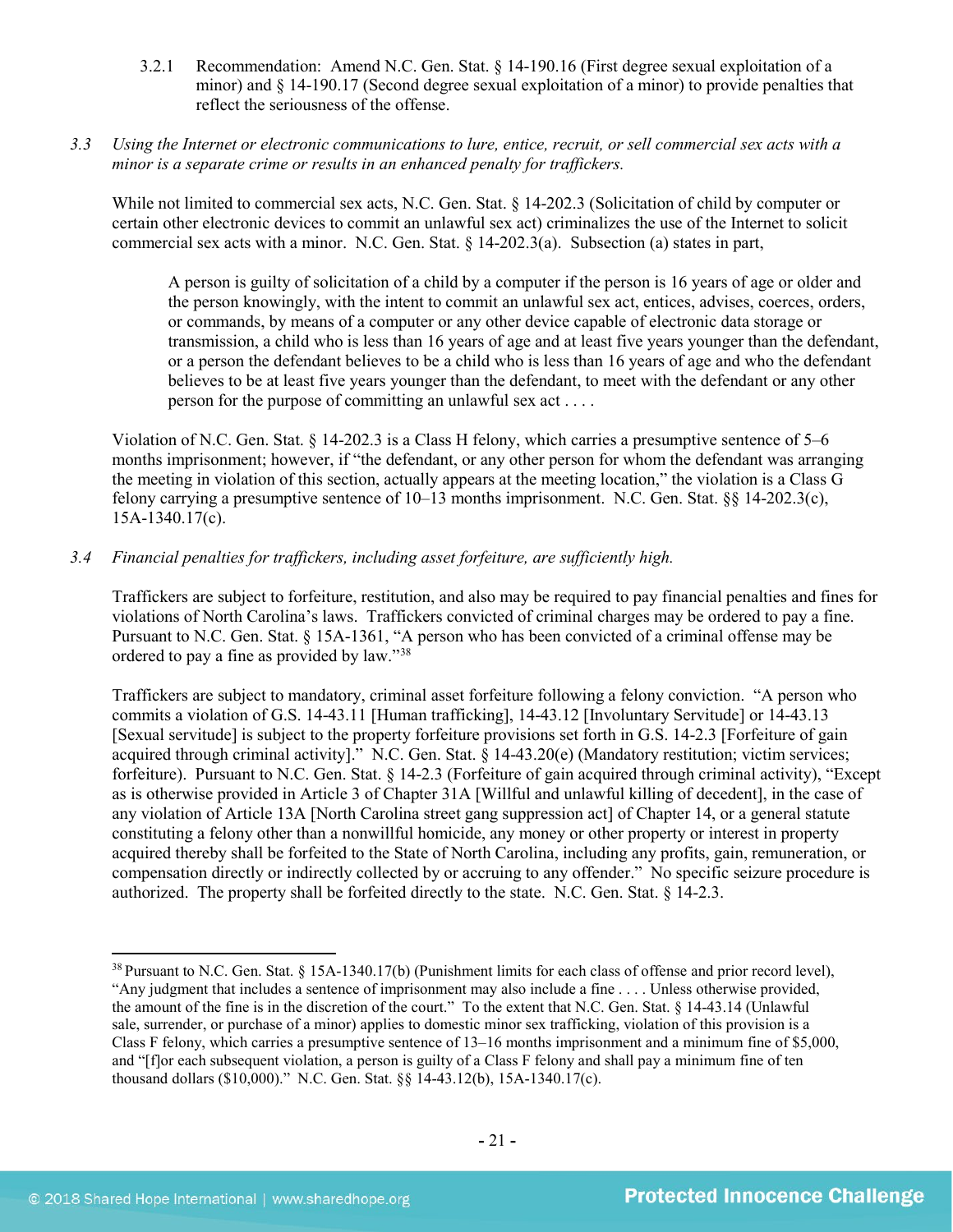3.2.1 Recommendation: Amend N.C. Gen. Stat. § 14-190.16 (First degree sexual exploitation of a minor) and § 14-190.17 (Second degree sexual exploitation of a minor) to provide penalties that reflect the seriousness of the offense.

*3.3 Using the Internet or electronic communications to lure, entice, recruit, or sell commercial sex acts with a minor is a separate crime or results in an enhanced penalty for traffickers.*

While not limited to commercial sex acts, N.C. Gen. Stat. § 14-202.3 (Solicitation of child by computer or certain other electronic devices to commit an unlawful sex act) criminalizes the use of the Internet to solicit commercial sex acts with a minor. N.C. Gen. Stat. § 14-202.3(a). Subsection (a) states in part,

> A person is guilty of solicitation of a child by a computer if the person is 16 years of age or older and the person knowingly, with the intent to commit an unlawful sex act, entices, advises, coerces, orders, or commands, by means of a computer or any other device capable of electronic data storage or transmission, a child who is less than 16 years of age and at least five years younger than the defendant, or a person the defendant believes to be a child who is less than 16 years of age and who the defendant believes to be at least five years younger than the defendant, to meet with the defendant or any other person for the purpose of committing an unlawful sex act . . . .

Violation of N.C. Gen. Stat. § 14-202.3 is a Class H felony, which carries a presumptive sentence of 5–6 months imprisonment; however, if "the defendant, or any other person for whom the defendant was arranging the meeting in violation of this section, actually appears at the meeting location," the violation is a Class G felony carrying a presumptive sentence of 10–13 months imprisonment. N.C. Gen. Stat. §§ 14-202.3(c), 15A-1340.17(c).

*3.4 Financial penalties for traffickers, including asset forfeiture, are sufficiently high.*

Traffickers are subject to forfeiture, restitution, and also may be required to pay financial penalties and fines for violations of North Carolina's laws. Traffickers convicted of criminal charges may be ordered to pay a fine. Pursuant to N.C. Gen. Stat. § 15A-1361, "A person who has been convicted of a criminal offense may be ordered to pay a fine as provided by law."[38]

Traffickers are subject to mandatory, criminal asset forfeiture following a felony conviction. "A person who commits a violation of G.S. 14-43.11 [Human trafficking], 14-43.12 [Involuntary Servitude] or 14-43.13 [Sexual servitude] is subject to the property forfeiture provisions set forth in G.S. 14-2.3 [Forfeiture of gain acquired through criminal activity]." N.C. Gen. Stat. § 14-43.20(e) (Mandatory restitution; victim services; forfeiture). Pursuant to N.C. Gen. Stat. § 14-2.3 (Forfeiture of gain acquired through criminal activity), "Except as is otherwise provided in Article 3 of Chapter 31A [Willful and unlawful killing of decedent], in the case of any violation of Article 13A [North Carolina street gang suppression act] of Chapter 14, or a general statute constituting a felony other than a nonwillful homicide, any money or other property or interest in property acquired thereby shall be forfeited to the State of North Carolina, including any profits, gain, remuneration, or compensation directly or indirectly collected by or accruing to any offender." No specific seizure procedure is authorized. The property shall be forfeited directly to the state. N.C. Gen. Stat. § 14-2.3.

---

[38] Pursuant to N.C. Gen. Stat. § 15A-1340.17(b) (Punishment limits for each class of offense and prior record level), "Any judgment that includes a sentence of imprisonment may also include a fine . . . . Unless otherwise provided, the amount of the fine is in the discretion of the court." To the extent that N.C. Gen. Stat. § 14-43.14 (Unlawful sale, surrender, or purchase of a minor) applies to domestic minor sex trafficking, violation of this provision is a Class F felony, which carries a presumptive sentence of 13–16 months imprisonment and a minimum fine of $5,000, and "[f]or each subsequent violation, a person is guilty of a Class F felony and shall pay a minimum fine of ten thousand dollars ($10,000)." N.C. Gen. Stat. §§ 14-43.12(b), 15A-1340.17(c).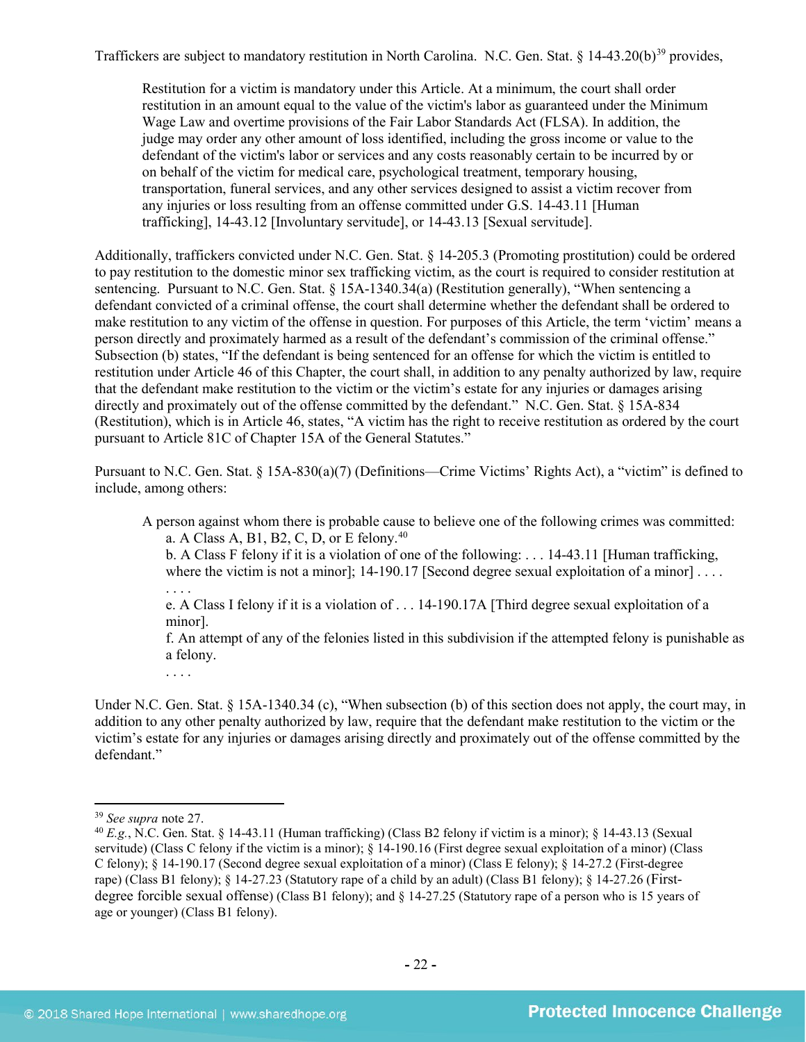Traffickers are subject to mandatory restitution in North Carolina. N.C. Gen. Stat. § 14-43.20(b)[39] provides,

> Restitution for a victim is mandatory under this Article. At a minimum, the court shall order restitution in an amount equal to the value of the victim's labor as guaranteed under the Minimum Wage Law and overtime provisions of the Fair Labor Standards Act (FLSA). In addition, the judge may order any other amount of loss identified, including the gross income or value to the defendant of the victim's labor or services and any costs reasonably certain to be incurred by or on behalf of the victim for medical care, psychological treatment, temporary housing, transportation, funeral services, and any other services designed to assist a victim recover from any injuries or loss resulting from an offense committed under G.S. 14-43.11 [Human trafficking], 14-43.12 [Involuntary servitude], or 14-43.13 [Sexual servitude].

Additionally, traffickers convicted under N.C. Gen. Stat. § 14-205.3 (Promoting prostitution) could be ordered to pay restitution to the domestic minor sex trafficking victim, as the court is required to consider restitution at sentencing. Pursuant to N.C. Gen. Stat. § 15A-1340.34(a) (Restitution generally), "When sentencing a defendant convicted of a criminal offense, the court shall determine whether the defendant shall be ordered to make restitution to any victim of the offense in question. For purposes of this Article, the term 'victim' means a person directly and proximately harmed as a result of the defendant's commission of the criminal offense." Subsection (b) states, "If the defendant is being sentenced for an offense for which the victim is entitled to restitution under Article 46 of this Chapter, the court shall, in addition to any penalty authorized by law, require that the defendant make restitution to the victim or the victim's estate for any injuries or damages arising directly and proximately out of the offense committed by the defendant." N.C. Gen. Stat. § 15A-834 (Restitution), which is in Article 46, states, "A victim has the right to receive restitution as ordered by the court pursuant to Article 81C of Chapter 15A of the General Statutes."

Pursuant to N.C. Gen. Stat. § 15A-830(a)(7) (Definitions—Crime Victims' Rights Act), a "victim" is defined to include, among others:

> A person against whom there is probable cause to believe one of the following crimes was committed:
>
> a. A Class A, B1, B2, C, D, or E felony.[40]
>
> b. A Class F felony if it is a violation of one of the following: . . . 14-43.11 [Human trafficking, where the victim is not a minor]; 14-190.17 [Second degree sexual exploitation of a minor] . . . .
>
> . . . .
>
> e. A Class I felony if it is a violation of . . . 14-190.17A [Third degree sexual exploitation of a minor].
>
> f. An attempt of any of the felonies listed in this subdivision if the attempted felony is punishable as a felony.
>
> . . . .

Under N.C. Gen. Stat. § 15A-1340.34 (c), "When subsection (b) of this section does not apply, the court may, in addition to any other penalty authorized by law, require that the defendant make restitution to the victim or the victim's estate for any injuries or damages arising directly and proximately out of the offense committed by the defendant."

---

[39] *See supra* note 27.

[40] *E.g.*, N.C. Gen. Stat. § 14-43.11 (Human trafficking) (Class B2 felony if victim is a minor); § 14-43.13 (Sexual servitude) (Class C felony if the victim is a minor); § 14-190.16 (First degree sexual exploitation of a minor) (Class C felony); § 14-190.17 (Second degree sexual exploitation of a minor) (Class E felony); § 14-27.2 (First-degree rape) (Class B1 felony); § 14-27.23 (Statutory rape of a child by an adult) (Class B1 felony); § 14-27.26 (First-degree forcible sexual offense) (Class B1 felony); and § 14-27.25 (Statutory rape of a person who is 15 years of age or younger) (Class B1 felony).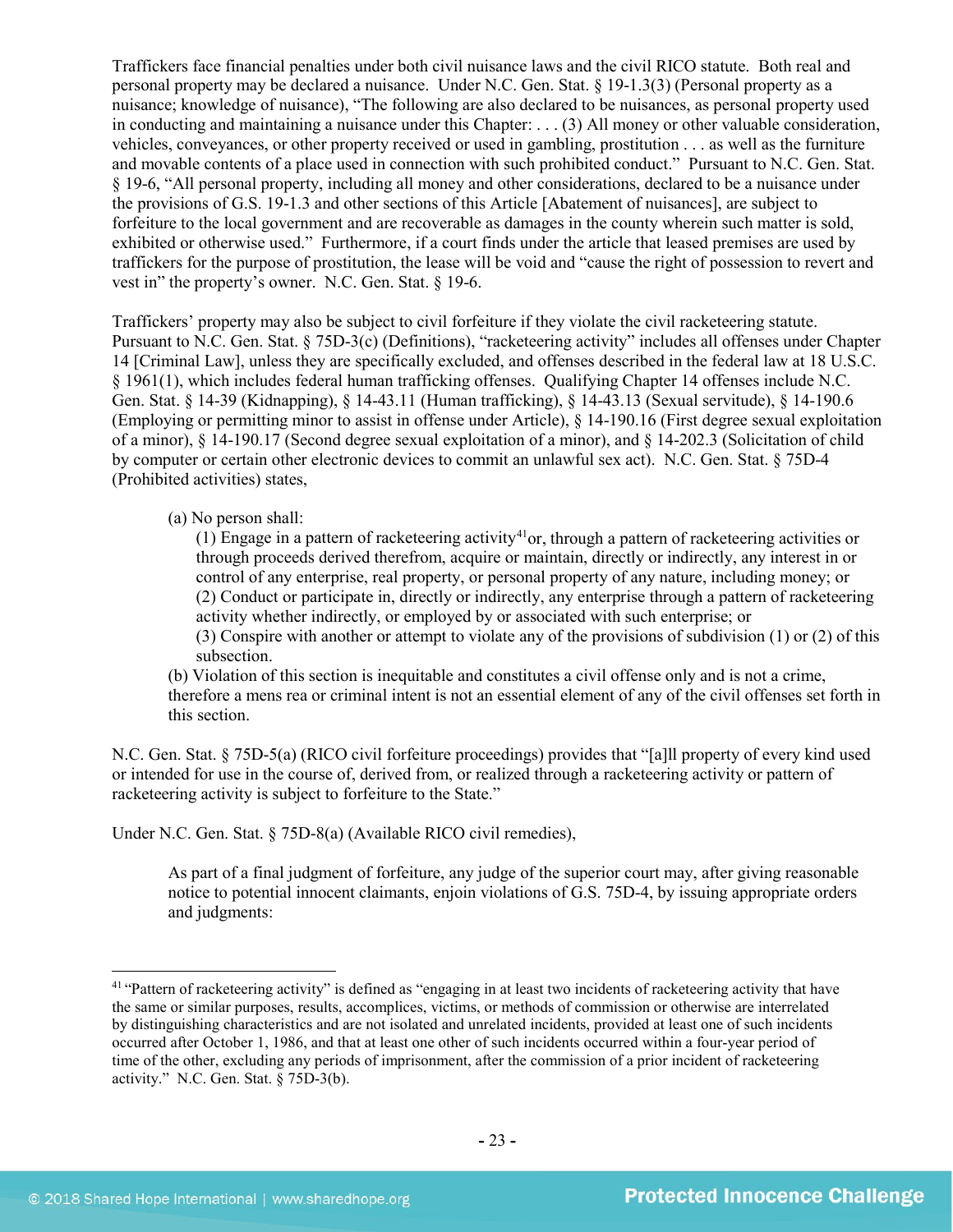Traffickers face financial penalties under both civil nuisance laws and the civil RICO statute. Both real and personal property may be declared a nuisance. Under N.C. Gen. Stat. § 19-1.3(3) (Personal property as a nuisance; knowledge of nuisance), "The following are also declared to be nuisances, as personal property used in conducting and maintaining a nuisance under this Chapter: . . . (3) All money or other valuable consideration, vehicles, conveyances, or other property received or used in gambling, prostitution . . . as well as the furniture and movable contents of a place used in connection with such prohibited conduct." Pursuant to N.C. Gen. Stat. § 19-6, "All personal property, including all money and other considerations, declared to be a nuisance under the provisions of G.S. 19-1.3 and other sections of this Article [Abatement of nuisances], are subject to forfeiture to the local government and are recoverable as damages in the county wherein such matter is sold, exhibited or otherwise used." Furthermore, if a court finds under the article that leased premises are used by traffickers for the purpose of prostitution, the lease will be void and "cause the right of possession to revert and vest in" the property's owner. N.C. Gen. Stat. § 19-6.

Traffickers' property may also be subject to civil forfeiture if they violate the civil racketeering statute. Pursuant to N.C. Gen. Stat. § 75D-3(c) (Definitions), "racketeering activity" includes all offenses under Chapter 14 [Criminal Law], unless they are specifically excluded, and offenses described in the federal law at 18 U.S.C. § 1961(1), which includes federal human trafficking offenses. Qualifying Chapter 14 offenses include N.C. Gen. Stat. § 14-39 (Kidnapping), § 14-43.11 (Human trafficking), § 14-43.13 (Sexual servitude), § 14-190.6 (Employing or permitting minor to assist in offense under Article), § 14-190.16 (First degree sexual exploitation of a minor), § 14-190.17 (Second degree sexual exploitation of a minor), and § 14-202.3 (Solicitation of child by computer or certain other electronic devices to commit an unlawful sex act). N.C. Gen. Stat. § 75D-4 (Prohibited activities) states,

> (a) No person shall:
>
> (1) Engage in a pattern of racketeering activity[41] or, through a pattern of racketeering activities or through proceeds derived therefrom, acquire or maintain, directly or indirectly, any interest in or control of any enterprise, real property, or personal property of any nature, including money; or
>
> (2) Conduct or participate in, directly or indirectly, any enterprise through a pattern of racketeering activity whether indirectly, or employed by or associated with such enterprise; or
>
> (3) Conspire with another or attempt to violate any of the provisions of subdivision (1) or (2) of this subsection.
>
> (b) Violation of this section is inequitable and constitutes a civil offense only and is not a crime, therefore a mens rea or criminal intent is not an essential element of any of the civil offenses set forth in this section.

N.C. Gen. Stat. § 75D-5(a) (RICO civil forfeiture proceedings) provides that "[a]ll property of every kind used or intended for use in the course of, derived from, or realized through a racketeering activity or pattern of racketeering activity is subject to forfeiture to the State."

Under N.C. Gen. Stat. § 75D-8(a) (Available RICO civil remedies),

> As part of a final judgment of forfeiture, any judge of the superior court may, after giving reasonable notice to potential innocent claimants, enjoin violations of G.S. 75D-4, by issuing appropriate orders and judgments:

---

[41] "Pattern of racketeering activity" is defined as "engaging in at least two incidents of racketeering activity that have the same or similar purposes, results, accomplices, victims, or methods of commission or otherwise are interrelated by distinguishing characteristics and are not isolated and unrelated incidents, provided at least one of such incidents occurred after October 1, 1986, and that at least one other of such incidents occurred within a four-year period of time of the other, excluding any periods of imprisonment, after the commission of a prior incident of racketeering activity." N.C. Gen. Stat. § 75D-3(b).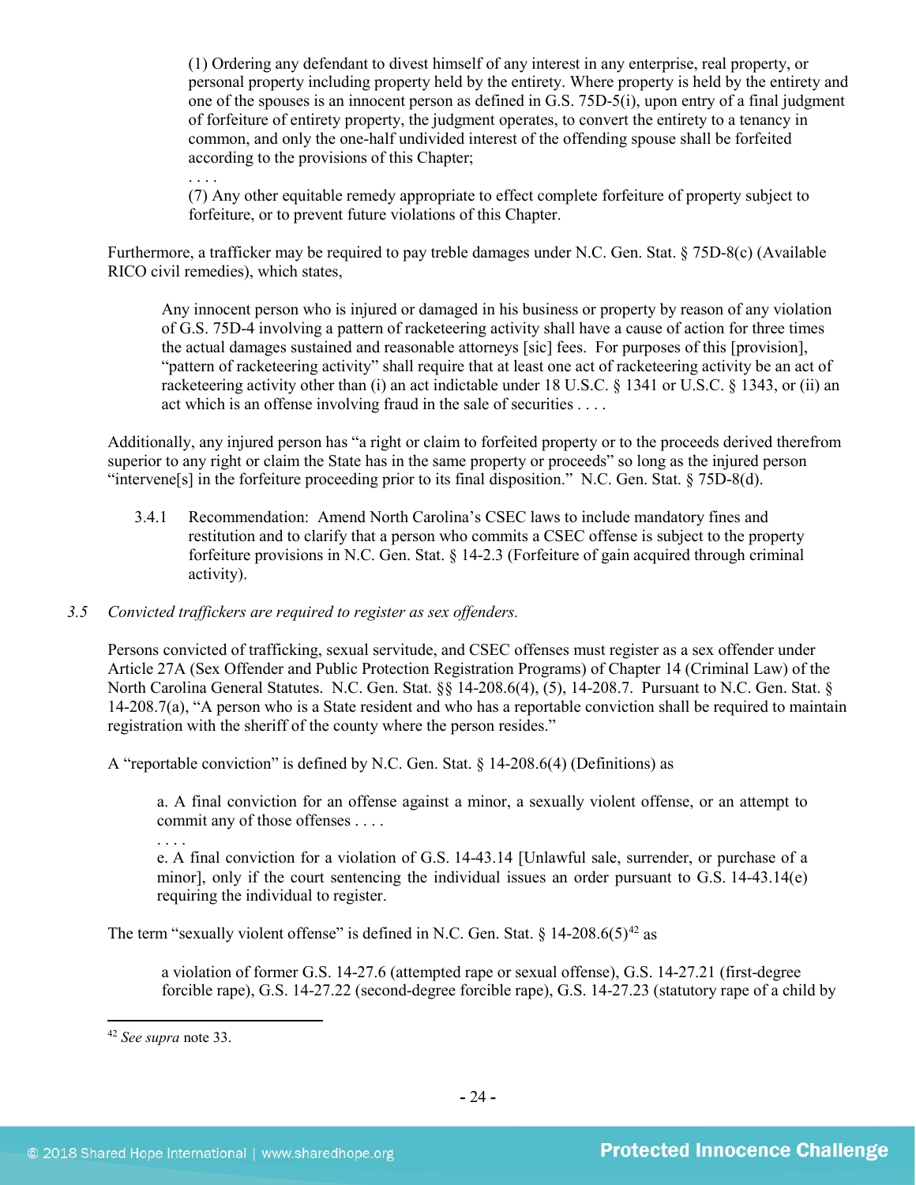> (1) Ordering any defendant to divest himself of any interest in any enterprise, real property, or personal property including property held by the entirety. Where property is held by the entirety and one of the spouses is an innocent person as defined in G.S. 75D-5(i), upon entry of a final judgment of forfeiture of entirety property, the judgment operates, to convert the entirety to a tenancy in common, and only the one-half undivided interest of the offending spouse shall be forfeited according to the provisions of this Chapter;
>
> . . . .
>
> (7) Any other equitable remedy appropriate to effect complete forfeiture of property subject to forfeiture, or to prevent future violations of this Chapter.

Furthermore, a trafficker may be required to pay treble damages under N.C. Gen. Stat. § 75D-8(c) (Available RICO civil remedies), which states,

> Any innocent person who is injured or damaged in his business or property by reason of any violation of G.S. 75D-4 involving a pattern of racketeering activity shall have a cause of action for three times the actual damages sustained and reasonable attorneys [sic] fees. For purposes of this [provision], "pattern of racketeering activity" shall require that at least one act of racketeering activity be an act of racketeering activity other than (i) an act indictable under 18 U.S.C. § 1341 or U.S.C. § 1343, or (ii) an act which is an offense involving fraud in the sale of securities . . . .

Additionally, any injured person has "a right or claim to forfeited property or to the proceeds derived therefrom superior to any right or claim the State has in the same property or proceeds" so long as the injured person "intervene[s] in the forfeiture proceeding prior to its final disposition." N.C. Gen. Stat. § 75D-8(d).

3.4.1 Recommendation: Amend North Carolina's CSEC laws to include mandatory fines and restitution and to clarify that a person who commits a CSEC offense is subject to the property forfeiture provisions in N.C. Gen. Stat. § 14-2.3 (Forfeiture of gain acquired through criminal activity).

*3.5 Convicted traffickers are required to register as sex offenders.*

Persons convicted of trafficking, sexual servitude, and CSEC offenses must register as a sex offender under Article 27A (Sex Offender and Public Protection Registration Programs) of Chapter 14 (Criminal Law) of the North Carolina General Statutes. N.C. Gen. Stat. §§ 14-208.6(4), (5), 14-208.7. Pursuant to N.C. Gen. Stat. § 14-208.7(a), "A person who is a State resident and who has a reportable conviction shall be required to maintain registration with the sheriff of the county where the person resides."

A "reportable conviction" is defined by N.C. Gen. Stat. § 14-208.6(4) (Definitions) as

> a. A final conviction for an offense against a minor, a sexually violent offense, or an attempt to commit any of those offenses . . . .
>
> . . . .
>
> e. A final conviction for a violation of G.S. 14-43.14 [Unlawful sale, surrender, or purchase of a minor], only if the court sentencing the individual issues an order pursuant to G.S. 14-43.14(e) requiring the individual to register.

The term "sexually violent offense" is defined in N.C. Gen. Stat. § 14-208.6(5)[42] as

> a violation of former G.S. 14-27.6 (attempted rape or sexual offense), G.S. 14-27.21 (first-degree forcible rape), G.S. 14-27.22 (second-degree forcible rape), G.S. 14-27.23 (statutory rape of a child by

---

[42] *See supra* note 33.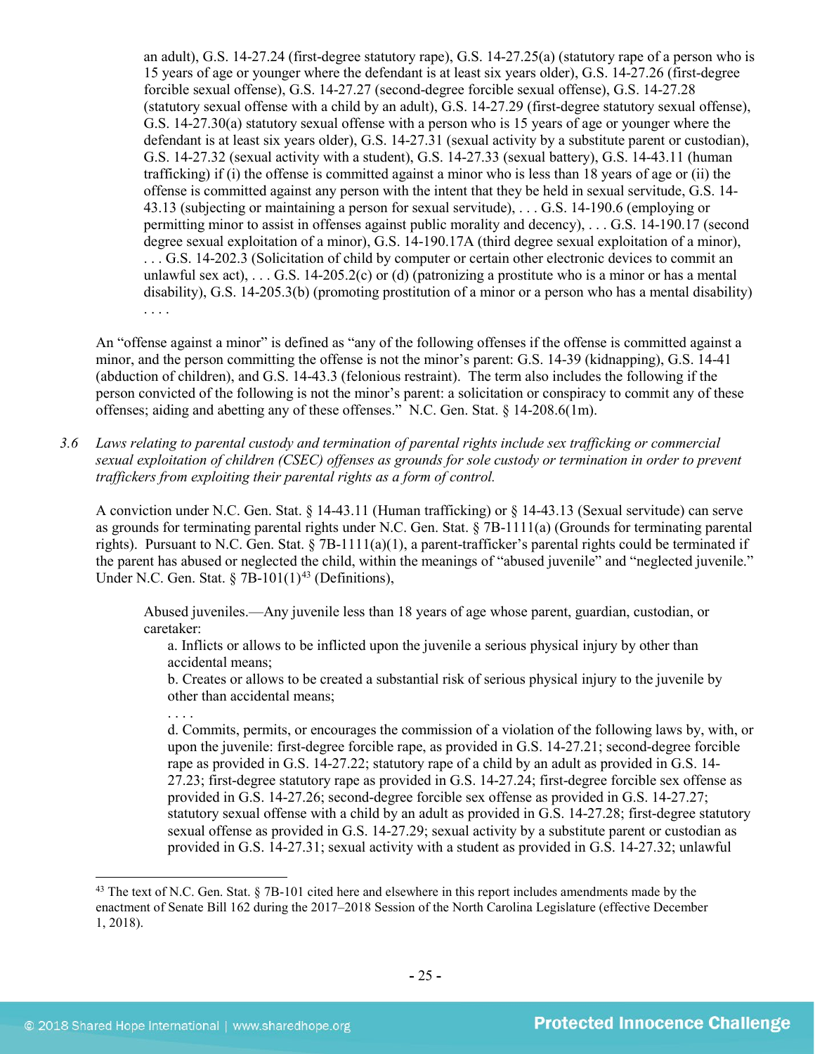> an adult), G.S. 14-27.24 (first-degree statutory rape), G.S. 14-27.25(a) (statutory rape of a person who is 15 years of age or younger where the defendant is at least six years older), G.S. 14-27.26 (first-degree forcible sexual offense), G.S. 14-27.27 (second-degree forcible sexual offense), G.S. 14-27.28 (statutory sexual offense with a child by an adult), G.S. 14-27.29 (first-degree statutory sexual offense), G.S. 14-27.30(a) statutory sexual offense with a person who is 15 years of age or younger where the defendant is at least six years older), G.S. 14-27.31 (sexual activity by a substitute parent or custodian), G.S. 14-27.32 (sexual activity with a student), G.S. 14-27.33 (sexual battery), G.S. 14-43.11 (human trafficking) if (i) the offense is committed against a minor who is less than 18 years of age or (ii) the offense is committed against any person with the intent that they be held in sexual servitude, G.S. 14-43.13 (subjecting or maintaining a person for sexual servitude), . . . G.S. 14-190.6 (employing or permitting minor to assist in offenses against public morality and decency), . . . G.S. 14-190.17 (second degree sexual exploitation of a minor), G.S. 14-190.17A (third degree sexual exploitation of a minor), . . . G.S. 14-202.3 (Solicitation of child by computer or certain other electronic devices to commit an unlawful sex act), . . . G.S. 14-205.2(c) or (d) (patronizing a prostitute who is a minor or has a mental disability), G.S. 14-205.3(b) (promoting prostitution of a minor or a person who has a mental disability) . . . .

An "offense against a minor" is defined as "any of the following offenses if the offense is committed against a minor, and the person committing the offense is not the minor's parent: G.S. 14-39 (kidnapping), G.S. 14-41 (abduction of children), and G.S. 14-43.3 (felonious restraint). The term also includes the following if the person convicted of the following is not the minor's parent: a solicitation or conspiracy to commit any of these offenses; aiding and abetting any of these offenses." N.C. Gen. Stat. § 14-208.6(1m).

*3.6 Laws relating to parental custody and termination of parental rights include sex trafficking or commercial sexual exploitation of children (CSEC) offenses as grounds for sole custody or termination in order to prevent traffickers from exploiting their parental rights as a form of control.*

A conviction under N.C. Gen. Stat. § 14-43.11 (Human trafficking) or § 14-43.13 (Sexual servitude) can serve as grounds for terminating parental rights under N.C. Gen. Stat. § 7B-1111(a) (Grounds for terminating parental rights). Pursuant to N.C. Gen. Stat. § 7B-1111(a)(1), a parent-trafficker's parental rights could be terminated if the parent has abused or neglected the child, within the meanings of "abused juvenile" and "neglected juvenile." Under N.C. Gen. Stat. § 7B-101(1)[43] (Definitions),

> Abused juveniles.—Any juvenile less than 18 years of age whose parent, guardian, custodian, or caretaker:
>
> a. Inflicts or allows to be inflicted upon the juvenile a serious physical injury by other than accidental means;
>
> b. Creates or allows to be created a substantial risk of serious physical injury to the juvenile by other than accidental means;
>
> . . . .
>
> d. Commits, permits, or encourages the commission of a violation of the following laws by, with, or upon the juvenile: first-degree forcible rape, as provided in G.S. 14-27.21; second-degree forcible rape as provided in G.S. 14-27.22; statutory rape of a child by an adult as provided in G.S. 14-27.23; first-degree statutory rape as provided in G.S. 14-27.24; first-degree forcible sex offense as provided in G.S. 14-27.26; second-degree forcible sex offense as provided in G.S. 14-27.27; statutory sexual offense with a child by an adult as provided in G.S. 14-27.28; first-degree statutory sexual offense as provided in G.S. 14-27.29; sexual activity by a substitute parent or custodian as provided in G.S. 14-27.31; sexual activity with a student as provided in G.S. 14-27.32; unlawful

[43] The text of N.C. Gen. Stat. § 7B-101 cited here and elsewhere in this report includes amendments made by the enactment of Senate Bill 162 during the 2017–2018 Session of the North Carolina Legislature (effective December 1, 2018).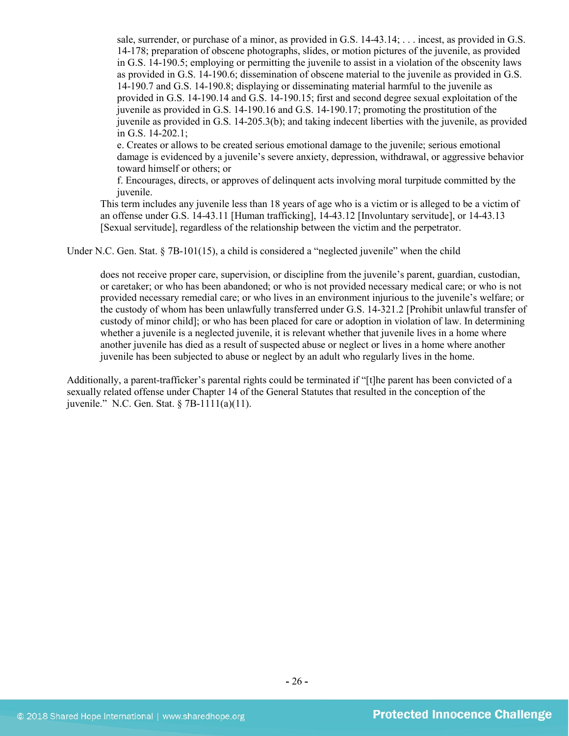> sale, surrender, or purchase of a minor, as provided in G.S. 14-43.14; . . . incest, as provided in G.S. 14-178; preparation of obscene photographs, slides, or motion pictures of the juvenile, as provided in G.S. 14-190.5; employing or permitting the juvenile to assist in a violation of the obscenity laws as provided in G.S. 14-190.6; dissemination of obscene material to the juvenile as provided in G.S. 14-190.7 and G.S. 14-190.8; displaying or disseminating material harmful to the juvenile as provided in G.S. 14-190.14 and G.S. 14-190.15; first and second degree sexual exploitation of the juvenile as provided in G.S. 14-190.16 and G.S. 14-190.17; promoting the prostitution of the juvenile as provided in G.S. 14-205.3(b); and taking indecent liberties with the juvenile, as provided in G.S. 14-202.1;
>
> e. Creates or allows to be created serious emotional damage to the juvenile; serious emotional damage is evidenced by a juvenile's severe anxiety, depression, withdrawal, or aggressive behavior toward himself or others; or
>
> f. Encourages, directs, or approves of delinquent acts involving moral turpitude committed by the juvenile.
>
> This term includes any juvenile less than 18 years of age who is a victim or is alleged to be a victim of an offense under G.S. 14-43.11 [Human trafficking], 14-43.12 [Involuntary servitude], or 14-43.13 [Sexual servitude], regardless of the relationship between the victim and the perpetrator.

Under N.C. Gen. Stat. § 7B-101(15), a child is considered a "neglected juvenile" when the child

> does not receive proper care, supervision, or discipline from the juvenile's parent, guardian, custodian, or caretaker; or who has been abandoned; or who is not provided necessary medical care; or who is not provided necessary remedial care; or who lives in an environment injurious to the juvenile's welfare; or the custody of whom has been unlawfully transferred under G.S. 14-321.2 [Prohibit unlawful transfer of custody of minor child]; or who has been placed for care or adoption in violation of law. In determining whether a juvenile is a neglected juvenile, it is relevant whether that juvenile lives in a home where another juvenile has died as a result of suspected abuse or neglect or lives in a home where another juvenile has been subjected to abuse or neglect by an adult who regularly lives in the home.

Additionally, a parent-trafficker's parental rights could be terminated if "[t]he parent has been convicted of a sexually related offense under Chapter 14 of the General Statutes that resulted in the conception of the juvenile." N.C. Gen. Stat. § 7B-1111(a)(11).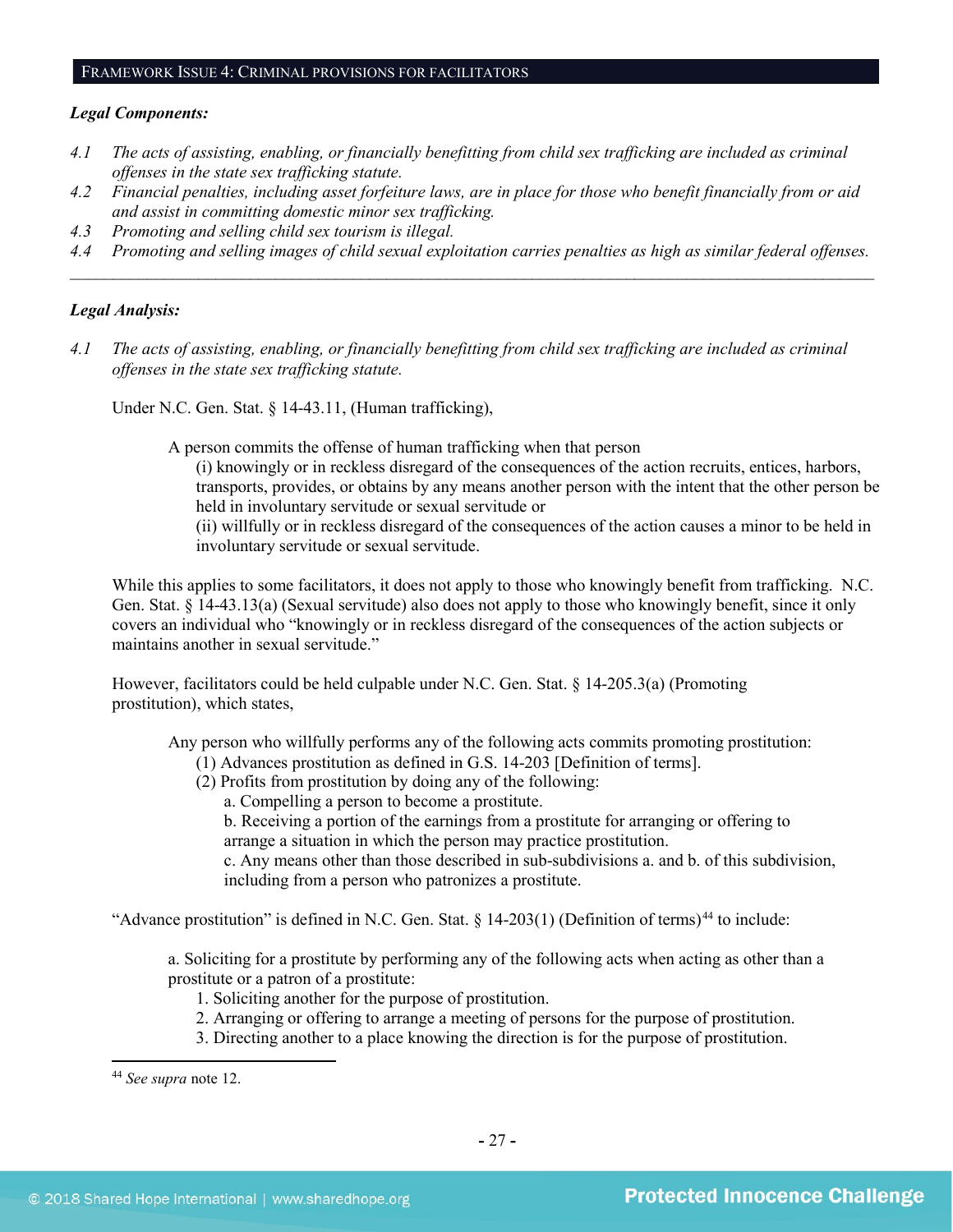## FRAMEWORK ISSUE 4: CRIMINAL PROVISIONS FOR FACILITATORS

***Legal Components:***

*4.1 The acts of assisting, enabling, or financially benefitting from child sex trafficking are included as criminal offenses in the state sex trafficking statute.*

*4.2 Financial penalties, including asset forfeiture laws, are in place for those who benefit financially from or aid and assist in committing domestic minor sex trafficking.*

*4.3 Promoting and selling child sex tourism is illegal.*

*4.4 Promoting and selling images of child sexual exploitation carries penalties as high as similar federal offenses.*

---

***Legal Analysis:***

*4.1 The acts of assisting, enabling, or financially benefitting from child sex trafficking are included as criminal offenses in the state sex trafficking statute.*

Under N.C. Gen. Stat. § 14-43.11, (Human trafficking),

> A person commits the offense of human trafficking when that person
>
> (i) knowingly or in reckless disregard of the consequences of the action recruits, entices, harbors, transports, provides, or obtains by any means another person with the intent that the other person be held in involuntary servitude or sexual servitude or
>
> (ii) willfully or in reckless disregard of the consequences of the action causes a minor to be held in involuntary servitude or sexual servitude.

While this applies to some facilitators, it does not apply to those who knowingly benefit from trafficking. N.C. Gen. Stat. § 14-43.13(a) (Sexual servitude) also does not apply to those who knowingly benefit, since it only covers an individual who "knowingly or in reckless disregard of the consequences of the action subjects or maintains another in sexual servitude."

However, facilitators could be held culpable under N.C. Gen. Stat. § 14-205.3(a) (Promoting prostitution), which states,

> Any person who willfully performs any of the following acts commits promoting prostitution:
>
> (1) Advances prostitution as defined in G.S. 14-203 [Definition of terms].
>
> (2) Profits from prostitution by doing any of the following:
>
> a. Compelling a person to become a prostitute.
>
> b. Receiving a portion of the earnings from a prostitute for arranging or offering to arrange a situation in which the person may practice prostitution.
>
> c. Any means other than those described in sub-subdivisions a. and b. of this subdivision, including from a person who patronizes a prostitute.

"Advance prostitution" is defined in N.C. Gen. Stat. § 14-203(1) (Definition of terms)[44] to include:

> a. Soliciting for a prostitute by performing any of the following acts when acting as other than a prostitute or a patron of a prostitute:
>
> 1. Soliciting another for the purpose of prostitution.
> 2. Arranging or offering to arrange a meeting of persons for the purpose of prostitution.
> 3. Directing another to a place knowing the direction is for the purpose of prostitution.

---

[44] *See supra* note 12.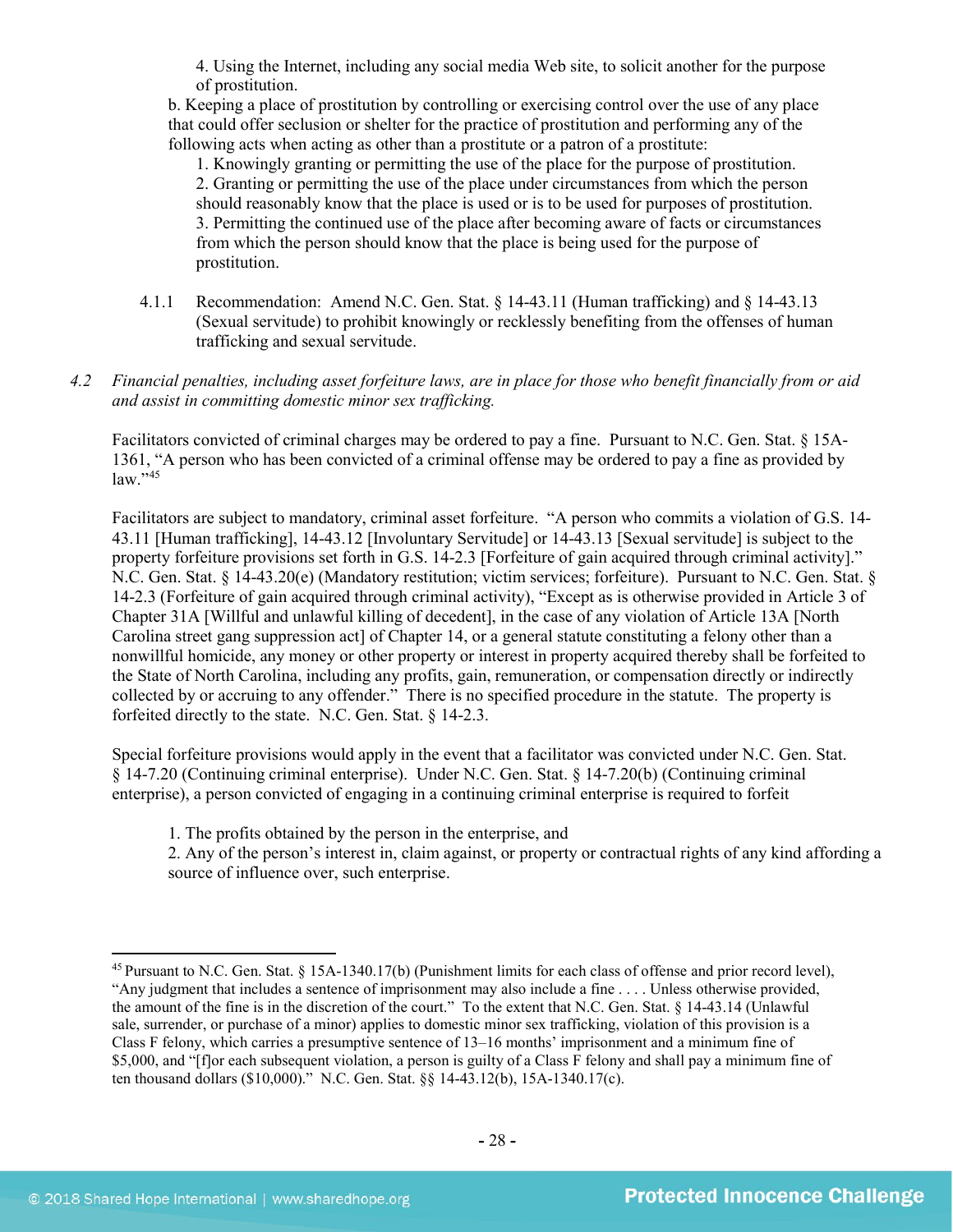4. Using the Internet, including any social media Web site, to solicit another for the purpose of prostitution.

b. Keeping a place of prostitution by controlling or exercising control over the use of any place that could offer seclusion or shelter for the practice of prostitution and performing any of the following acts when acting as other than a prostitute or a patron of a prostitute:

1. Knowingly granting or permitting the use of the place for the purpose of prostitution.
2. Granting or permitting the use of the place under circumstances from which the person should reasonably know that the place is used or is to be used for purposes of prostitution.
3. Permitting the continued use of the place after becoming aware of facts or circumstances from which the person should know that the place is being used for the purpose of prostitution.

4.1.1 Recommendation: Amend N.C. Gen. Stat. § 14-43.11 (Human trafficking) and § 14-43.13 (Sexual servitude) to prohibit knowingly or recklessly benefiting from the offenses of human trafficking and sexual servitude.

*4.2 Financial penalties, including asset forfeiture laws, are in place for those who benefit financially from or aid and assist in committing domestic minor sex trafficking.*

Facilitators convicted of criminal charges may be ordered to pay a fine. Pursuant to N.C. Gen. Stat. § 15A-1361, "A person who has been convicted of a criminal offense may be ordered to pay a fine as provided by law."[45]

Facilitators are subject to mandatory, criminal asset forfeiture. "A person who commits a violation of G.S. 14-43.11 [Human trafficking], 14-43.12 [Involuntary Servitude] or 14-43.13 [Sexual servitude] is subject to the property forfeiture provisions set forth in G.S. 14-2.3 [Forfeiture of gain acquired through criminal activity]." N.C. Gen. Stat. § 14-43.20(e) (Mandatory restitution; victim services; forfeiture). Pursuant to N.C. Gen. Stat. § 14-2.3 (Forfeiture of gain acquired through criminal activity), "Except as is otherwise provided in Article 3 of Chapter 31A [Willful and unlawful killing of decedent], in the case of any violation of Article 13A [North Carolina street gang suppression act] of Chapter 14, or a general statute constituting a felony other than a nonwillful homicide, any money or other property or interest in property acquired thereby shall be forfeited to the State of North Carolina, including any profits, gain, remuneration, or compensation directly or indirectly collected by or accruing to any offender." There is no specified procedure in the statute. The property is forfeited directly to the state. N.C. Gen. Stat. § 14-2.3.

Special forfeiture provisions would apply in the event that a facilitator was convicted under N.C. Gen. Stat. § 14-7.20 (Continuing criminal enterprise). Under N.C. Gen. Stat. § 14-7.20(b) (Continuing criminal enterprise), a person convicted of engaging in a continuing criminal enterprise is required to forfeit

1. The profits obtained by the person in the enterprise, and
2. Any of the person's interest in, claim against, or property or contractual rights of any kind affording a source of influence over, such enterprise.

---

[45] Pursuant to N.C. Gen. Stat. § 15A-1340.17(b) (Punishment limits for each class of offense and prior record level), "Any judgment that includes a sentence of imprisonment may also include a fine . . . . Unless otherwise provided, the amount of the fine is in the discretion of the court." To the extent that N.C. Gen. Stat. § 14-43.14 (Unlawful sale, surrender, or purchase of a minor) applies to domestic minor sex trafficking, violation of this provision is a Class F felony, which carries a presumptive sentence of 13–16 months' imprisonment and a minimum fine of $5,000, and "[f]or each subsequent violation, a person is guilty of a Class F felony and shall pay a minimum fine of ten thousand dollars ($10,000)." N.C. Gen. Stat. §§ 14-43.12(b), 15A-1340.17(c).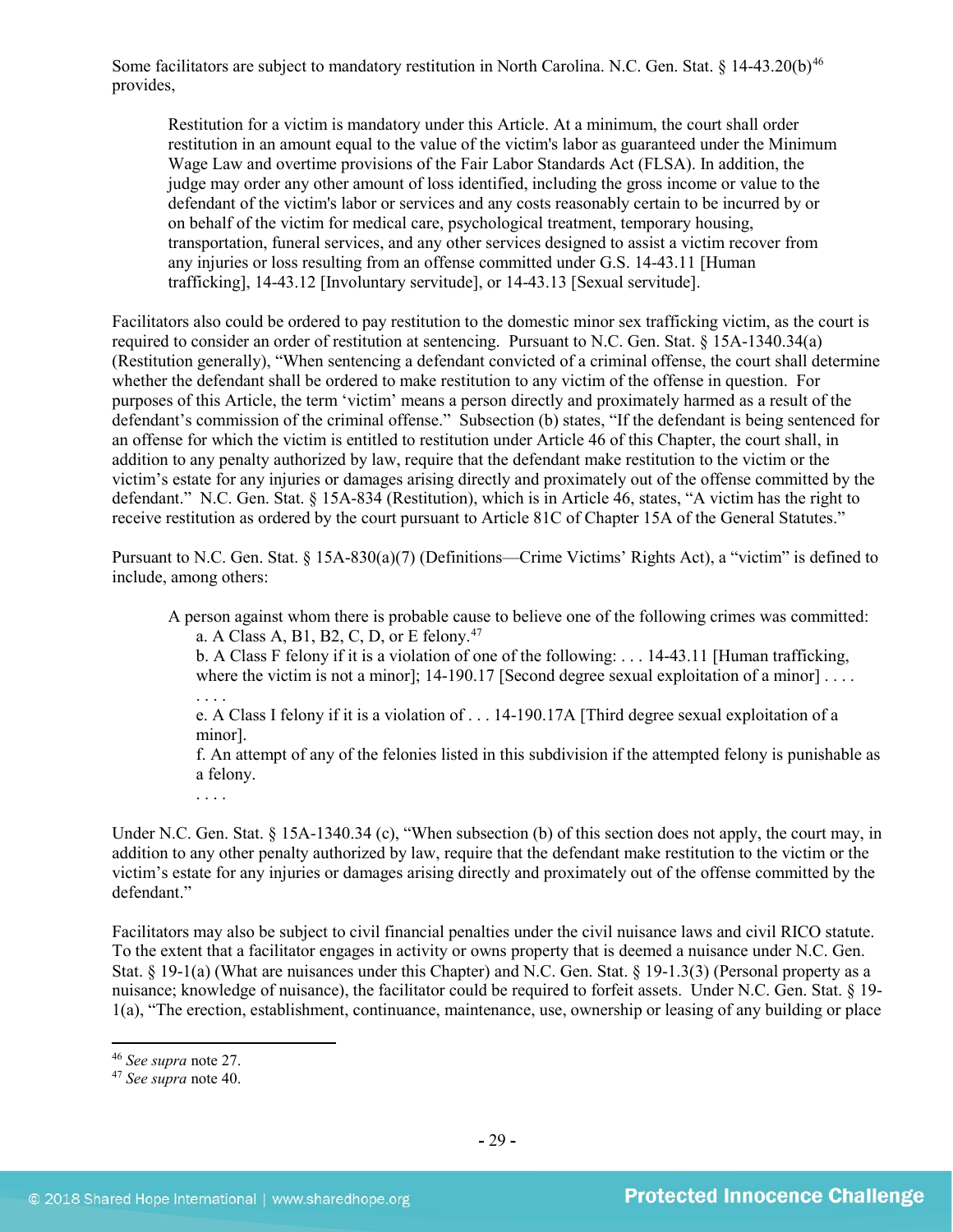Some facilitators are subject to mandatory restitution in North Carolina. N.C. Gen. Stat. § 14-43.20(b)[46] provides,

> Restitution for a victim is mandatory under this Article. At a minimum, the court shall order restitution in an amount equal to the value of the victim's labor as guaranteed under the Minimum Wage Law and overtime provisions of the Fair Labor Standards Act (FLSA). In addition, the judge may order any other amount of loss identified, including the gross income or value to the defendant of the victim's labor or services and any costs reasonably certain to be incurred by or on behalf of the victim for medical care, psychological treatment, temporary housing, transportation, funeral services, and any other services designed to assist a victim recover from any injuries or loss resulting from an offense committed under G.S. 14-43.11 [Human trafficking], 14-43.12 [Involuntary servitude], or 14-43.13 [Sexual servitude].

Facilitators also could be ordered to pay restitution to the domestic minor sex trafficking victim, as the court is required to consider an order of restitution at sentencing. Pursuant to N.C. Gen. Stat. § 15A-1340.34(a) (Restitution generally), "When sentencing a defendant convicted of a criminal offense, the court shall determine whether the defendant shall be ordered to make restitution to any victim of the offense in question. For purposes of this Article, the term 'victim' means a person directly and proximately harmed as a result of the defendant's commission of the criminal offense." Subsection (b) states, "If the defendant is being sentenced for an offense for which the victim is entitled to restitution under Article 46 of this Chapter, the court shall, in addition to any penalty authorized by law, require that the defendant make restitution to the victim or the victim's estate for any injuries or damages arising directly and proximately out of the offense committed by the defendant." N.C. Gen. Stat. § 15A-834 (Restitution), which is in Article 46, states, "A victim has the right to receive restitution as ordered by the court pursuant to Article 81C of Chapter 15A of the General Statutes."

Pursuant to N.C. Gen. Stat. § 15A-830(a)(7) (Definitions—Crime Victims' Rights Act), a "victim" is defined to include, among others:

> A person against whom there is probable cause to believe one of the following crimes was committed:
>
> a. A Class A, B1, B2, C, D, or E felony.[47]
>
> b. A Class F felony if it is a violation of one of the following: . . . 14-43.11 [Human trafficking, where the victim is not a minor]; 14-190.17 [Second degree sexual exploitation of a minor] . . . .
>
> . . . .
>
> e. A Class I felony if it is a violation of . . . 14-190.17A [Third degree sexual exploitation of a minor].
>
> f. An attempt of any of the felonies listed in this subdivision if the attempted felony is punishable as a felony.
>
> . . . .

Under N.C. Gen. Stat. § 15A-1340.34 (c), "When subsection (b) of this section does not apply, the court may, in addition to any other penalty authorized by law, require that the defendant make restitution to the victim or the victim's estate for any injuries or damages arising directly and proximately out of the offense committed by the defendant."

Facilitators may also be subject to civil financial penalties under the civil nuisance laws and civil RICO statute. To the extent that a facilitator engages in activity or owns property that is deemed a nuisance under N.C. Gen. Stat. § 19-1(a) (What are nuisances under this Chapter) and N.C. Gen. Stat. § 19-1.3(3) (Personal property as a nuisance; knowledge of nuisance), the facilitator could be required to forfeit assets. Under N.C. Gen. Stat. § 19-1(a), "The erection, establishment, continuance, maintenance, use, ownership or leasing of any building or place

---

[46] *See supra* note 27.

[47] *See supra* note 40.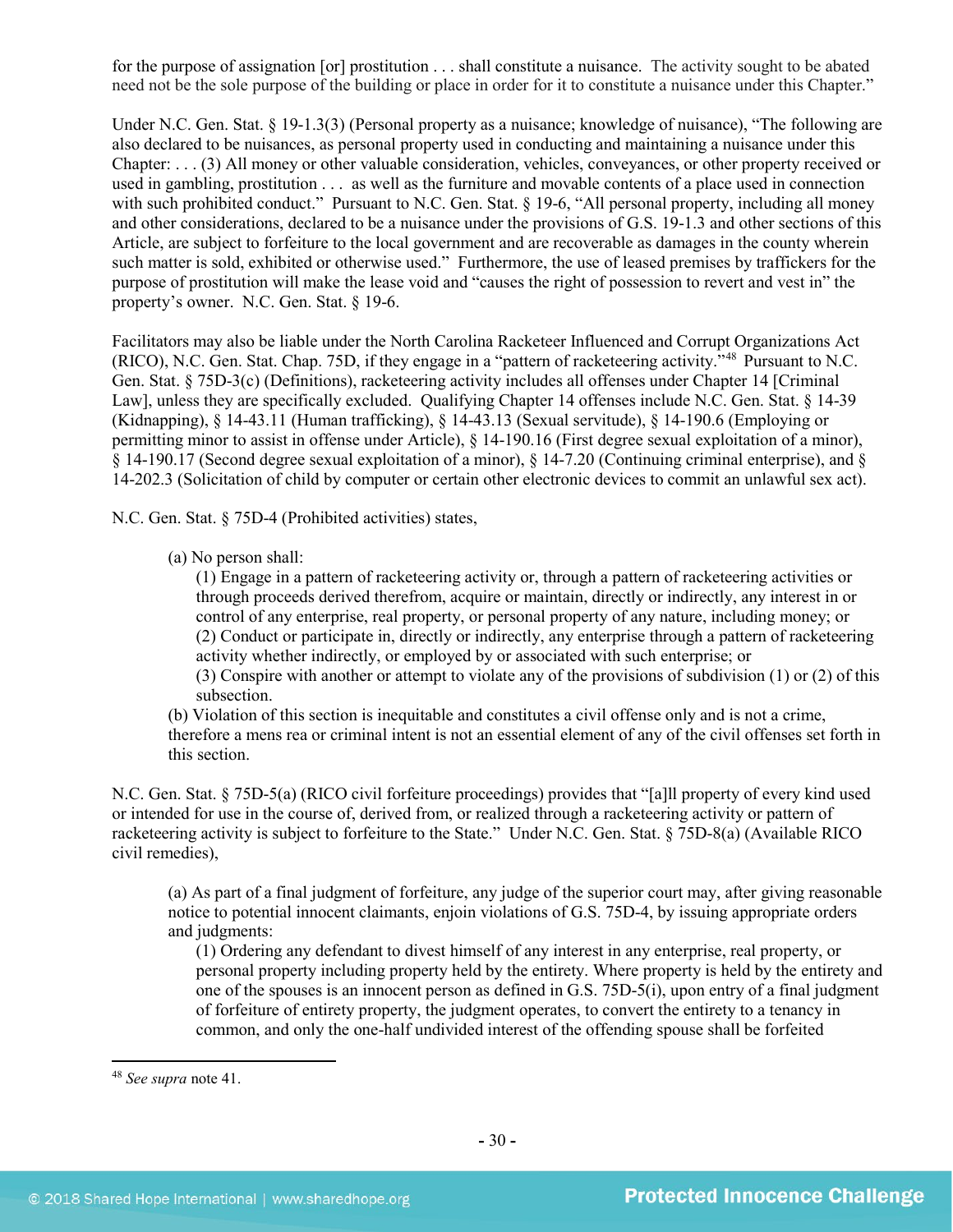for the purpose of assignation [or] prostitution . . . shall constitute a nuisance. The activity sought to be abated need not be the sole purpose of the building or place in order for it to constitute a nuisance under this Chapter."

Under N.C. Gen. Stat. § 19-1.3(3) (Personal property as a nuisance; knowledge of nuisance), "The following are also declared to be nuisances, as personal property used in conducting and maintaining a nuisance under this Chapter: . . . (3) All money or other valuable consideration, vehicles, conveyances, or other property received or used in gambling, prostitution . . . as well as the furniture and movable contents of a place used in connection with such prohibited conduct." Pursuant to N.C. Gen. Stat. § 19-6, "All personal property, including all money and other considerations, declared to be a nuisance under the provisions of G.S. 19-1.3 and other sections of this Article, are subject to forfeiture to the local government and are recoverable as damages in the county wherein such matter is sold, exhibited or otherwise used." Furthermore, the use of leased premises by traffickers for the purpose of prostitution will make the lease void and "causes the right of possession to revert and vest in" the property's owner. N.C. Gen. Stat. § 19-6.

Facilitators may also be liable under the North Carolina Racketeer Influenced and Corrupt Organizations Act (RICO), N.C. Gen. Stat. Chap. 75D, if they engage in a "pattern of racketeering activity."[48] Pursuant to N.C. Gen. Stat. § 75D-3(c) (Definitions), racketeering activity includes all offenses under Chapter 14 [Criminal Law], unless they are specifically excluded. Qualifying Chapter 14 offenses include N.C. Gen. Stat. § 14-39 (Kidnapping), § 14-43.11 (Human trafficking), § 14-43.13 (Sexual servitude), § 14-190.6 (Employing or permitting minor to assist in offense under Article), § 14-190.16 (First degree sexual exploitation of a minor), § 14-190.17 (Second degree sexual exploitation of a minor), § 14-7.20 (Continuing criminal enterprise), and § 14-202.3 (Solicitation of child by computer or certain other electronic devices to commit an unlawful sex act).

N.C. Gen. Stat. § 75D-4 (Prohibited activities) states,

> (a) No person shall:
>
> (1) Engage in a pattern of racketeering activity or, through a pattern of racketeering activities or through proceeds derived therefrom, acquire or maintain, directly or indirectly, any interest in or control of any enterprise, real property, or personal property of any nature, including money; or
> (2) Conduct or participate in, directly or indirectly, any enterprise through a pattern of racketeering activity whether indirectly, or employed by or associated with such enterprise; or
> (3) Conspire with another or attempt to violate any of the provisions of subdivision (1) or (2) of this subsection.
>
> (b) Violation of this section is inequitable and constitutes a civil offense only and is not a crime, therefore a mens rea or criminal intent is not an essential element of any of the civil offenses set forth in this section.

N.C. Gen. Stat. § 75D-5(a) (RICO civil forfeiture proceedings) provides that "[a]ll property of every kind used or intended for use in the course of, derived from, or realized through a racketeering activity or pattern of racketeering activity is subject to forfeiture to the State." Under N.C. Gen. Stat. § 75D-8(a) (Available RICO civil remedies),

> (a) As part of a final judgment of forfeiture, any judge of the superior court may, after giving reasonable notice to potential innocent claimants, enjoin violations of G.S. 75D-4, by issuing appropriate orders and judgments:
>
> (1) Ordering any defendant to divest himself of any interest in any enterprise, real property, or personal property including property held by the entirety. Where property is held by the entirety and one of the spouses is an innocent person as defined in G.S. 75D-5(i), upon entry of a final judgment of forfeiture of entirety property, the judgment operates, to convert the entirety to a tenancy in common, and only the one-half undivided interest of the offending spouse shall be forfeited

[48] *See supra* note 41.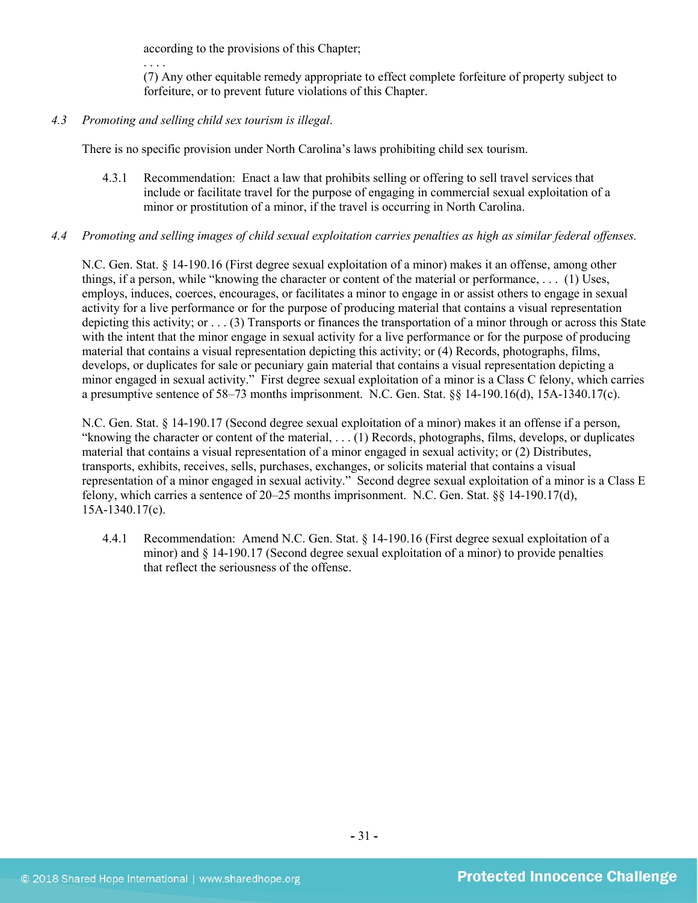according to the provisions of this Chapter;

. . . .

(7) Any other equitable remedy appropriate to effect complete forfeiture of property subject to forfeiture, or to prevent future violations of this Chapter.

*4.3 Promoting and selling child sex tourism is illegal.*

There is no specific provision under North Carolina's laws prohibiting child sex tourism.

4.3.1 Recommendation: Enact a law that prohibits selling or offering to sell travel services that include or facilitate travel for the purpose of engaging in commercial sexual exploitation of a minor or prostitution of a minor, if the travel is occurring in North Carolina.

*4.4 Promoting and selling images of child sexual exploitation carries penalties as high as similar federal offenses.*

N.C. Gen. Stat. § 14-190.16 (First degree sexual exploitation of a minor) makes it an offense, among other things, if a person, while "knowing the character or content of the material or performance, . . . (1) Uses, employs, induces, coerces, encourages, or facilitates a minor to engage in or assist others to engage in sexual activity for a live performance or for the purpose of producing material that contains a visual representation depicting this activity; or . . . (3) Transports or finances the transportation of a minor through or across this State with the intent that the minor engage in sexual activity for a live performance or for the purpose of producing material that contains a visual representation depicting this activity; or (4) Records, photographs, films, develops, or duplicates for sale or pecuniary gain material that contains a visual representation depicting a minor engaged in sexual activity." First degree sexual exploitation of a minor is a Class C felony, which carries a presumptive sentence of 58–73 months imprisonment. N.C. Gen. Stat. §§ 14-190.16(d), 15A-1340.17(c).

N.C. Gen. Stat. § 14-190.17 (Second degree sexual exploitation of a minor) makes it an offense if a person, "knowing the character or content of the material, . . . (1) Records, photographs, films, develops, or duplicates material that contains a visual representation of a minor engaged in sexual activity; or (2) Distributes, transports, exhibits, receives, sells, purchases, exchanges, or solicits material that contains a visual representation of a minor engaged in sexual activity." Second degree sexual exploitation of a minor is a Class E felony, which carries a sentence of 20–25 months imprisonment. N.C. Gen. Stat. §§ 14-190.17(d), 15A-1340.17(c).

4.4.1 Recommendation: Amend N.C. Gen. Stat. § 14-190.16 (First degree sexual exploitation of a minor) and § 14-190.17 (Second degree sexual exploitation of a minor) to provide penalties that reflect the seriousness of the offense.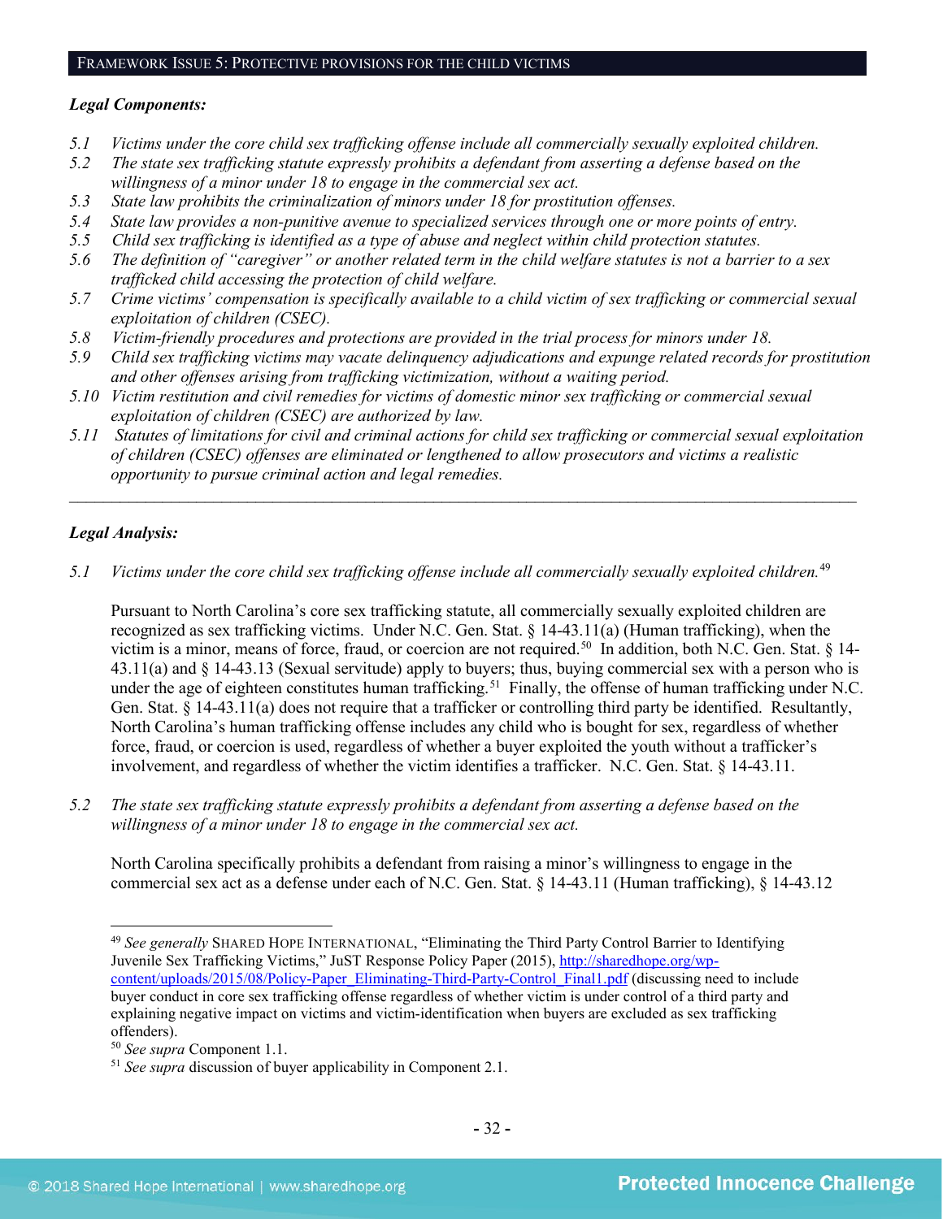## FRAMEWORK ISSUE 5: PROTECTIVE PROVISIONS FOR THE CHILD VICTIMS

***Legal Components:***

*5.1 Victims under the core child sex trafficking offense include all commercially sexually exploited children.*
*5.2 The state sex trafficking statute expressly prohibits a defendant from asserting a defense based on the willingness of a minor under 18 to engage in the commercial sex act.*
*5.3 State law prohibits the criminalization of minors under 18 for prostitution offenses.*
*5.4 State law provides a non-punitive avenue to specialized services through one or more points of entry.*
*5.5 Child sex trafficking is identified as a type of abuse and neglect within child protection statutes.*
*5.6 The definition of "caregiver" or another related term in the child welfare statutes is not a barrier to a sex trafficked child accessing the protection of child welfare.*
*5.7 Crime victims' compensation is specifically available to a child victim of sex trafficking or commercial sexual exploitation of children (CSEC).*
*5.8 Victim-friendly procedures and protections are provided in the trial process for minors under 18.*
*5.9 Child sex trafficking victims may vacate delinquency adjudications and expunge related records for prostitution and other offenses arising from trafficking victimization, without a waiting period.*
*5.10 Victim restitution and civil remedies for victims of domestic minor sex trafficking or commercial sexual exploitation of children (CSEC) are authorized by law.*
*5.11 Statutes of limitations for civil and criminal actions for child sex trafficking or commercial sexual exploitation of children (CSEC) offenses are eliminated or lengthened to allow prosecutors and victims a realistic opportunity to pursue criminal action and legal remedies.*

---

***Legal Analysis:***

*5.1 Victims under the core child sex trafficking offense include all commercially sexually exploited children.*[49]

Pursuant to North Carolina's core sex trafficking statute, all commercially sexually exploited children are recognized as sex trafficking victims. Under N.C. Gen. Stat. § 14-43.11(a) (Human trafficking), when the victim is a minor, means of force, fraud, or coercion are not required.[50] In addition, both N.C. Gen. Stat. § 14-43.11(a) and § 14-43.13 (Sexual servitude) apply to buyers; thus, buying commercial sex with a person who is under the age of eighteen constitutes human trafficking.[51] Finally, the offense of human trafficking under N.C. Gen. Stat. § 14-43.11(a) does not require that a trafficker or controlling third party be identified. Resultantly, North Carolina's human trafficking offense includes any child who is bought for sex, regardless of whether force, fraud, or coercion is used, regardless of whether a buyer exploited the youth without a trafficker's involvement, and regardless of whether the victim identifies a trafficker. N.C. Gen. Stat. § 14-43.11.

*5.2 The state sex trafficking statute expressly prohibits a defendant from asserting a defense based on the willingness of a minor under 18 to engage in the commercial sex act.*

North Carolina specifically prohibits a defendant from raising a minor's willingness to engage in the commercial sex act as a defense under each of N.C. Gen. Stat. § 14-43.11 (Human trafficking), § 14-43.12

---

[49] *See generally* SHARED HOPE INTERNATIONAL, "Eliminating the Third Party Control Barrier to Identifying Juvenile Sex Trafficking Victims," JuST Response Policy Paper (2015), http://sharedhope.org/wp-content/uploads/2015/08/Policy-Paper_Eliminating-Third-Party-Control_Final1.pdf (discussing need to include buyer conduct in core sex trafficking offense regardless of whether victim is under control of a third party and explaining negative impact on victims and victim-identification when buyers are excluded as sex trafficking offenders).

[50] *See supra* Component 1.1.

[51] *See supra* discussion of buyer applicability in Component 2.1.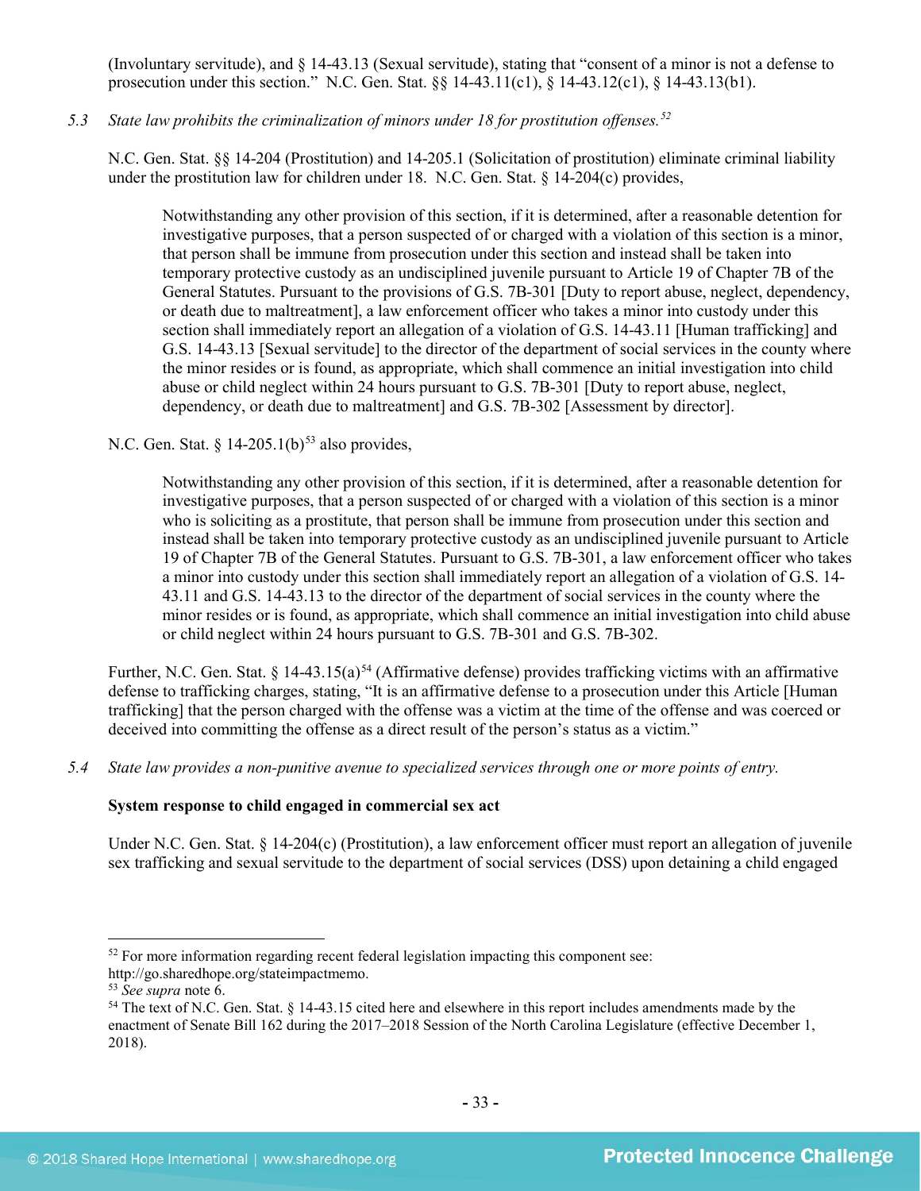(Involuntary servitude), and § 14-43.13 (Sexual servitude), stating that "consent of a minor is not a defense to prosecution under this section." N.C. Gen. Stat. §§ 14-43.11(c1), § 14-43.12(c1), § 14-43.13(b1).

*5.3 State law prohibits the criminalization of minors under 18 for prostitution offenses.*[52]

N.C. Gen. Stat. §§ 14-204 (Prostitution) and 14-205.1 (Solicitation of prostitution) eliminate criminal liability under the prostitution law for children under 18. N.C. Gen. Stat. § 14-204(c) provides,

> Notwithstanding any other provision of this section, if it is determined, after a reasonable detention for investigative purposes, that a person suspected of or charged with a violation of this section is a minor, that person shall be immune from prosecution under this section and instead shall be taken into temporary protective custody as an undisciplined juvenile pursuant to Article 19 of Chapter 7B of the General Statutes. Pursuant to the provisions of G.S. 7B-301 [Duty to report abuse, neglect, dependency, or death due to maltreatment], a law enforcement officer who takes a minor into custody under this section shall immediately report an allegation of a violation of G.S. 14-43.11 [Human trafficking] and G.S. 14-43.13 [Sexual servitude] to the director of the department of social services in the county where the minor resides or is found, as appropriate, which shall commence an initial investigation into child abuse or child neglect within 24 hours pursuant to G.S. 7B-301 [Duty to report abuse, neglect, dependency, or death due to maltreatment] and G.S. 7B-302 [Assessment by director].

N.C. Gen. Stat. § 14-205.1(b)[53] also provides,

> Notwithstanding any other provision of this section, if it is determined, after a reasonable detention for investigative purposes, that a person suspected of or charged with a violation of this section is a minor who is soliciting as a prostitute, that person shall be immune from prosecution under this section and instead shall be taken into temporary protective custody as an undisciplined juvenile pursuant to Article 19 of Chapter 7B of the General Statutes. Pursuant to G.S. 7B-301, a law enforcement officer who takes a minor into custody under this section shall immediately report an allegation of a violation of G.S. 14-43.11 and G.S. 14-43.13 to the director of the department of social services in the county where the minor resides or is found, as appropriate, which shall commence an initial investigation into child abuse or child neglect within 24 hours pursuant to G.S. 7B-301 and G.S. 7B-302.

Further, N.C. Gen. Stat. § 14-43.15(a)[54] (Affirmative defense) provides trafficking victims with an affirmative defense to trafficking charges, stating, "It is an affirmative defense to a prosecution under this Article [Human trafficking] that the person charged with the offense was a victim at the time of the offense and was coerced or deceived into committing the offense as a direct result of the person's status as a victim."

*5.4 State law provides a non-punitive avenue to specialized services through one or more points of entry.*

**System response to child engaged in commercial sex act**

Under N.C. Gen. Stat. § 14-204(c) (Prostitution), a law enforcement officer must report an allegation of juvenile sex trafficking and sexual servitude to the department of social services (DSS) upon detaining a child engaged

---

[52] For more information regarding recent federal legislation impacting this component see: http://go.sharedhope.org/stateimpactmemo.

[53] *See supra* note 6.

[54] The text of N.C. Gen. Stat. § 14-43.15 cited here and elsewhere in this report includes amendments made by the enactment of Senate Bill 162 during the 2017–2018 Session of the North Carolina Legislature (effective December 1, 2018).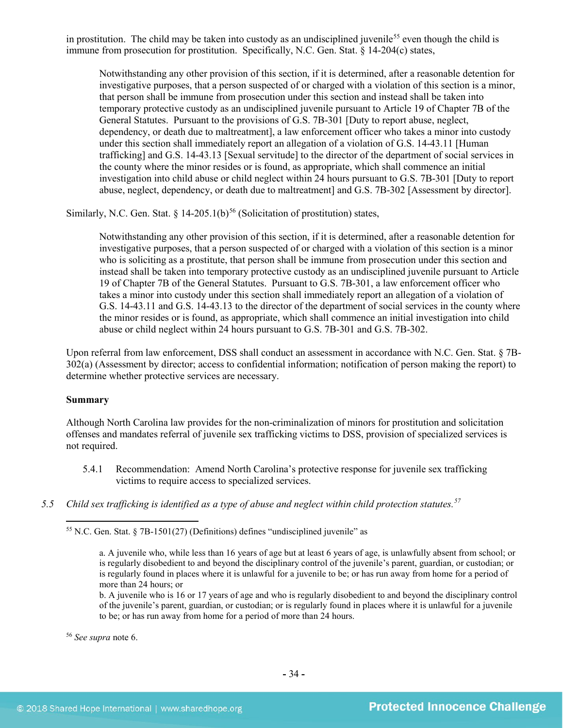in prostitution. The child may be taken into custody as an undisciplined juvenile[55] even though the child is immune from prosecution for prostitution. Specifically, N.C. Gen. Stat. § 14-204(c) states,

> Notwithstanding any other provision of this section, if it is determined, after a reasonable detention for investigative purposes, that a person suspected of or charged with a violation of this section is a minor, that person shall be immune from prosecution under this section and instead shall be taken into temporary protective custody as an undisciplined juvenile pursuant to Article 19 of Chapter 7B of the General Statutes. Pursuant to the provisions of G.S. 7B-301 [Duty to report abuse, neglect, dependency, or death due to maltreatment], a law enforcement officer who takes a minor into custody under this section shall immediately report an allegation of a violation of G.S. 14-43.11 [Human trafficking] and G.S. 14-43.13 [Sexual servitude] to the director of the department of social services in the county where the minor resides or is found, as appropriate, which shall commence an initial investigation into child abuse or child neglect within 24 hours pursuant to G.S. 7B-301 [Duty to report abuse, neglect, dependency, or death due to maltreatment] and G.S. 7B-302 [Assessment by director].

Similarly, N.C. Gen. Stat. § 14-205.1(b)[56] (Solicitation of prostitution) states,

> Notwithstanding any other provision of this section, if it is determined, after a reasonable detention for investigative purposes, that a person suspected of or charged with a violation of this section is a minor who is soliciting as a prostitute, that person shall be immune from prosecution under this section and instead shall be taken into temporary protective custody as an undisciplined juvenile pursuant to Article 19 of Chapter 7B of the General Statutes. Pursuant to G.S. 7B-301, a law enforcement officer who takes a minor into custody under this section shall immediately report an allegation of a violation of G.S. 14-43.11 and G.S. 14-43.13 to the director of the department of social services in the county where the minor resides or is found, as appropriate, which shall commence an initial investigation into child abuse or child neglect within 24 hours pursuant to G.S. 7B-301 and G.S. 7B-302.

Upon referral from law enforcement, DSS shall conduct an assessment in accordance with N.C. Gen. Stat. § 7B-302(a) (Assessment by director; access to confidential information; notification of person making the report) to determine whether protective services are necessary.

**Summary**

Although North Carolina law provides for the non-criminalization of minors for prostitution and solicitation offenses and mandates referral of juvenile sex trafficking victims to DSS, provision of specialized services is not required.

5.4.1 Recommendation: Amend North Carolina's protective response for juvenile sex trafficking victims to require access to specialized services.

5.5 *Child sex trafficking is identified as a type of abuse and neglect within child protection statutes.*[57]

---

[55] N.C. Gen. Stat. § 7B-1501(27) (Definitions) defines "undisciplined juvenile" as

> a. A juvenile who, while less than 16 years of age but at least 6 years of age, is unlawfully absent from school; or is regularly disobedient to and beyond the disciplinary control of the juvenile's parent, guardian, or custodian; or is regularly found in places where it is unlawful for a juvenile to be; or has run away from home for a period of more than 24 hours; or
> b. A juvenile who is 16 or 17 years of age and who is regularly disobedient to and beyond the disciplinary control of the juvenile's parent, guardian, or custodian; or is regularly found in places where it is unlawful for a juvenile to be; or has run away from home for a period of more than 24 hours.

[56] *See supra* note 6.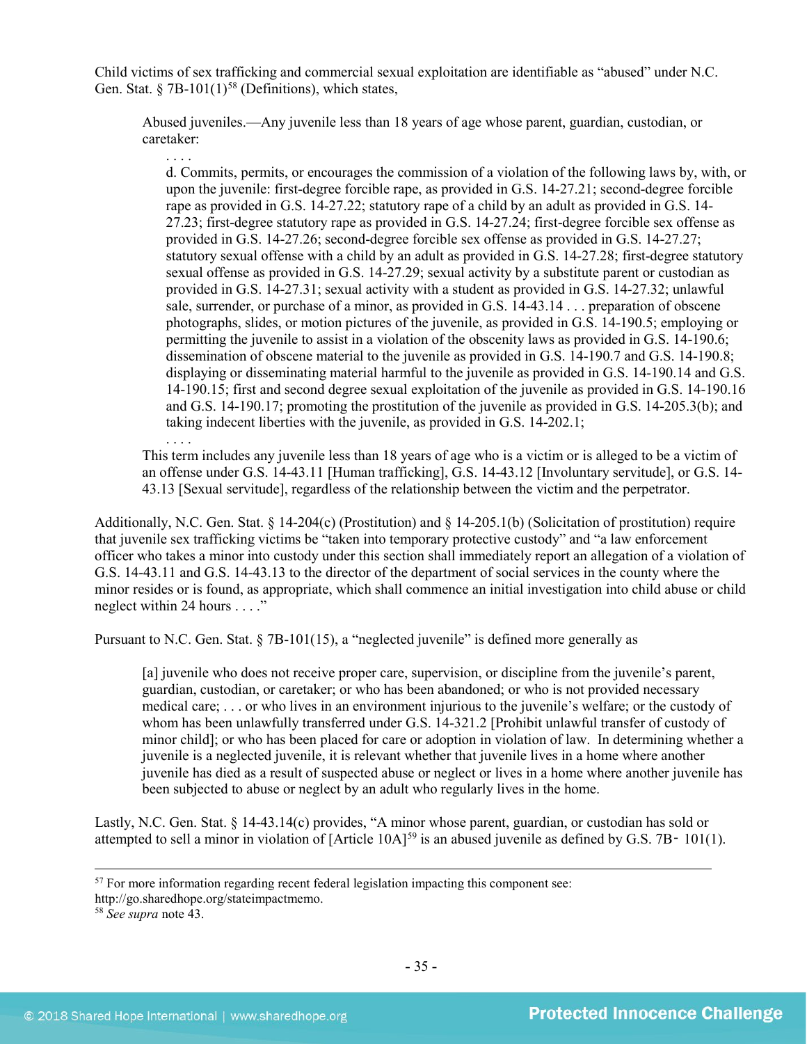Child victims of sex trafficking and commercial sexual exploitation are identifiable as "abused" under N.C. Gen. Stat. § 7B-101(1)[58] (Definitions), which states,

> Abused juveniles.—Any juvenile less than 18 years of age whose parent, guardian, custodian, or caretaker:
>
> . . . .
>
> d. Commits, permits, or encourages the commission of a violation of the following laws by, with, or upon the juvenile: first-degree forcible rape, as provided in G.S. 14-27.21; second-degree forcible rape as provided in G.S. 14-27.22; statutory rape of a child by an adult as provided in G.S. 14-27.23; first-degree statutory rape as provided in G.S. 14-27.24; first-degree forcible sex offense as provided in G.S. 14-27.26; second-degree forcible sex offense as provided in G.S. 14-27.27; statutory sexual offense with a child by an adult as provided in G.S. 14-27.28; first-degree statutory sexual offense as provided in G.S. 14-27.29; sexual activity by a substitute parent or custodian as provided in G.S. 14-27.31; sexual activity with a student as provided in G.S. 14-27.32; unlawful sale, surrender, or purchase of a minor, as provided in G.S. 14-43.14 . . . preparation of obscene photographs, slides, or motion pictures of the juvenile, as provided in G.S. 14-190.5; employing or permitting the juvenile to assist in a violation of the obscenity laws as provided in G.S. 14-190.6; dissemination of obscene material to the juvenile as provided in G.S. 14-190.7 and G.S. 14-190.8; displaying or disseminating material harmful to the juvenile as provided in G.S. 14-190.14 and G.S. 14-190.15; first and second degree sexual exploitation of the juvenile as provided in G.S. 14-190.16 and G.S. 14-190.17; promoting the prostitution of the juvenile as provided in G.S. 14-205.3(b); and taking indecent liberties with the juvenile, as provided in G.S. 14-202.1;
>
> . . . .
>
> This term includes any juvenile less than 18 years of age who is a victim or is alleged to be a victim of an offense under G.S. 14-43.11 [Human trafficking], G.S. 14-43.12 [Involuntary servitude], or G.S. 14-43.13 [Sexual servitude], regardless of the relationship between the victim and the perpetrator.

Additionally, N.C. Gen. Stat. § 14-204(c) (Prostitution) and § 14-205.1(b) (Solicitation of prostitution) require that juvenile sex trafficking victims be "taken into temporary protective custody" and "a law enforcement officer who takes a minor into custody under this section shall immediately report an allegation of a violation of G.S. 14-43.11 and G.S. 14-43.13 to the director of the department of social services in the county where the minor resides or is found, as appropriate, which shall commence an initial investigation into child abuse or child neglect within 24 hours . . . ."

Pursuant to N.C. Gen. Stat. § 7B-101(15), a "neglected juvenile" is defined more generally as

> [a] juvenile who does not receive proper care, supervision, or discipline from the juvenile's parent, guardian, custodian, or caretaker; or who has been abandoned; or who is not provided necessary medical care; . . . or who lives in an environment injurious to the juvenile's welfare; or the custody of whom has been unlawfully transferred under G.S. 14-321.2 [Prohibit unlawful transfer of custody of minor child]; or who has been placed for care or adoption in violation of law. In determining whether a juvenile is a neglected juvenile, it is relevant whether that juvenile lives in a home where another juvenile has died as a result of suspected abuse or neglect or lives in a home where another juvenile has been subjected to abuse or neglect by an adult who regularly lives in the home.

Lastly, N.C. Gen. Stat. § 14-43.14(c) provides, "A minor whose parent, guardian, or custodian has sold or attempted to sell a minor in violation of [Article 10A][59] is an abused juvenile as defined by G.S. 7B- 101(1).

---

[57] For more information regarding recent federal legislation impacting this component see: http://go.sharedhope.org/stateimpactmemo.

[58] *See supra* note 43.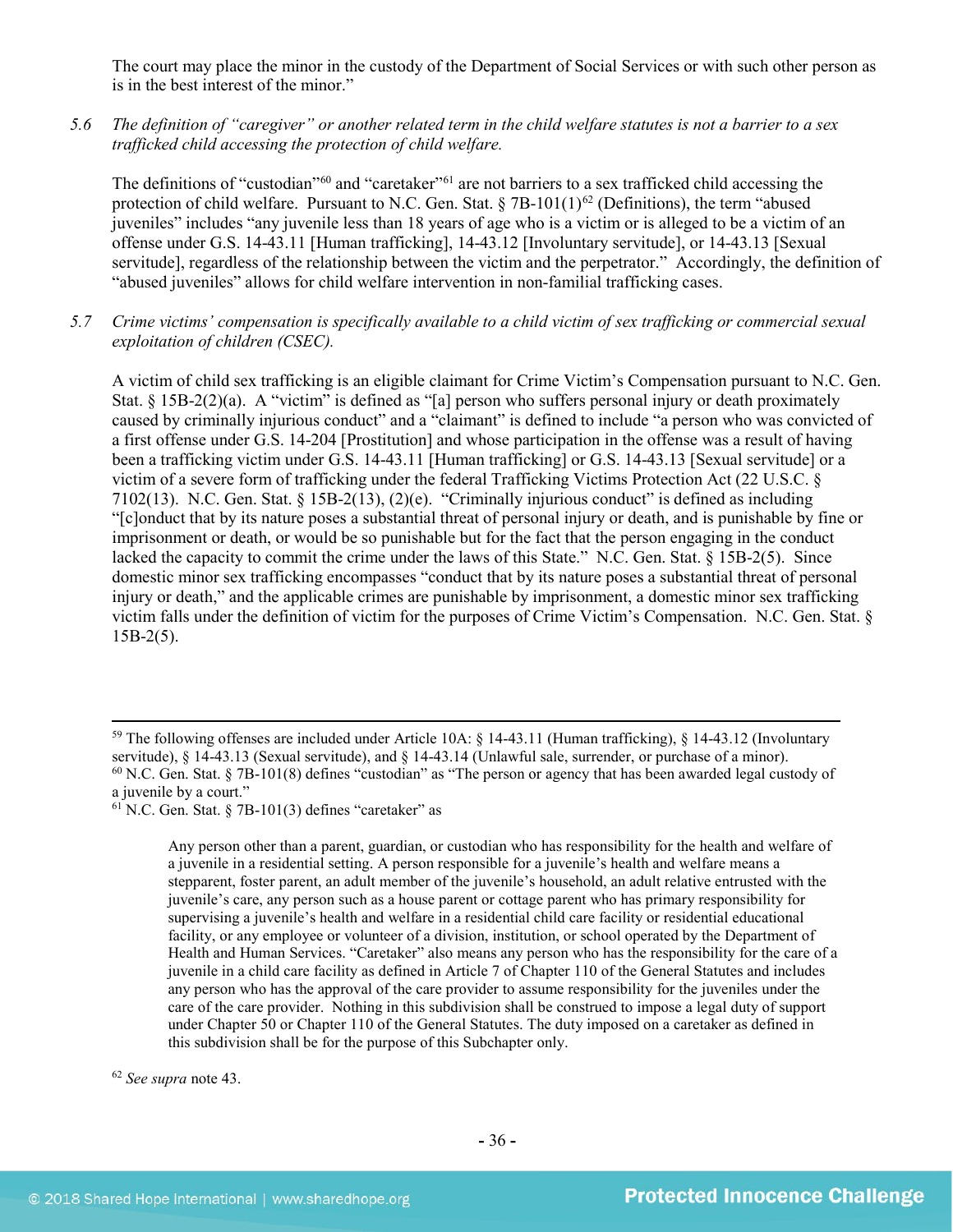The court may place the minor in the custody of the Department of Social Services or with such other person as is in the best interest of the minor."

5.6 *The definition of "caregiver" or another related term in the child welfare statutes is not a barrier to a sex trafficked child accessing the protection of child welfare.*

The definitions of "custodian"[60] and "caretaker"[61] are not barriers to a sex trafficked child accessing the protection of child welfare. Pursuant to N.C. Gen. Stat. § 7B-101(1)[62] (Definitions), the term "abused juveniles" includes "any juvenile less than 18 years of age who is a victim or is alleged to be a victim of an offense under G.S. 14-43.11 [Human trafficking], 14-43.12 [Involuntary servitude], or 14-43.13 [Sexual servitude], regardless of the relationship between the victim and the perpetrator." Accordingly, the definition of "abused juveniles" allows for child welfare intervention in non-familial trafficking cases.

5.7 *Crime victims' compensation is specifically available to a child victim of sex trafficking or commercial sexual exploitation of children (CSEC).*

A victim of child sex trafficking is an eligible claimant for Crime Victim's Compensation pursuant to N.C. Gen. Stat. § 15B-2(2)(a). A "victim" is defined as "[a] person who suffers personal injury or death proximately caused by criminally injurious conduct" and a "claimant" is defined to include "a person who was convicted of a first offense under G.S. 14-204 [Prostitution] and whose participation in the offense was a result of having been a trafficking victim under G.S. 14-43.11 [Human trafficking] or G.S. 14-43.13 [Sexual servitude] or a victim of a severe form of trafficking under the federal Trafficking Victims Protection Act (22 U.S.C. § 7102(13). N.C. Gen. Stat. § 15B-2(13), (2)(e). "Criminally injurious conduct" is defined as including "[c]onduct that by its nature poses a substantial threat of personal injury or death, and is punishable by fine or imprisonment or death, or would be so punishable but for the fact that the person engaging in the conduct lacked the capacity to commit the crime under the laws of this State." N.C. Gen. Stat. § 15B-2(5). Since domestic minor sex trafficking encompasses "conduct that by its nature poses a substantial threat of personal injury or death," and the applicable crimes are punishable by imprisonment, a domestic minor sex trafficking victim falls under the definition of victim for the purposes of Crime Victim's Compensation. N.C. Gen. Stat. § 15B-2(5).

---

[59] The following offenses are included under Article 10A: § 14-43.11 (Human trafficking), § 14-43.12 (Involuntary servitude), § 14-43.13 (Sexual servitude), and § 14-43.14 (Unlawful sale, surrender, or purchase of a minor).

[60] N.C. Gen. Stat. § 7B-101(8) defines "custodian" as "The person or agency that has been awarded legal custody of a juvenile by a court."

[61] N.C. Gen. Stat. § 7B-101(3) defines "caretaker" as

> Any person other than a parent, guardian, or custodian who has responsibility for the health and welfare of a juvenile in a residential setting. A person responsible for a juvenile's health and welfare means a stepparent, foster parent, an adult member of the juvenile's household, an adult relative entrusted with the juvenile's care, any person such as a house parent or cottage parent who has primary responsibility for supervising a juvenile's health and welfare in a residential child care facility or residential educational facility, or any employee or volunteer of a division, institution, or school operated by the Department of Health and Human Services. "Caretaker" also means any person who has the responsibility for the care of a juvenile in a child care facility as defined in Article 7 of Chapter 110 of the General Statutes and includes any person who has the approval of the care provider to assume responsibility for the juveniles under the care of the care provider. Nothing in this subdivision shall be construed to impose a legal duty of support under Chapter 50 or Chapter 110 of the General Statutes. The duty imposed on a caretaker as defined in this subdivision shall be for the purpose of this Subchapter only.

[62] *See supra* note 43.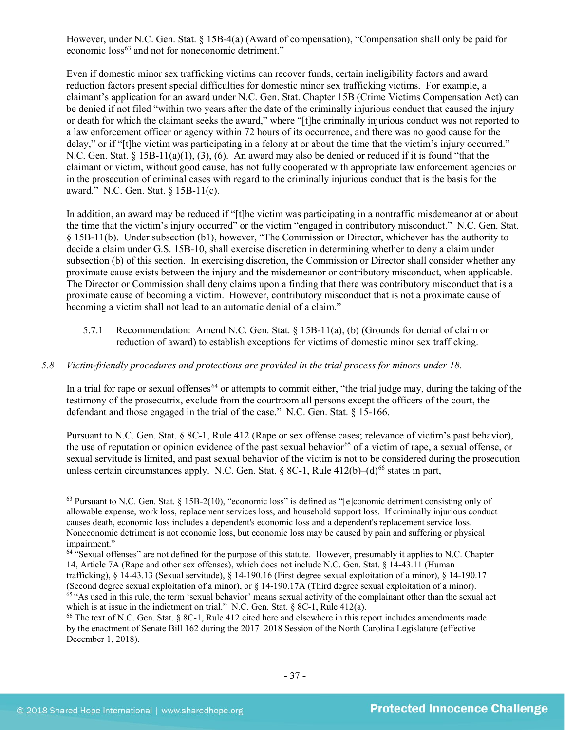However, under N.C. Gen. Stat. § 15B-4(a) (Award of compensation), "Compensation shall only be paid for economic loss[63] and not for noneconomic detriment."

Even if domestic minor sex trafficking victims can recover funds, certain ineligibility factors and award reduction factors present special difficulties for domestic minor sex trafficking victims. For example, a claimant's application for an award under N.C. Gen. Stat. Chapter 15B (Crime Victims Compensation Act) can be denied if not filed "within two years after the date of the criminally injurious conduct that caused the injury or death for which the claimant seeks the award," where "[t]he criminally injurious conduct was not reported to a law enforcement officer or agency within 72 hours of its occurrence, and there was no good cause for the delay," or if "[t]he victim was participating in a felony at or about the time that the victim's injury occurred." N.C. Gen. Stat. § 15B-11(a)(1), (3), (6). An award may also be denied or reduced if it is found "that the claimant or victim, without good cause, has not fully cooperated with appropriate law enforcement agencies or in the prosecution of criminal cases with regard to the criminally injurious conduct that is the basis for the award." N.C. Gen. Stat. § 15B-11(c).

In addition, an award may be reduced if "[t]he victim was participating in a nontraffic misdemeanor at or about the time that the victim's injury occurred" or the victim "engaged in contributory misconduct." N.C. Gen. Stat. § 15B-11(b). Under subsection (b1), however, "The Commission or Director, whichever has the authority to decide a claim under G.S. 15B-10, shall exercise discretion in determining whether to deny a claim under subsection (b) of this section. In exercising discretion, the Commission or Director shall consider whether any proximate cause exists between the injury and the misdemeanor or contributory misconduct, when applicable. The Director or Commission shall deny claims upon a finding that there was contributory misconduct that is a proximate cause of becoming a victim. However, contributory misconduct that is not a proximate cause of becoming a victim shall not lead to an automatic denial of a claim."

5.7.1 Recommendation: Amend N.C. Gen. Stat. § 15B-11(a), (b) (Grounds for denial of claim or reduction of award) to establish exceptions for victims of domestic minor sex trafficking.

*5.8 Victim-friendly procedures and protections are provided in the trial process for minors under 18.*

In a trial for rape or sexual offenses[64] or attempts to commit either, "the trial judge may, during the taking of the testimony of the prosecutrix, exclude from the courtroom all persons except the officers of the court, the defendant and those engaged in the trial of the case." N.C. Gen. Stat. § 15-166.

Pursuant to N.C. Gen. Stat. § 8C-1, Rule 412 (Rape or sex offense cases; relevance of victim's past behavior), the use of reputation or opinion evidence of the past sexual behavior[65] of a victim of rape, a sexual offense, or sexual servitude is limited, and past sexual behavior of the victim is not to be considered during the prosecution unless certain circumstances apply. N.C. Gen. Stat. § 8C-1, Rule 412(b)–(d)[66] states in part,

---

[63] Pursuant to N.C. Gen. Stat. § 15B-2(10), "economic loss" is defined as "[e]conomic detriment consisting only of allowable expense, work loss, replacement services loss, and household support loss. If criminally injurious conduct causes death, economic loss includes a dependent's economic loss and a dependent's replacement service loss. Noneconomic detriment is not economic loss, but economic loss may be caused by pain and suffering or physical impairment."

[64] "Sexual offenses" are not defined for the purpose of this statute. However, presumably it applies to N.C. Chapter 14, Article 7A (Rape and other sex offenses), which does not include N.C. Gen. Stat. § 14-43.11 (Human trafficking), § 14-43.13 (Sexual servitude), § 14-190.16 (First degree sexual exploitation of a minor), § 14-190.17 (Second degree sexual exploitation of a minor), or § 14-190.17A (Third degree sexual exploitation of a minor).

[65] "As used in this rule, the term 'sexual behavior' means sexual activity of the complainant other than the sexual act which is at issue in the indictment on trial." N.C. Gen. Stat. § 8C-1, Rule 412(a).

[66] The text of N.C. Gen. Stat. § 8C-1, Rule 412 cited here and elsewhere in this report includes amendments made by the enactment of Senate Bill 162 during the 2017–2018 Session of the North Carolina Legislature (effective December 1, 2018).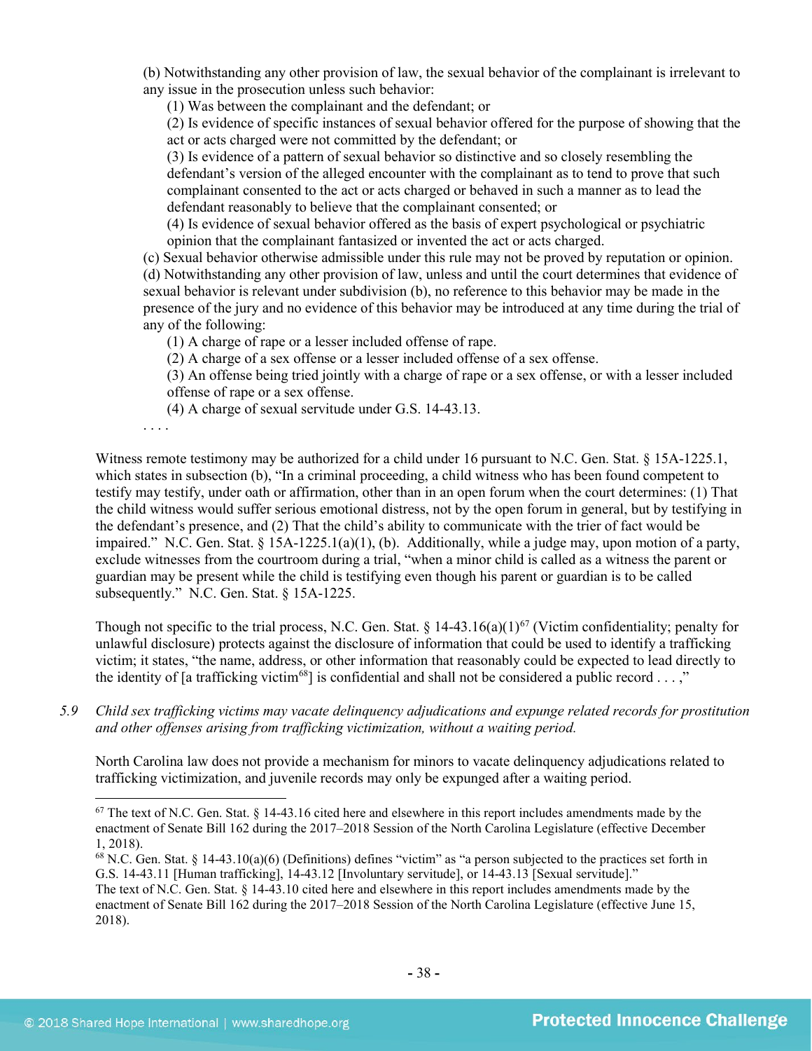(b) Notwithstanding any other provision of law, the sexual behavior of the complainant is irrelevant to any issue in the prosecution unless such behavior:

(1) Was between the complainant and the defendant; or

(2) Is evidence of specific instances of sexual behavior offered for the purpose of showing that the act or acts charged were not committed by the defendant; or

(3) Is evidence of a pattern of sexual behavior so distinctive and so closely resembling the defendant's version of the alleged encounter with the complainant as to tend to prove that such complainant consented to the act or acts charged or behaved in such a manner as to lead the defendant reasonably to believe that the complainant consented; or

(4) Is evidence of sexual behavior offered as the basis of expert psychological or psychiatric opinion that the complainant fantasized or invented the act or acts charged.

(c) Sexual behavior otherwise admissible under this rule may not be proved by reputation or opinion.

(d) Notwithstanding any other provision of law, unless and until the court determines that evidence of sexual behavior is relevant under subdivision (b), no reference to this behavior may be made in the presence of the jury and no evidence of this behavior may be introduced at any time during the trial of any of the following:

(1) A charge of rape or a lesser included offense of rape.

(2) A charge of a sex offense or a lesser included offense of a sex offense.

(3) An offense being tried jointly with a charge of rape or a sex offense, or with a lesser included offense of rape or a sex offense.

(4) A charge of sexual servitude under G.S. 14-43.13.

. . . .

Witness remote testimony may be authorized for a child under 16 pursuant to N.C. Gen. Stat. § 15A-1225.1, which states in subsection (b), "In a criminal proceeding, a child witness who has been found competent to testify may testify, under oath or affirmation, other than in an open forum when the court determines: (1) That the child witness would suffer serious emotional distress, not by the open forum in general, but by testifying in the defendant's presence, and (2) That the child's ability to communicate with the trier of fact would be impaired." N.C. Gen. Stat. § 15A-1225.1(a)(1), (b). Additionally, while a judge may, upon motion of a party, exclude witnesses from the courtroom during a trial, "when a minor child is called as a witness the parent or guardian may be present while the child is testifying even though his parent or guardian is to be called subsequently." N.C. Gen. Stat. § 15A-1225.

Though not specific to the trial process, N.C. Gen. Stat. § 14-43.16(a)(1)[67] (Victim confidentiality; penalty for unlawful disclosure) protects against the disclosure of information that could be used to identify a trafficking victim; it states, "the name, address, or other information that reasonably could be expected to lead directly to the identity of [a trafficking victim[68]] is confidential and shall not be considered a public record . . . ,"

5.9 *Child sex trafficking victims may vacate delinquency adjudications and expunge related records for prostitution and other offenses arising from trafficking victimization, without a waiting period.*

North Carolina law does not provide a mechanism for minors to vacate delinquency adjudications related to trafficking victimization, and juvenile records may only be expunged after a waiting period.

---

[67] The text of N.C. Gen. Stat. § 14-43.16 cited here and elsewhere in this report includes amendments made by the enactment of Senate Bill 162 during the 2017–2018 Session of the North Carolina Legislature (effective December 1, 2018).

[68] N.C. Gen. Stat. § 14-43.10(a)(6) (Definitions) defines "victim" as "a person subjected to the practices set forth in G.S. 14-43.11 [Human trafficking], 14-43.12 [Involuntary servitude], or 14-43.13 [Sexual servitude]." The text of N.C. Gen. Stat. § 14-43.10 cited here and elsewhere in this report includes amendments made by the enactment of Senate Bill 162 during the 2017–2018 Session of the North Carolina Legislature (effective June 15, 2018).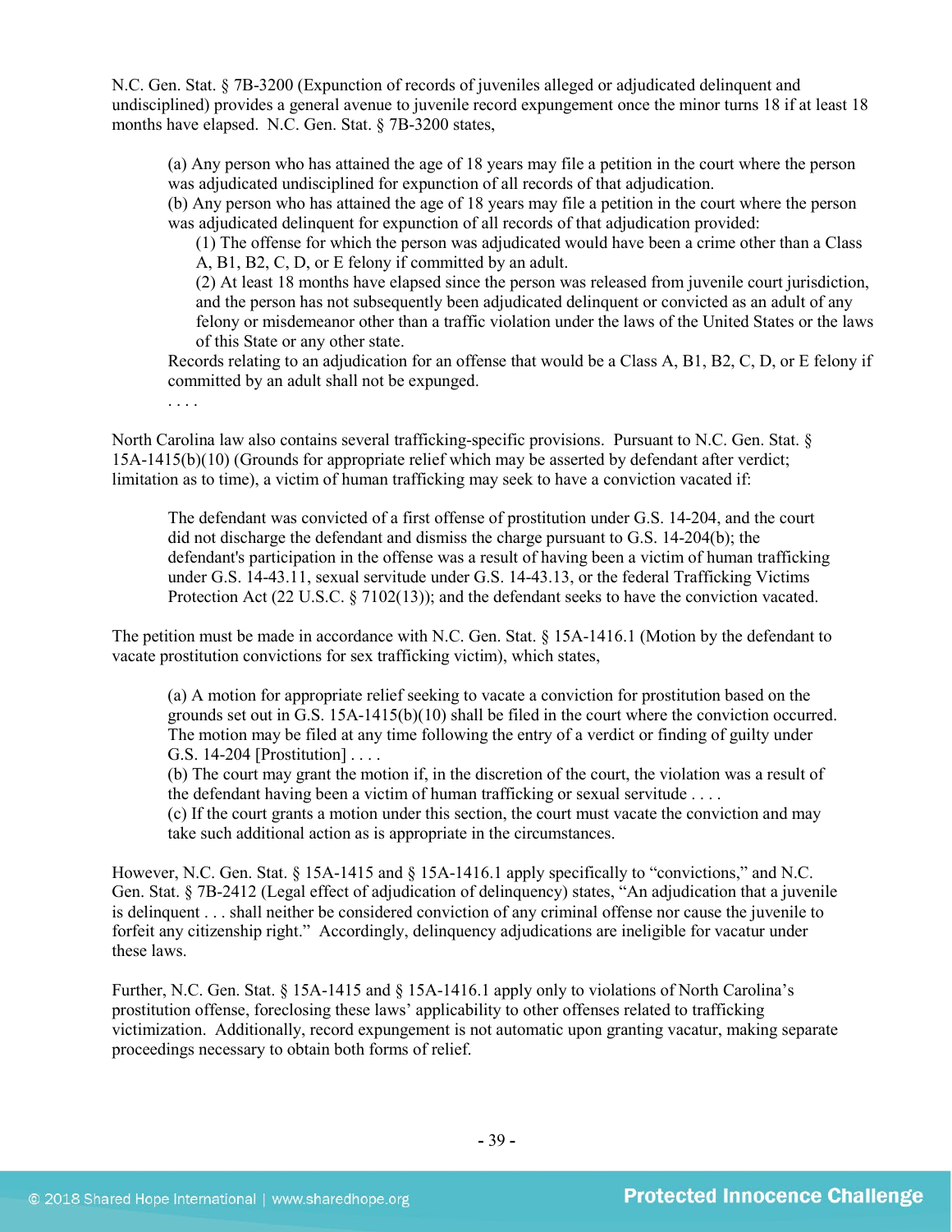N.C. Gen. Stat. § 7B-3200 (Expunction of records of juveniles alleged or adjudicated delinquent and undisciplined) provides a general avenue to juvenile record expungement once the minor turns 18 if at least 18 months have elapsed. N.C. Gen. Stat. § 7B-3200 states,

> (a) Any person who has attained the age of 18 years may file a petition in the court where the person was adjudicated undisciplined for expunction of all records of that adjudication.
> (b) Any person who has attained the age of 18 years may file a petition in the court where the person was adjudicated delinquent for expunction of all records of that adjudication provided:
>
> > (1) The offense for which the person was adjudicated would have been a crime other than a Class A, B1, B2, C, D, or E felony if committed by an adult.
> > (2) At least 18 months have elapsed since the person was released from juvenile court jurisdiction, and the person has not subsequently been adjudicated delinquent or convicted as an adult of any felony or misdemeanor other than a traffic violation under the laws of the United States or the laws of this State or any other state.
>
> Records relating to an adjudication for an offense that would be a Class A, B1, B2, C, D, or E felony if committed by an adult shall not be expunged.
> . . . .

North Carolina law also contains several trafficking-specific provisions. Pursuant to N.C. Gen. Stat. § 15A-1415(b)(10) (Grounds for appropriate relief which may be asserted by defendant after verdict; limitation as to time), a victim of human trafficking may seek to have a conviction vacated if:

> The defendant was convicted of a first offense of prostitution under G.S. 14-204, and the court did not discharge the defendant and dismiss the charge pursuant to G.S. 14-204(b); the defendant's participation in the offense was a result of having been a victim of human trafficking under G.S. 14-43.11, sexual servitude under G.S. 14-43.13, or the federal Trafficking Victims Protection Act (22 U.S.C. § 7102(13)); and the defendant seeks to have the conviction vacated.

The petition must be made in accordance with N.C. Gen. Stat. § 15A-1416.1 (Motion by the defendant to vacate prostitution convictions for sex trafficking victim), which states,

> (a) A motion for appropriate relief seeking to vacate a conviction for prostitution based on the grounds set out in G.S. 15A-1415(b)(10) shall be filed in the court where the conviction occurred. The motion may be filed at any time following the entry of a verdict or finding of guilty under G.S. 14-204 [Prostitution] . . . .
> (b) The court may grant the motion if, in the discretion of the court, the violation was a result of the defendant having been a victim of human trafficking or sexual servitude . . . .
> (c) If the court grants a motion under this section, the court must vacate the conviction and may take such additional action as is appropriate in the circumstances.

However, N.C. Gen. Stat. § 15A-1415 and § 15A-1416.1 apply specifically to "convictions," and N.C. Gen. Stat. § 7B-2412 (Legal effect of adjudication of delinquency) states, "An adjudication that a juvenile is delinquent . . . shall neither be considered conviction of any criminal offense nor cause the juvenile to forfeit any citizenship right." Accordingly, delinquency adjudications are ineligible for vacatur under these laws.

Further, N.C. Gen. Stat. § 15A-1415 and § 15A-1416.1 apply only to violations of North Carolina's prostitution offense, foreclosing these laws' applicability to other offenses related to trafficking victimization. Additionally, record expungement is not automatic upon granting vacatur, making separate proceedings necessary to obtain both forms of relief.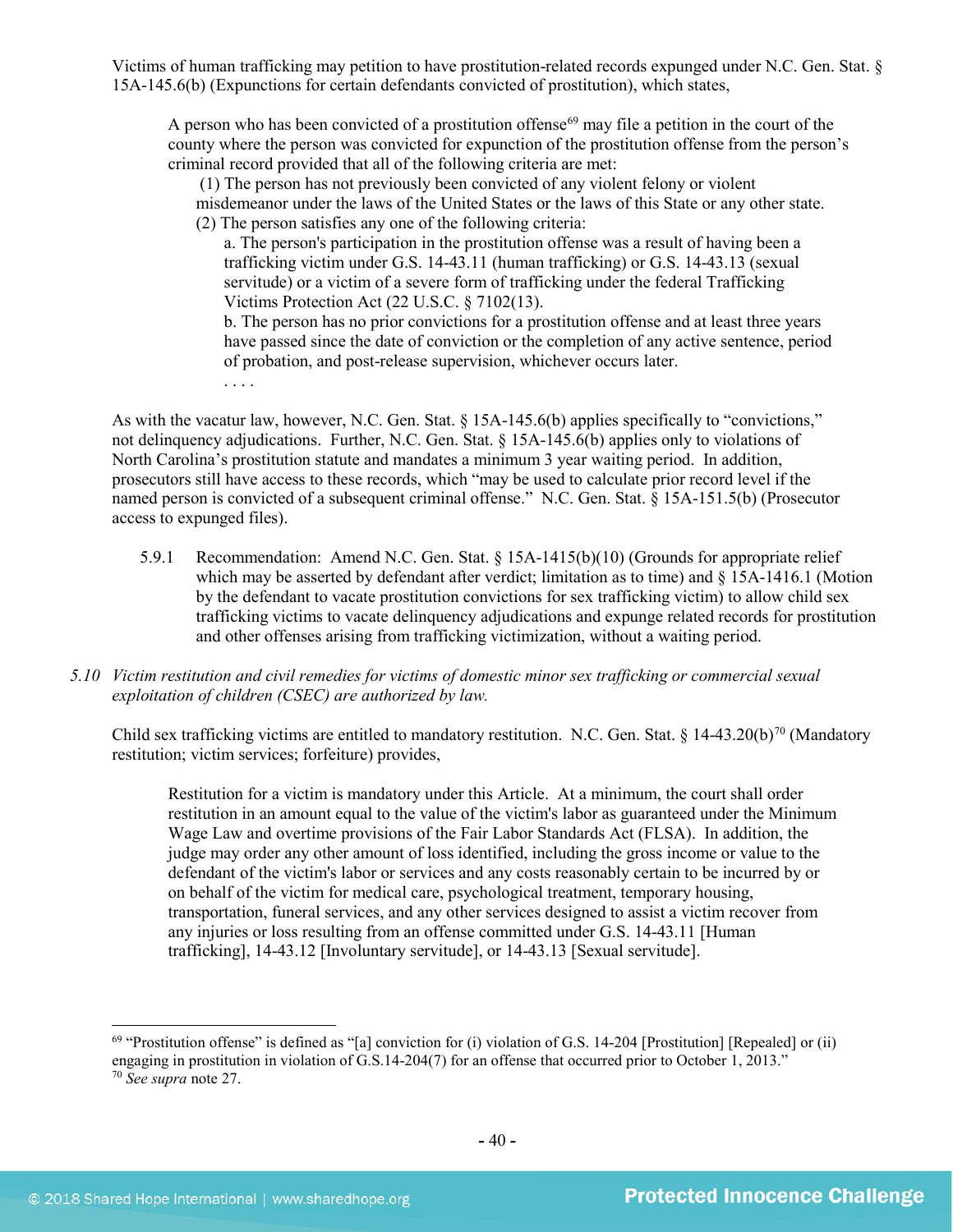Victims of human trafficking may petition to have prostitution-related records expunged under N.C. Gen. Stat. § 15A-145.6(b) (Expunctions for certain defendants convicted of prostitution), which states,

> A person who has been convicted of a prostitution offense[69] may file a petition in the court of the county where the person was convicted for expunction of the prostitution offense from the person's criminal record provided that all of the following criteria are met:
>
> (1) The person has not previously been convicted of any violent felony or violent misdemeanor under the laws of the United States or the laws of this State or any other state.
>
> (2) The person satisfies any one of the following criteria:
>
> a. The person's participation in the prostitution offense was a result of having been a trafficking victim under G.S. 14-43.11 (human trafficking) or G.S. 14-43.13 (sexual servitude) or a victim of a severe form of trafficking under the federal Trafficking Victims Protection Act (22 U.S.C. § 7102(13).
>
> b. The person has no prior convictions for a prostitution offense and at least three years have passed since the date of conviction or the completion of any active sentence, period of probation, and post-release supervision, whichever occurs later.
>
> . . . .

As with the vacatur law, however, N.C. Gen. Stat. § 15A-145.6(b) applies specifically to "convictions," not delinquency adjudications. Further, N.C. Gen. Stat. § 15A-145.6(b) applies only to violations of North Carolina's prostitution statute and mandates a minimum 3 year waiting period. In addition, prosecutors still have access to these records, which "may be used to calculate prior record level if the named person is convicted of a subsequent criminal offense." N.C. Gen. Stat. § 15A-151.5(b) (Prosecutor access to expunged files).

5.9.1 Recommendation: Amend N.C. Gen. Stat. § 15A-1415(b)(10) (Grounds for appropriate relief which may be asserted by defendant after verdict; limitation as to time) and § 15A-1416.1 (Motion by the defendant to vacate prostitution convictions for sex trafficking victim) to allow child sex trafficking victims to vacate delinquency adjudications and expunge related records for prostitution and other offenses arising from trafficking victimization, without a waiting period.

*5.10 Victim restitution and civil remedies for victims of domestic minor sex trafficking or commercial sexual exploitation of children (CSEC) are authorized by law.*

Child sex trafficking victims are entitled to mandatory restitution. N.C. Gen. Stat. § 14-43.20(b)[70] (Mandatory restitution; victim services; forfeiture) provides,

> Restitution for a victim is mandatory under this Article. At a minimum, the court shall order restitution in an amount equal to the value of the victim's labor as guaranteed under the Minimum Wage Law and overtime provisions of the Fair Labor Standards Act (FLSA). In addition, the judge may order any other amount of loss identified, including the gross income or value to the defendant of the victim's labor or services and any costs reasonably certain to be incurred by or on behalf of the victim for medical care, psychological treatment, temporary housing, transportation, funeral services, and any other services designed to assist a victim recover from any injuries or loss resulting from an offense committed under G.S. 14-43.11 [Human trafficking], 14-43.12 [Involuntary servitude], or 14-43.13 [Sexual servitude].

---

[69] "Prostitution offense" is defined as "[a] conviction for (i) violation of G.S. 14-204 [Prostitution] [Repealed] or (ii) engaging in prostitution in violation of G.S.14-204(7) for an offense that occurred prior to October 1, 2013."

[70] *See supra* note 27.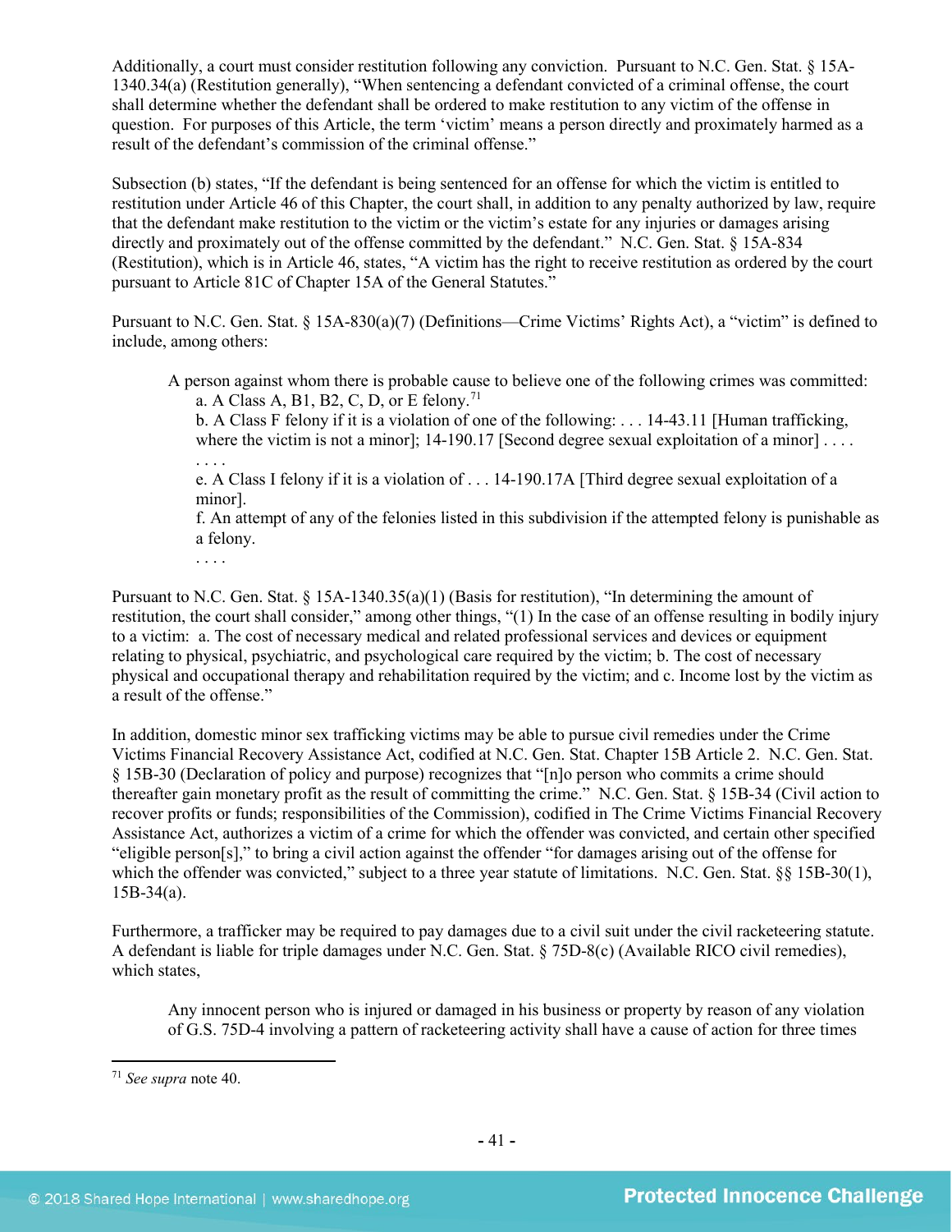Additionally, a court must consider restitution following any conviction. Pursuant to N.C. Gen. Stat. § 15A-1340.34(a) (Restitution generally), "When sentencing a defendant convicted of a criminal offense, the court shall determine whether the defendant shall be ordered to make restitution to any victim of the offense in question. For purposes of this Article, the term 'victim' means a person directly and proximately harmed as a result of the defendant's commission of the criminal offense."

Subsection (b) states, "If the defendant is being sentenced for an offense for which the victim is entitled to restitution under Article 46 of this Chapter, the court shall, in addition to any penalty authorized by law, require that the defendant make restitution to the victim or the victim's estate for any injuries or damages arising directly and proximately out of the offense committed by the defendant." N.C. Gen. Stat. § 15A-834 (Restitution), which is in Article 46, states, "A victim has the right to receive restitution as ordered by the court pursuant to Article 81C of Chapter 15A of the General Statutes."

Pursuant to N.C. Gen. Stat. § 15A-830(a)(7) (Definitions—Crime Victims' Rights Act), a "victim" is defined to include, among others:

> A person against whom there is probable cause to believe one of the following crimes was committed:
>
> a. A Class A, B1, B2, C, D, or E felony.[71]
>
> b. A Class F felony if it is a violation of one of the following: . . . 14-43.11 [Human trafficking, where the victim is not a minor]; 14-190.17 [Second degree sexual exploitation of a minor] . . . .
>
> . . . .
>
> e. A Class I felony if it is a violation of . . . 14-190.17A [Third degree sexual exploitation of a minor].
>
> f. An attempt of any of the felonies listed in this subdivision if the attempted felony is punishable as a felony.
>
> . . . .

Pursuant to N.C. Gen. Stat. § 15A-1340.35(a)(1) (Basis for restitution), "In determining the amount of restitution, the court shall consider," among other things, "(1) In the case of an offense resulting in bodily injury to a victim: a. The cost of necessary medical and related professional services and devices or equipment relating to physical, psychiatric, and psychological care required by the victim; b. The cost of necessary physical and occupational therapy and rehabilitation required by the victim; and c. Income lost by the victim as a result of the offense."

In addition, domestic minor sex trafficking victims may be able to pursue civil remedies under the Crime Victims Financial Recovery Assistance Act, codified at N.C. Gen. Stat. Chapter 15B Article 2. N.C. Gen. Stat. § 15B-30 (Declaration of policy and purpose) recognizes that "[n]o person who commits a crime should thereafter gain monetary profit as the result of committing the crime." N.C. Gen. Stat. § 15B-34 (Civil action to recover profits or funds; responsibilities of the Commission), codified in The Crime Victims Financial Recovery Assistance Act, authorizes a victim of a crime for which the offender was convicted, and certain other specified "eligible person[s]," to bring a civil action against the offender "for damages arising out of the offense for which the offender was convicted," subject to a three year statute of limitations. N.C. Gen. Stat. §§ 15B-30(1), 15B-34(a).

Furthermore, a trafficker may be required to pay damages due to a civil suit under the civil racketeering statute. A defendant is liable for triple damages under N.C. Gen. Stat. § 75D-8(c) (Available RICO civil remedies), which states,

> Any innocent person who is injured or damaged in his business or property by reason of any violation of G.S. 75D-4 involving a pattern of racketeering activity shall have a cause of action for three times

[71] *See supra* note 40.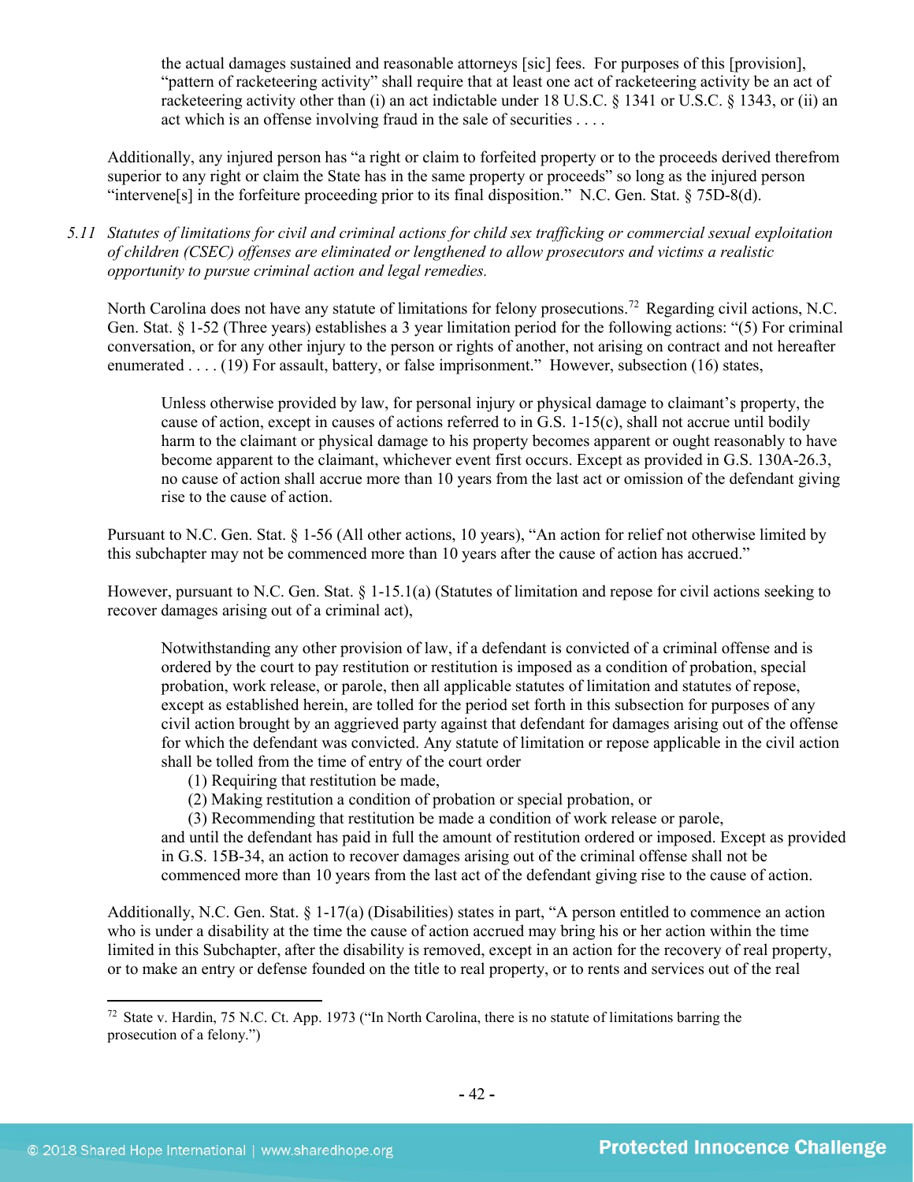> the actual damages sustained and reasonable attorneys [sic] fees. For purposes of this [provision], "pattern of racketeering activity" shall require that at least one act of racketeering activity be an act of racketeering activity other than (i) an act indictable under 18 U.S.C. § 1341 or U.S.C. § 1343, or (ii) an act which is an offense involving fraud in the sale of securities . . . .

Additionally, any injured person has "a right or claim to forfeited property or to the proceeds derived therefrom superior to any right or claim the State has in the same property or proceeds" so long as the injured person "intervene[s] in the forfeiture proceeding prior to its final disposition." N.C. Gen. Stat. § 75D-8(d).

*5.11 Statutes of limitations for civil and criminal actions for child sex trafficking or commercial sexual exploitation of children (CSEC) offenses are eliminated or lengthened to allow prosecutors and victims a realistic opportunity to pursue criminal action and legal remedies.*

North Carolina does not have any statute of limitations for felony prosecutions.[72] Regarding civil actions, N.C. Gen. Stat. § 1-52 (Three years) establishes a 3 year limitation period for the following actions: "(5) For criminal conversation, or for any other injury to the person or rights of another, not arising on contract and not hereafter enumerated . . . . (19) For assault, battery, or false imprisonment." However, subsection (16) states,

> Unless otherwise provided by law, for personal injury or physical damage to claimant's property, the cause of action, except in causes of actions referred to in G.S. 1-15(c), shall not accrue until bodily harm to the claimant or physical damage to his property becomes apparent or ought reasonably to have become apparent to the claimant, whichever event first occurs. Except as provided in G.S. 130A-26.3, no cause of action shall accrue more than 10 years from the last act or omission of the defendant giving rise to the cause of action.

Pursuant to N.C. Gen. Stat. § 1-56 (All other actions, 10 years), "An action for relief not otherwise limited by this subchapter may not be commenced more than 10 years after the cause of action has accrued."

However, pursuant to N.C. Gen. Stat. § 1-15.1(a) (Statutes of limitation and repose for civil actions seeking to recover damages arising out of a criminal act),

> Notwithstanding any other provision of law, if a defendant is convicted of a criminal offense and is ordered by the court to pay restitution or restitution is imposed as a condition of probation, special probation, work release, or parole, then all applicable statutes of limitation and statutes of repose, except as established herein, are tolled for the period set forth in this subsection for purposes of any civil action brought by an aggrieved party against that defendant for damages arising out of the offense for which the defendant was convicted. Any statute of limitation or repose applicable in the civil action shall be tolled from the time of entry of the court order
>
> (1) Requiring that restitution be made,
>
> (2) Making restitution a condition of probation or special probation, or
>
> (3) Recommending that restitution be made a condition of work release or parole,
>
> and until the defendant has paid in full the amount of restitution ordered or imposed. Except as provided in G.S. 15B-34, an action to recover damages arising out of the criminal offense shall not be commenced more than 10 years from the last act of the defendant giving rise to the cause of action.

Additionally, N.C. Gen. Stat. § 1-17(a) (Disabilities) states in part, "A person entitled to commence an action who is under a disability at the time the cause of action accrued may bring his or her action within the time limited in this Subchapter, after the disability is removed, except in an action for the recovery of real property, or to make an entry or defense founded on the title to real property, or to rents and services out of the real

[72] State v. Hardin, 75 N.C. Ct. App. 1973 ("In North Carolina, there is no statute of limitations barring the prosecution of a felony.")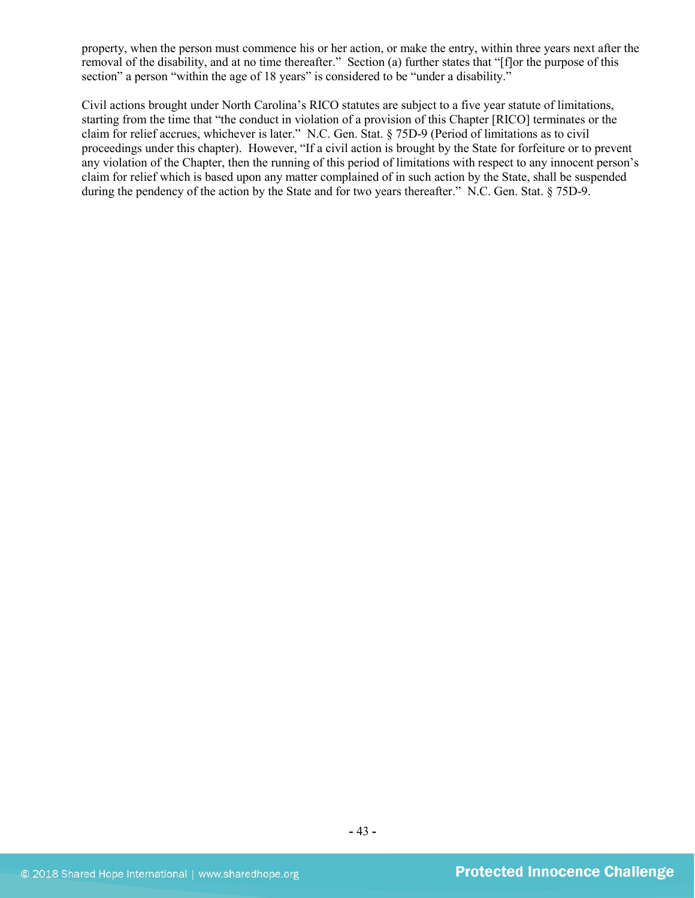property, when the person must commence his or her action, or make the entry, within three years next after the removal of the disability, and at no time thereafter." Section (a) further states that "[f]or the purpose of this section" a person "within the age of 18 years" is considered to be "under a disability."

Civil actions brought under North Carolina's RICO statutes are subject to a five year statute of limitations, starting from the time that "the conduct in violation of a provision of this Chapter [RICO] terminates or the claim for relief accrues, whichever is later." N.C. Gen. Stat. § 75D-9 (Period of limitations as to civil proceedings under this chapter). However, "If a civil action is brought by the State for forfeiture or to prevent any violation of the Chapter, then the running of this period of limitations with respect to any innocent person's claim for relief which is based upon any matter complained of in such action by the State, shall be suspended during the pendency of the action by the State and for two years thereafter." N.C. Gen. Stat. § 75D-9.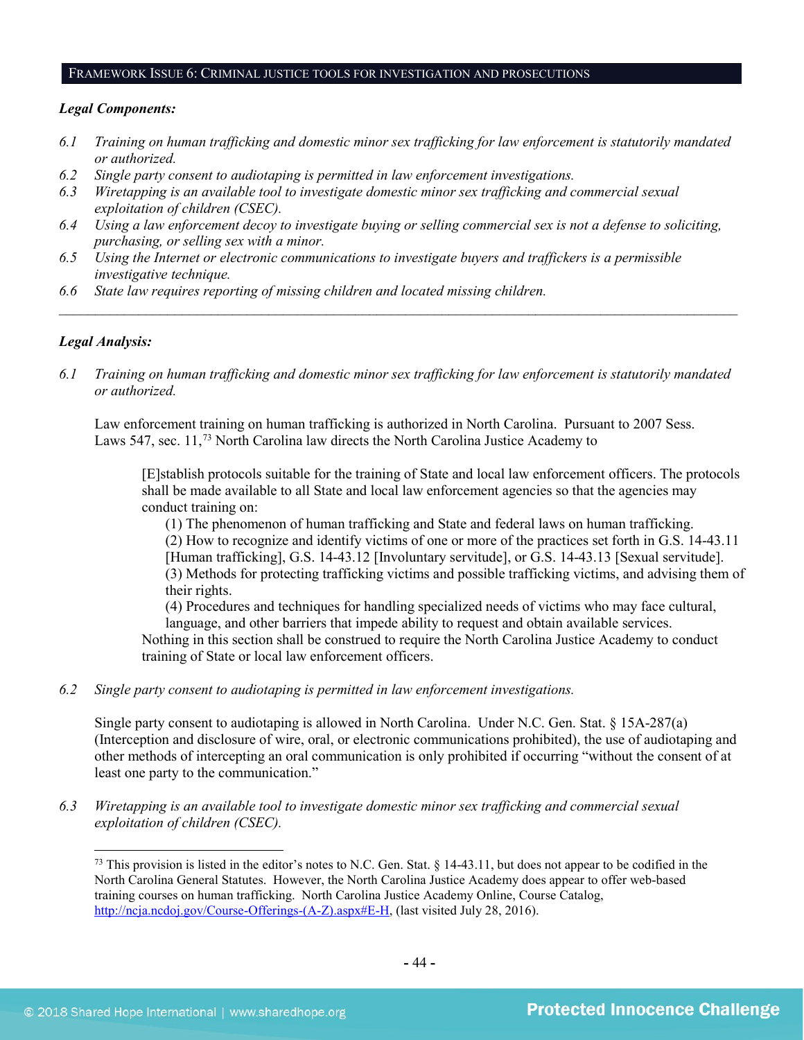## FRAMEWORK ISSUE 6: CRIMINAL JUSTICE TOOLS FOR INVESTIGATION AND PROSECUTIONS

***Legal Components:***

*6.1 Training on human trafficking and domestic minor sex trafficking for law enforcement is statutorily mandated or authorized.*
*6.2 Single party consent to audiotaping is permitted in law enforcement investigations.*
*6.3 Wiretapping is an available tool to investigate domestic minor sex trafficking and commercial sexual exploitation of children (CSEC).*
*6.4 Using a law enforcement decoy to investigate buying or selling commercial sex is not a defense to soliciting, purchasing, or selling sex with a minor.*
*6.5 Using the Internet or electronic communications to investigate buyers and traffickers is a permissible investigative technique.*
*6.6 State law requires reporting of missing children and located missing children.*

---

***Legal Analysis:***

*6.1 Training on human trafficking and domestic minor sex trafficking for law enforcement is statutorily mandated or authorized.*

Law enforcement training on human trafficking is authorized in North Carolina. Pursuant to 2007 Sess. Laws 547, sec. 11,[73] North Carolina law directs the North Carolina Justice Academy to

> [E]stablish protocols suitable for the training of State and local law enforcement officers. The protocols shall be made available to all State and local law enforcement agencies so that the agencies may conduct training on:
> (1) The phenomenon of human trafficking and State and federal laws on human trafficking.
> (2) How to recognize and identify victims of one or more of the practices set forth in G.S. 14-43.11 [Human trafficking], G.S. 14-43.12 [Involuntary servitude], or G.S. 14-43.13 [Sexual servitude].
> (3) Methods for protecting trafficking victims and possible trafficking victims, and advising them of their rights.
> (4) Procedures and techniques for handling specialized needs of victims who may face cultural, language, and other barriers that impede ability to request and obtain available services.
> Nothing in this section shall be construed to require the North Carolina Justice Academy to conduct training of State or local law enforcement officers.

*6.2 Single party consent to audiotaping is permitted in law enforcement investigations.*

Single party consent to audiotaping is allowed in North Carolina. Under N.C. Gen. Stat. § 15A-287(a) (Interception and disclosure of wire, oral, or electronic communications prohibited), the use of audiotaping and other methods of intercepting an oral communication is only prohibited if occurring "without the consent of at least one party to the communication."

*6.3 Wiretapping is an available tool to investigate domestic minor sex trafficking and commercial sexual exploitation of children (CSEC).*

---

[73] This provision is listed in the editor's notes to N.C. Gen. Stat. § 14-43.11, but does not appear to be codified in the North Carolina General Statutes. However, the North Carolina Justice Academy does appear to offer web-based training courses on human trafficking. North Carolina Justice Academy Online, Course Catalog, http://ncja.ncdoj.gov/Course-Offerings-(A-Z).aspx#E-H, (last visited July 28, 2016).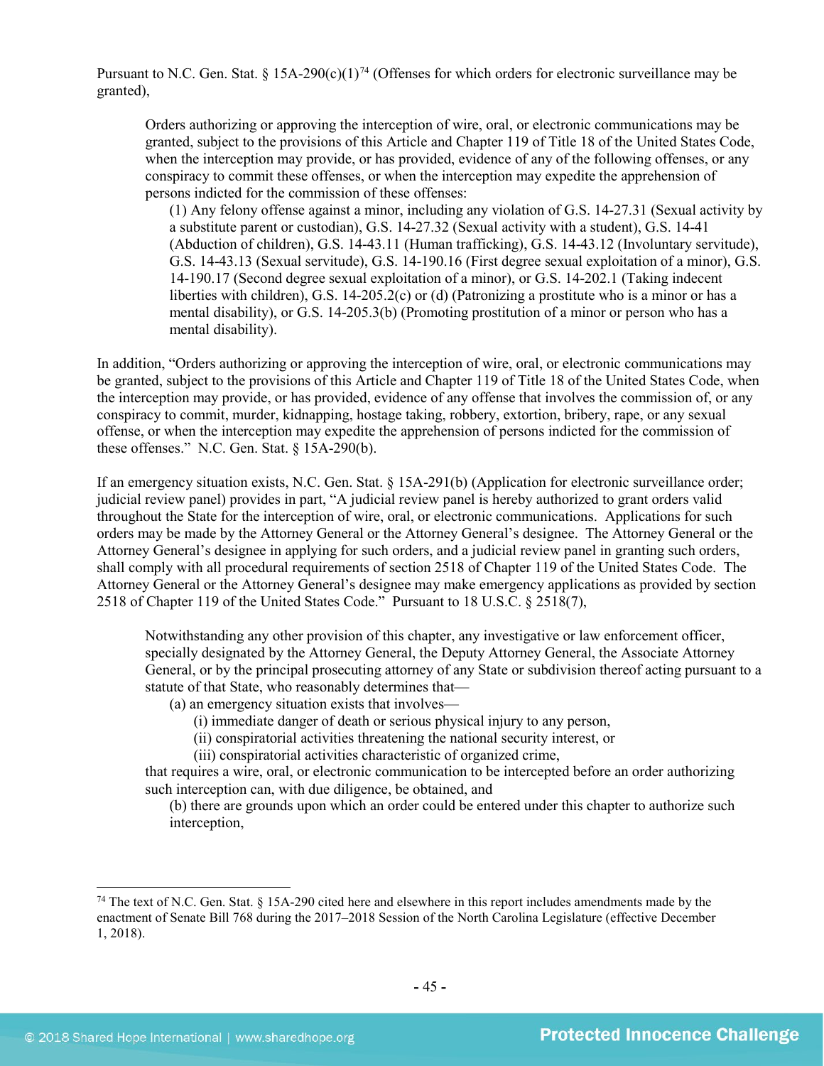Pursuant to N.C. Gen. Stat. § 15A-290(c)(1)[74] (Offenses for which orders for electronic surveillance may be granted),

> Orders authorizing or approving the interception of wire, oral, or electronic communications may be granted, subject to the provisions of this Article and Chapter 119 of Title 18 of the United States Code, when the interception may provide, or has provided, evidence of any of the following offenses, or any conspiracy to commit these offenses, or when the interception may expedite the apprehension of persons indicted for the commission of these offenses:
>
> (1) Any felony offense against a minor, including any violation of G.S. 14-27.31 (Sexual activity by a substitute parent or custodian), G.S. 14-27.32 (Sexual activity with a student), G.S. 14-41 (Abduction of children), G.S. 14-43.11 (Human trafficking), G.S. 14-43.12 (Involuntary servitude), G.S. 14-43.13 (Sexual servitude), G.S. 14-190.16 (First degree sexual exploitation of a minor), G.S. 14-190.17 (Second degree sexual exploitation of a minor), or G.S. 14-202.1 (Taking indecent liberties with children), G.S. 14-205.2(c) or (d) (Patronizing a prostitute who is a minor or has a mental disability), or G.S. 14-205.3(b) (Promoting prostitution of a minor or person who has a mental disability).

In addition, "Orders authorizing or approving the interception of wire, oral, or electronic communications may be granted, subject to the provisions of this Article and Chapter 119 of Title 18 of the United States Code, when the interception may provide, or has provided, evidence of any offense that involves the commission of, or any conspiracy to commit, murder, kidnapping, hostage taking, robbery, extortion, bribery, rape, or any sexual offense, or when the interception may expedite the apprehension of persons indicted for the commission of these offenses." N.C. Gen. Stat. § 15A-290(b).

If an emergency situation exists, N.C. Gen. Stat. § 15A-291(b) (Application for electronic surveillance order; judicial review panel) provides in part, "A judicial review panel is hereby authorized to grant orders valid throughout the State for the interception of wire, oral, or electronic communications. Applications for such orders may be made by the Attorney General or the Attorney General's designee. The Attorney General or the Attorney General's designee in applying for such orders, and a judicial review panel in granting such orders, shall comply with all procedural requirements of section 2518 of Chapter 119 of the United States Code. The Attorney General or the Attorney General's designee may make emergency applications as provided by section 2518 of Chapter 119 of the United States Code." Pursuant to 18 U.S.C. § 2518(7),

> Notwithstanding any other provision of this chapter, any investigative or law enforcement officer, specially designated by the Attorney General, the Deputy Attorney General, the Associate Attorney General, or by the principal prosecuting attorney of any State or subdivision thereof acting pursuant to a statute of that State, who reasonably determines that—
>
> (a) an emergency situation exists that involves—
>
> (i) immediate danger of death or serious physical injury to any person,
>
> (ii) conspiratorial activities threatening the national security interest, or
>
> (iii) conspiratorial activities characteristic of organized crime,
>
> that requires a wire, oral, or electronic communication to be intercepted before an order authorizing such interception can, with due diligence, be obtained, and
>
> (b) there are grounds upon which an order could be entered under this chapter to authorize such interception,

---

[74] The text of N.C. Gen. Stat. § 15A-290 cited here and elsewhere in this report includes amendments made by the enactment of Senate Bill 768 during the 2017–2018 Session of the North Carolina Legislature (effective December 1, 2018).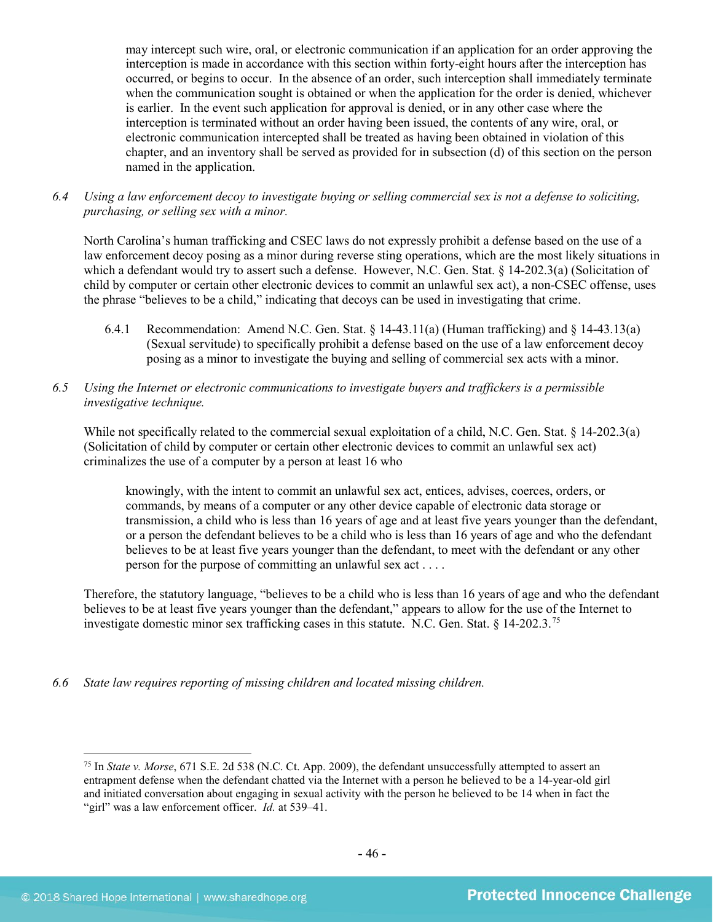> may intercept such wire, oral, or electronic communication if an application for an order approving the interception is made in accordance with this section within forty-eight hours after the interception has occurred, or begins to occur. In the absence of an order, such interception shall immediately terminate when the communication sought is obtained or when the application for the order is denied, whichever is earlier. In the event such application for approval is denied, or in any other case where the interception is terminated without an order having been issued, the contents of any wire, oral, or electronic communication intercepted shall be treated as having been obtained in violation of this chapter, and an inventory shall be served as provided for in subsection (d) of this section on the person named in the application.

*6.4 Using a law enforcement decoy to investigate buying or selling commercial sex is not a defense to soliciting, purchasing, or selling sex with a minor.*

North Carolina's human trafficking and CSEC laws do not expressly prohibit a defense based on the use of a law enforcement decoy posing as a minor during reverse sting operations, which are the most likely situations in which a defendant would try to assert such a defense. However, N.C. Gen. Stat. § 14-202.3(a) (Solicitation of child by computer or certain other electronic devices to commit an unlawful sex act), a non-CSEC offense, uses the phrase "believes to be a child," indicating that decoys can be used in investigating that crime.

6.4.1 Recommendation: Amend N.C. Gen. Stat. § 14-43.11(a) (Human trafficking) and § 14-43.13(a) (Sexual servitude) to specifically prohibit a defense based on the use of a law enforcement decoy posing as a minor to investigate the buying and selling of commercial sex acts with a minor.

*6.5 Using the Internet or electronic communications to investigate buyers and traffickers is a permissible investigative technique.*

While not specifically related to the commercial sexual exploitation of a child, N.C. Gen. Stat. § 14-202.3(a) (Solicitation of child by computer or certain other electronic devices to commit an unlawful sex act) criminalizes the use of a computer by a person at least 16 who

> knowingly, with the intent to commit an unlawful sex act, entices, advises, coerces, orders, or commands, by means of a computer or any other device capable of electronic data storage or transmission, a child who is less than 16 years of age and at least five years younger than the defendant, or a person the defendant believes to be a child who is less than 16 years of age and who the defendant believes to be at least five years younger than the defendant, to meet with the defendant or any other person for the purpose of committing an unlawful sex act . . . .

Therefore, the statutory language, "believes to be a child who is less than 16 years of age and who the defendant believes to be at least five years younger than the defendant," appears to allow for the use of the Internet to investigate domestic minor sex trafficking cases in this statute. N.C. Gen. Stat. § 14-202.3.[75]

*6.6 State law requires reporting of missing children and located missing children.*

[75] In *State v. Morse*, 671 S.E. 2d 538 (N.C. Ct. App. 2009), the defendant unsuccessfully attempted to assert an entrapment defense when the defendant chatted via the Internet with a person he believed to be a 14-year-old girl and initiated conversation about engaging in sexual activity with the person he believed to be 14 when in fact the "girl" was a law enforcement officer. *Id.* at 539–41.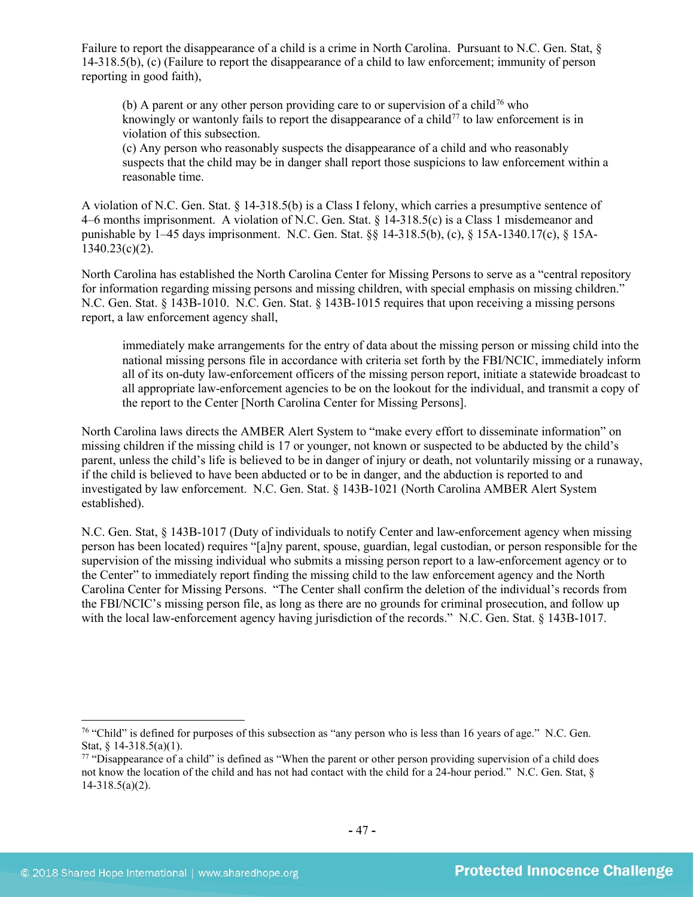Failure to report the disappearance of a child is a crime in North Carolina. Pursuant to N.C. Gen. Stat, § 14-318.5(b), (c) (Failure to report the disappearance of a child to law enforcement; immunity of person reporting in good faith),

> (b) A parent or any other person providing care to or supervision of a child[76] who knowingly or wantonly fails to report the disappearance of a child[77] to law enforcement is in violation of this subsection.
> (c) Any person who reasonably suspects the disappearance of a child and who reasonably suspects that the child may be in danger shall report those suspicions to law enforcement within a reasonable time.

A violation of N.C. Gen. Stat. § 14-318.5(b) is a Class I felony, which carries a presumptive sentence of 4–6 months imprisonment. A violation of N.C. Gen. Stat. § 14-318.5(c) is a Class 1 misdemeanor and punishable by 1–45 days imprisonment. N.C. Gen. Stat. §§ 14-318.5(b), (c), § 15A-1340.17(c), § 15A-1340.23(c)(2).

North Carolina has established the North Carolina Center for Missing Persons to serve as a "central repository for information regarding missing persons and missing children, with special emphasis on missing children." N.C. Gen. Stat. § 143B-1010. N.C. Gen. Stat. § 143B-1015 requires that upon receiving a missing persons report, a law enforcement agency shall,

> immediately make arrangements for the entry of data about the missing person or missing child into the national missing persons file in accordance with criteria set forth by the FBI/NCIC, immediately inform all of its on-duty law-enforcement officers of the missing person report, initiate a statewide broadcast to all appropriate law-enforcement agencies to be on the lookout for the individual, and transmit a copy of the report to the Center [North Carolina Center for Missing Persons].

North Carolina laws directs the AMBER Alert System to "make every effort to disseminate information" on missing children if the missing child is 17 or younger, not known or suspected to be abducted by the child's parent, unless the child's life is believed to be in danger of injury or death, not voluntarily missing or a runaway, if the child is believed to have been abducted or to be in danger, and the abduction is reported to and investigated by law enforcement. N.C. Gen. Stat. § 143B-1021 (North Carolina AMBER Alert System established).

N.C. Gen. Stat, § 143B-1017 (Duty of individuals to notify Center and law-enforcement agency when missing person has been located) requires "[a]ny parent, spouse, guardian, legal custodian, or person responsible for the supervision of the missing individual who submits a missing person report to a law-enforcement agency or to the Center" to immediately report finding the missing child to the law enforcement agency and the North Carolina Center for Missing Persons. "The Center shall confirm the deletion of the individual's records from the FBI/NCIC's missing person file, as long as there are no grounds for criminal prosecution, and follow up with the local law-enforcement agency having jurisdiction of the records." N.C. Gen. Stat. § 143B-1017.

---

[76] "Child" is defined for purposes of this subsection as "any person who is less than 16 years of age." N.C. Gen. Stat, § 14-318.5(a)(1).

[77] "Disappearance of a child" is defined as "When the parent or other person providing supervision of a child does not know the location of the child and has not had contact with the child for a 24-hour period." N.C. Gen. Stat, § 14-318.5(a)(2).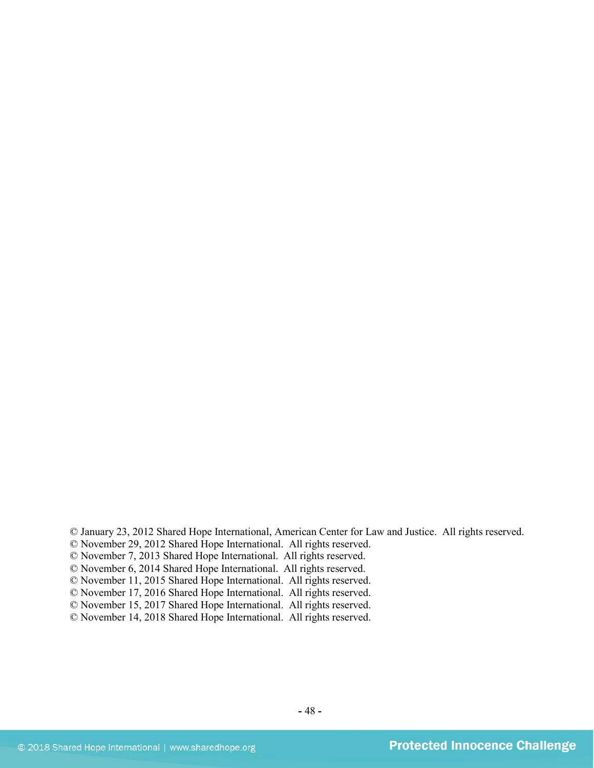© January 23, 2012 Shared Hope International, American Center for Law and Justice.  All rights reserved.
© November 29, 2012 Shared Hope International.  All rights reserved.
© November 7, 2013 Shared Hope International.  All rights reserved.
© November 6, 2014 Shared Hope International.  All rights reserved.
© November 11, 2015 Shared Hope International.  All rights reserved.
© November 17, 2016 Shared Hope International.  All rights reserved.
© November 15, 2017 Shared Hope International.  All rights reserved.
© November 14, 2018 Shared Hope International.  All rights reserved.